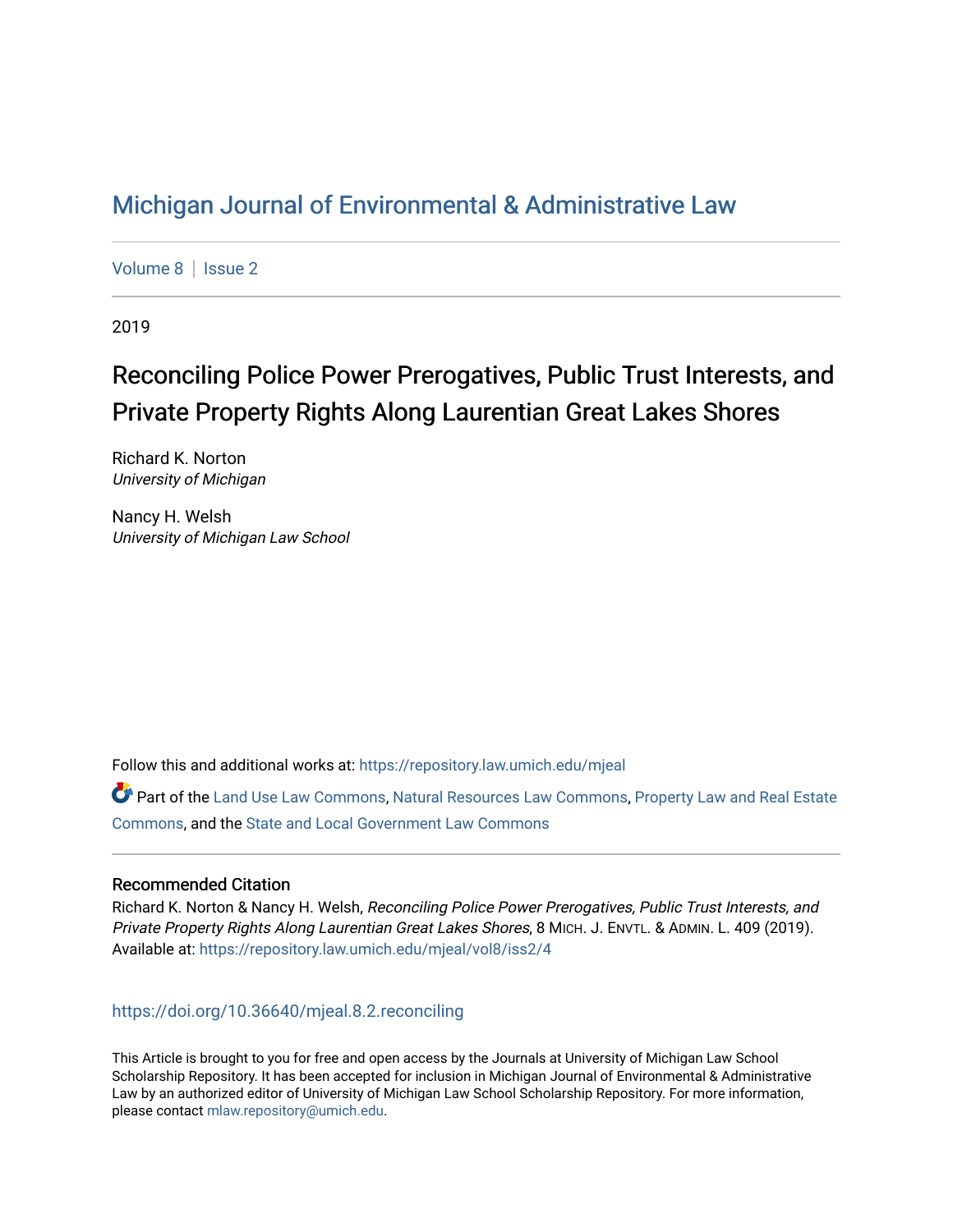# Michigan Journal of Environmental & Administrative Law

Volume 8 | Issue 2

2019

## Reconciling Police Power Prerogatives, Public Trust Interests, and Private Property Rights Along Laurentian Great Lakes Shores

Richard K. Norton
*University of Michigan*

Nancy H. Welsh
*University of Michigan Law School*

Follow this and additional works at: https://repository.law.umich.edu/mjeal

Part of the Land Use Law Commons, Natural Resources Law Commons, Property Law and Real Estate Commons, and the State and Local Government Law Commons

### Recommended Citation

Richard K. Norton & Nancy H. Welsh, *Reconciling Police Power Prerogatives, Public Trust Interests, and Private Property Rights Along Laurentian Great Lakes Shores*, 8 MICH. J. ENVTL. & ADMIN. L. 409 (2019).
Available at: https://repository.law.umich.edu/mjeal/vol8/iss2/4

https://doi.org/10.36640/mjeal.8.2.reconciling

This Article is brought to you for free and open access by the Journals at University of Michigan Law School Scholarship Repository. It has been accepted for inclusion in Michigan Journal of Environmental & Administrative Law by an authorized editor of University of Michigan Law School Scholarship Repository. For more information, please contact mlaw.repository@umich.edu.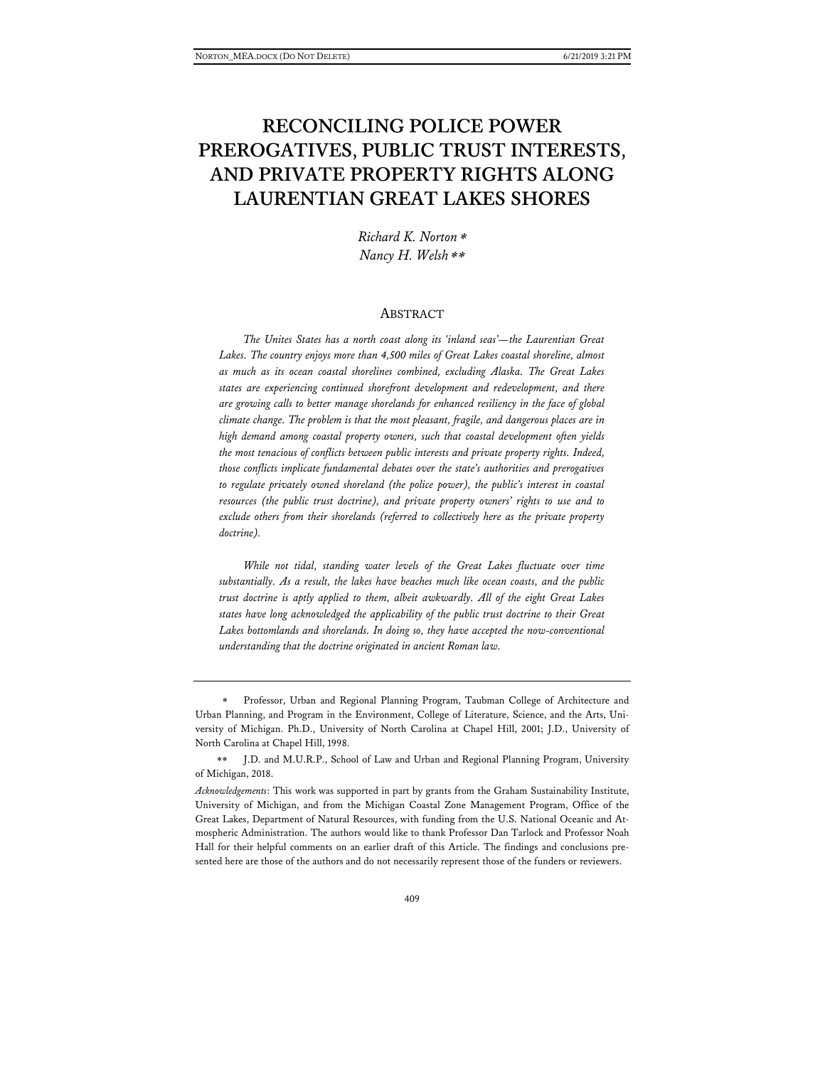# RECONCILING POLICE POWER PREROGATIVES, PUBLIC TRUST INTERESTS, AND PRIVATE PROPERTY RIGHTS ALONG LAURENTIAN GREAT LAKES SHORES

*Richard K. Norton* *
*Nancy H. Welsh* **

## ABSTRACT

*The Unites States has a north coast along its 'inland seas'—the Laurentian Great Lakes. The country enjoys more than 4,500 miles of Great Lakes coastal shoreline, almost as much as its ocean coastal shorelines combined, excluding Alaska. The Great Lakes states are experiencing continued shorefront development and redevelopment, and there are growing calls to better manage shorelands for enhanced resiliency in the face of global climate change. The problem is that the most pleasant, fragile, and dangerous places are in high demand among coastal property owners, such that coastal development often yields the most tenacious of conflicts between public interests and private property rights. Indeed, those conflicts implicate fundamental debates over the state's authorities and prerogatives to regulate privately owned shoreland (the police power), the public's interest in coastal resources (the public trust doctrine), and private property owners' rights to use and to exclude others from their shorelands (referred to collectively here as the private property doctrine).*

*While not tidal, standing water levels of the Great Lakes fluctuate over time substantially. As a result, the lakes have beaches much like ocean coasts, and the public trust doctrine is aptly applied to them, albeit awkwardly. All of the eight Great Lakes states have long acknowledged the applicability of the public trust doctrine to their Great Lakes bottomlands and shorelands. In doing so, they have accepted the now-conventional understanding that the doctrine originated in ancient Roman law.*

---

\* Professor, Urban and Regional Planning Program, Taubman College of Architecture and Urban Planning, and Program in the Environment, College of Literature, Science, and the Arts, University of Michigan. Ph.D., University of North Carolina at Chapel Hill, 2001; J.D., University of North Carolina at Chapel Hill, 1998.

\*\* J.D. and M.U.R.P., School of Law and Urban and Regional Planning Program, University of Michigan, 2018.

*Acknowledgements*: This work was supported in part by grants from the Graham Sustainability Institute, University of Michigan, and from the Michigan Coastal Zone Management Program, Office of the Great Lakes, Department of Natural Resources, with funding from the U.S. National Oceanic and Atmospheric Administration. The authors would like to thank Professor Dan Tarlock and Professor Noah Hall for their helpful comments on an earlier draft of this Article. The findings and conclusions presented here are those of the authors and do not necessarily represent those of the funders or reviewers.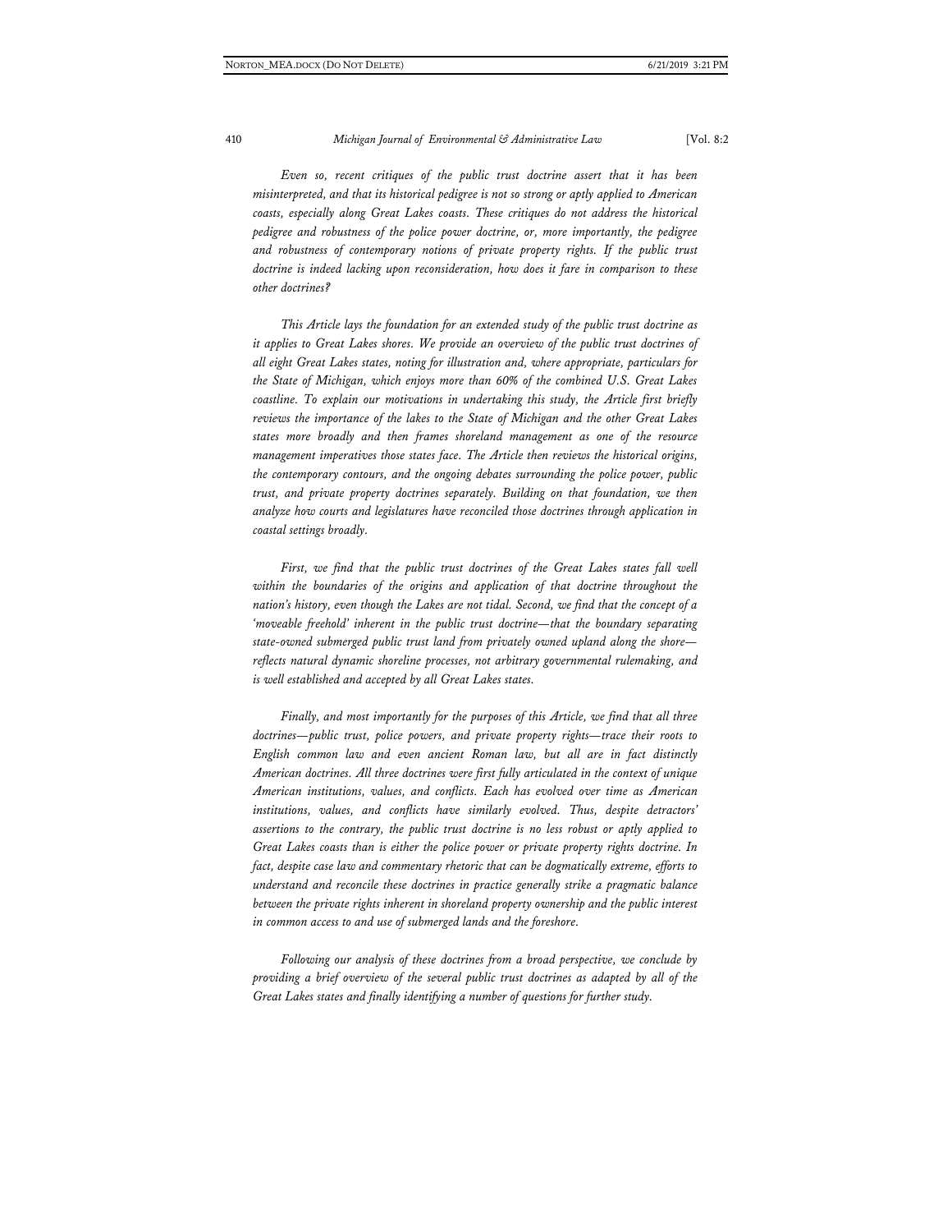*Even so, recent critiques of the public trust doctrine assert that it has been misinterpreted, and that its historical pedigree is not so strong or aptly applied to American coasts, especially along Great Lakes coasts. These critiques do not address the historical pedigree and robustness of the police power doctrine, or, more importantly, the pedigree and robustness of contemporary notions of private property rights. If the public trust doctrine is indeed lacking upon reconsideration, how does it fare in comparison to these other doctrines?*

*This Article lays the foundation for an extended study of the public trust doctrine as it applies to Great Lakes shores. We provide an overview of the public trust doctrines of all eight Great Lakes states, noting for illustration and, where appropriate, particulars for the State of Michigan, which enjoys more than 60% of the combined U.S. Great Lakes coastline. To explain our motivations in undertaking this study, the Article first briefly reviews the importance of the lakes to the State of Michigan and the other Great Lakes states more broadly and then frames shoreland management as one of the resource management imperatives those states face. The Article then reviews the historical origins, the contemporary contours, and the ongoing debates surrounding the police power, public trust, and private property doctrines separately. Building on that foundation, we then analyze how courts and legislatures have reconciled those doctrines through application in coastal settings broadly.*

*First, we find that the public trust doctrines of the Great Lakes states fall well within the boundaries of the origins and application of that doctrine throughout the nation's history, even though the Lakes are not tidal. Second, we find that the concept of a 'moveable freehold' inherent in the public trust doctrine—that the boundary separating state-owned submerged public trust land from privately owned upland along the shore—reflects natural dynamic shoreline processes, not arbitrary governmental rulemaking, and is well established and accepted by all Great Lakes states.*

*Finally, and most importantly for the purposes of this Article, we find that all three doctrines—public trust, police powers, and private property rights—trace their roots to English common law and even ancient Roman law, but all are in fact distinctly American doctrines. All three doctrines were first fully articulated in the context of unique American institutions, values, and conflicts. Each has evolved over time as American institutions, values, and conflicts have similarly evolved. Thus, despite detractors' assertions to the contrary, the public trust doctrine is no less robust or aptly applied to Great Lakes coasts than is either the police power or private property rights doctrine. In fact, despite case law and commentary rhetoric that can be dogmatically extreme, efforts to understand and reconcile these doctrines in practice generally strike a pragmatic balance between the private rights inherent in shoreland property ownership and the public interest in common access to and use of submerged lands and the foreshore.*

*Following our analysis of these doctrines from a broad perspective, we conclude by providing a brief overview of the several public trust doctrines as adapted by all of the Great Lakes states and finally identifying a number of questions for further study.*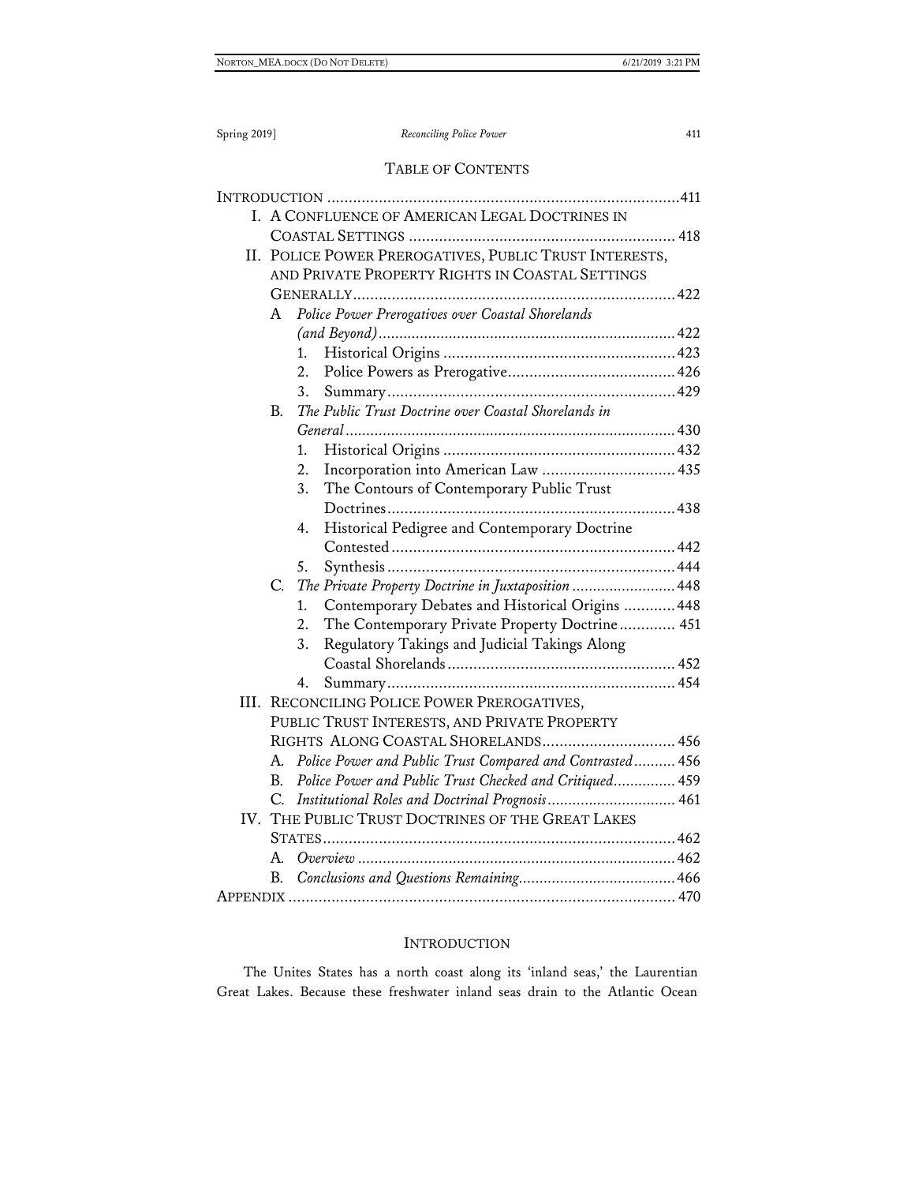## TABLE OF CONTENTS

INTRODUCTION .................................................................................. 411

I. A CONFLUENCE OF AMERICAN LEGAL DOCTRINES IN COASTAL SETTINGS ............................................................. 418

II. POLICE POWER PREROGATIVES, PUBLIC TRUST INTERESTS, AND PRIVATE PROPERTY RIGHTS IN COASTAL SETTINGS GENERALLY ........................................................................... 422

- A *Police Power Prerogatives over Coastal Shorelands (and Beyond)* ...................................................................... 422
  1. Historical Origins ...................................................... 423
  2. Police Powers as Prerogative ....................................... 426
  3. Summary ................................................................... 429
- B. *The Public Trust Doctrine over Coastal Shorelands in General* ............................................................................. 430
  1. Historical Origins ...................................................... 432
  2. Incorporation into American Law ............................... 435
  3. The Contours of Contemporary Public Trust Doctrines ................................................................... 438
  4. Historical Pedigree and Contemporary Doctrine Contested .................................................................. 442
  5. Synthesis ................................................................... 444
- C. *The Private Property Doctrine in Juxtaposition* ........................ 448
  1. Contemporary Debates and Historical Origins ............ 448
  2. The Contemporary Private Property Doctrine ............. 451
  3. Regulatory Takings and Judicial Takings Along Coastal Shorelands ..................................................... 452
  4. Summary ................................................................... 454

III. RECONCILING POLICE POWER PREROGATIVES, PUBLIC TRUST INTERESTS, AND PRIVATE PROPERTY RIGHTS ALONG COASTAL SHORELANDS ............................... 456

- A. *Police Power and Public Trust Compared and Contrasted* .......... 456
- B. *Police Power and Public Trust Checked and Critiqued* ............... 459
- C. *Institutional Roles and Doctrinal Prognosis* .............................. 461

IV. THE PUBLIC TRUST DOCTRINES OF THE GREAT LAKES STATES .................................................................................. 462

- A. *Overview* ........................................................................... 462
- B. *Conclusions and Questions Remaining* ..................................... 466

APPENDIX ......................................................................................... 470

## INTRODUCTION

The Unites States has a north coast along its 'inland seas,' the Laurentian Great Lakes. Because these freshwater inland seas drain to the Atlantic Ocean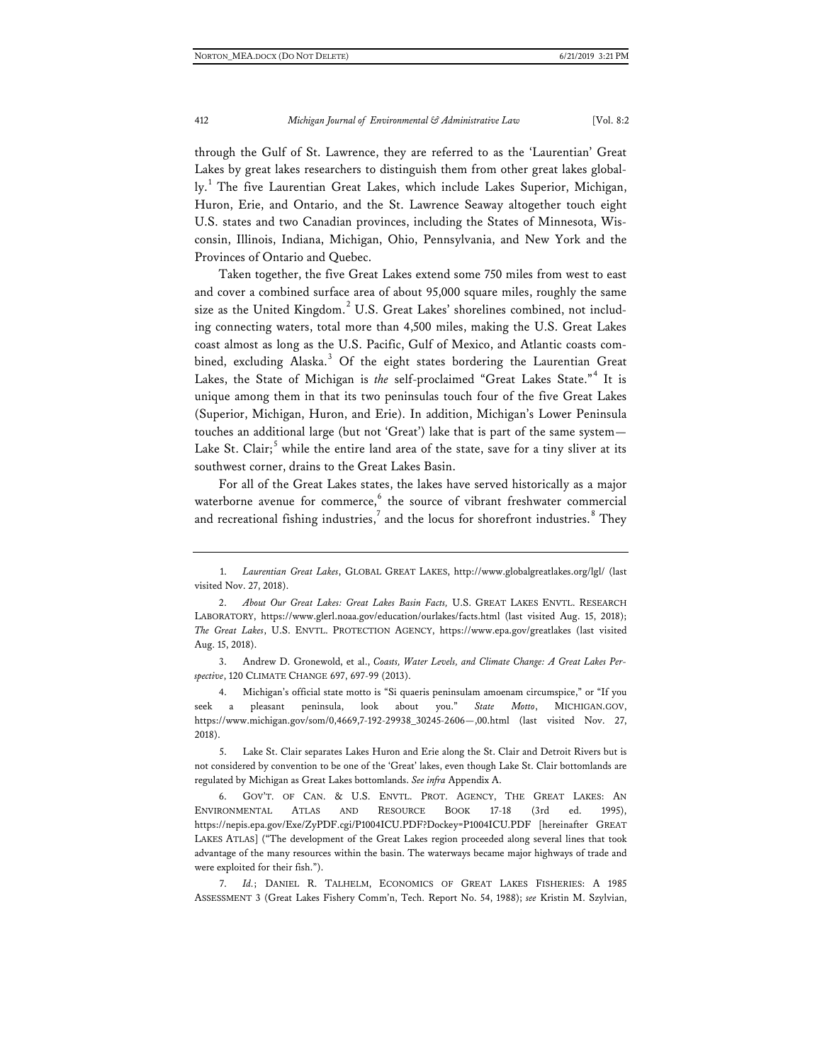through the Gulf of St. Lawrence, they are referred to as the 'Laurentian' Great Lakes by great lakes researchers to distinguish them from other great lakes globally.[1] The five Laurentian Great Lakes, which include Lakes Superior, Michigan, Huron, Erie, and Ontario, and the St. Lawrence Seaway altogether touch eight U.S. states and two Canadian provinces, including the States of Minnesota, Wisconsin, Illinois, Indiana, Michigan, Ohio, Pennsylvania, and New York and the Provinces of Ontario and Quebec.

Taken together, the five Great Lakes extend some 750 miles from west to east and cover a combined surface area of about 95,000 square miles, roughly the same size as the United Kingdom.[2] U.S. Great Lakes' shorelines combined, not including connecting waters, total more than 4,500 miles, making the U.S. Great Lakes coast almost as long as the U.S. Pacific, Gulf of Mexico, and Atlantic coasts combined, excluding Alaska.[3] Of the eight states bordering the Laurentian Great Lakes, the State of Michigan is *the* self-proclaimed "Great Lakes State."[4] It is unique among them in that its two peninsulas touch four of the five Great Lakes (Superior, Michigan, Huron, and Erie). In addition, Michigan's Lower Peninsula touches an additional large (but not 'Great') lake that is part of the same system—Lake St. Clair;[5] while the entire land area of the state, save for a tiny sliver at its southwest corner, drains to the Great Lakes Basin.

For all of the Great Lakes states, the lakes have served historically as a major waterborne avenue for commerce,[6] the source of vibrant freshwater commercial and recreational fishing industries,[7] and the locus for shorefront industries.[8] They

---

1. *Laurentian Great Lakes*, GLOBAL GREAT LAKES, http://www.globalgreatlakes.org/lgl/ (last visited Nov. 27, 2018).

2. *About Our Great Lakes: Great Lakes Basin Facts,* U.S. GREAT LAKES ENVTL. RESEARCH LABORATORY, https://www.glerl.noaa.gov/education/ourlakes/facts.html (last visited Aug. 15, 2018); *The Great Lakes*, U.S. ENVTL. PROTECTION AGENCY, https://www.epa.gov/greatlakes (last visited Aug. 15, 2018).

3. Andrew D. Gronewold, et al., *Coasts, Water Levels, and Climate Change: A Great Lakes Perspective*, 120 CLIMATE CHANGE 697, 697-99 (2013).

4. Michigan's official state motto is "Si quaeris peninsulam amoenam circumspice," or "If you seek a pleasant peninsula, look about you." *State Motto*, MICHIGAN.GOV, https://www.michigan.gov/som/0,4669,7-192-29938_30245-2606—,00.html (last visited Nov. 27, 2018).

5. Lake St. Clair separates Lakes Huron and Erie along the St. Clair and Detroit Rivers but is not considered by convention to be one of the 'Great' lakes, even though Lake St. Clair bottomlands are regulated by Michigan as Great Lakes bottomlands. *See infra* Appendix A.

6. GOV'T. OF CAN. & U.S. ENVTL. PROT. AGENCY, THE GREAT LAKES: AN ENVIRONMENTAL ATLAS AND RESOURCE BOOK 17-18 (3rd ed. 1995), https://nepis.epa.gov/Exe/ZyPDF.cgi/P1004ICU.PDF?Dockey=P1004ICU.PDF [hereinafter GREAT LAKES ATLAS] ("The development of the Great Lakes region proceeded along several lines that took advantage of the many resources within the basin. The waterways became major highways of trade and were exploited for their fish.").

7. *Id.*; DANIEL R. TALHELM, ECONOMICS OF GREAT LAKES FISHERIES: A 1985 ASSESSMENT 3 (Great Lakes Fishery Comm'n, Tech. Report No. 54, 1988); *see* Kristin M. Szylvian,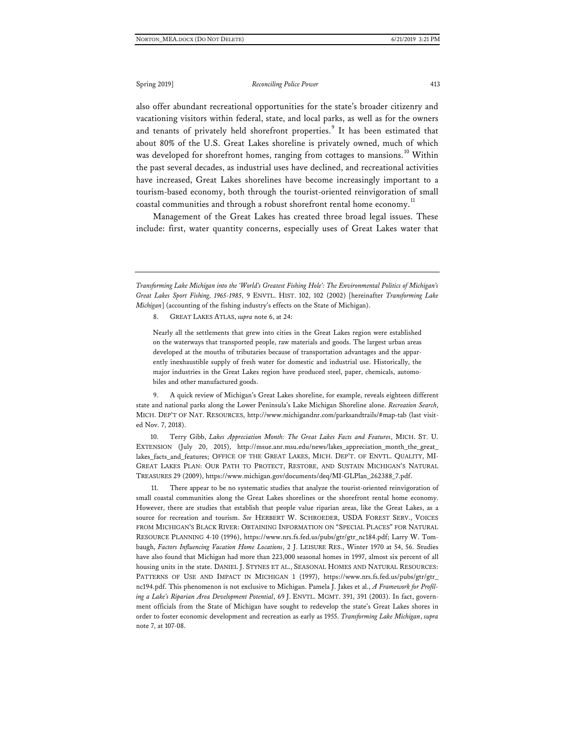also offer abundant recreational opportunities for the state's broader citizenry and vacationing visitors within federal, state, and local parks, as well as for the owners and tenants of privately held shorefront properties.[9] It has been estimated that about 80% of the U.S. Great Lakes shoreline is privately owned, much of which was developed for shorefront homes, ranging from cottages to mansions.[10] Within the past several decades, as industrial uses have declined, and recreational activities have increased, Great Lakes shorelines have become increasingly important to a tourism-based economy, both through the tourist-oriented reinvigoration of small coastal communities and through a robust shorefront rental home economy.[11]

Management of the Great Lakes has created three broad legal issues. These include: first, water quantity concerns, especially uses of Great Lakes water that

---

*Transforming Lake Michigan into the 'World's Greatest Fishing Hole': The Environmental Politics of Michigan's Great Lakes Sport Fishing, 1965-1985*, 9 ENVTL. HIST. 102, 102 (2002) [hereinafter *Transforming Lake Michigan*] (accounting of the fishing industry's effects on the State of Michigan).

8. GREAT LAKES ATLAS, *supra* note 6, at 24:

> Nearly all the settlements that grew into cities in the Great Lakes region were established on the waterways that transported people, raw materials and goods. The largest urban areas developed at the mouths of tributaries because of transportation advantages and the apparently inexhaustible supply of fresh water for domestic and industrial use. Historically, the major industries in the Great Lakes region have produced steel, paper, chemicals, automobiles and other manufactured goods.

9. A quick review of Michigan's Great Lakes shoreline, for example, reveals eighteen different state and national parks along the Lower Peninsula's Lake Michigan Shoreline alone. *Recreation Search*, MICH. DEP'T OF NAT. RESOURCES, http://www.michigandnr.com/parksandtrails/#map-tab (last visited Nov. 7, 2018).

10. Terry Gibb, *Lakes Appreciation Month: The Great Lakes Facts and Features*, MICH. ST. U. EXTENSION (July 20, 2015), http://msue.anr.msu.edu/news/lakes_appreciation_month_the_great_lakes_facts_and_features; OFFICE OF THE GREAT LAKES, MICH. DEP'T. OF ENVTL. QUALITY, MI-GREAT LAKES PLAN: OUR PATH TO PROTECT, RESTORE, AND SUSTAIN MICHIGAN'S NATURAL TREASURES 29 (2009), https://www.michigan.gov/documents/deq/MI-GLPlan_262388_7.pdf.

11. There appear to be no systematic studies that analyze the tourist-oriented reinvigoration of small coastal communities along the Great Lakes shorelines or the shorefront rental home economy. However, there are studies that establish that people value riparian areas, like the Great Lakes, as a source for recreation and tourism. *See* HERBERT W. SCHROEDER, USDA FOREST SERV., VOICES FROM MICHIGAN'S BLACK RIVER: OBTAINING INFORMATION ON "SPECIAL PLACES" FOR NATURAL RESOURCE PLANNING 4-10 (1996), https://www.nrs.fs.fed.us/pubs/gtr/gtr_nc184.pdf; Larry W. Tombaugh, *Factors Influencing Vacation Home Locations*, 2 J. LEISURE RES., Winter 1970 at 54, 56. Studies have also found that Michigan had more than 223,000 seasonal homes in 1997, almost six percent of all housing units in the state. DANIEL J. STYNES ET AL., SEASONAL HOMES AND NATURAL RESOURCES: PATTERNS OF USE AND IMPACT IN MICHIGAN 1 (1997), https://www.nrs.fs.fed.us/pubs/gtr/gtr_nc194.pdf. This phenomenon is not exclusive to Michigan. Pamela J. Jakes et al., *A Framework for Profiling a Lake's Riparian Area Development Potential*, 69 J. ENVTL. MGMT. 391, 391 (2003). In fact, government officials from the State of Michigan have sought to redevelop the state's Great Lakes shores in order to foster economic development and recreation as early as 1955. *Transforming Lake Michigan*, *supra* note 7, at 107-08.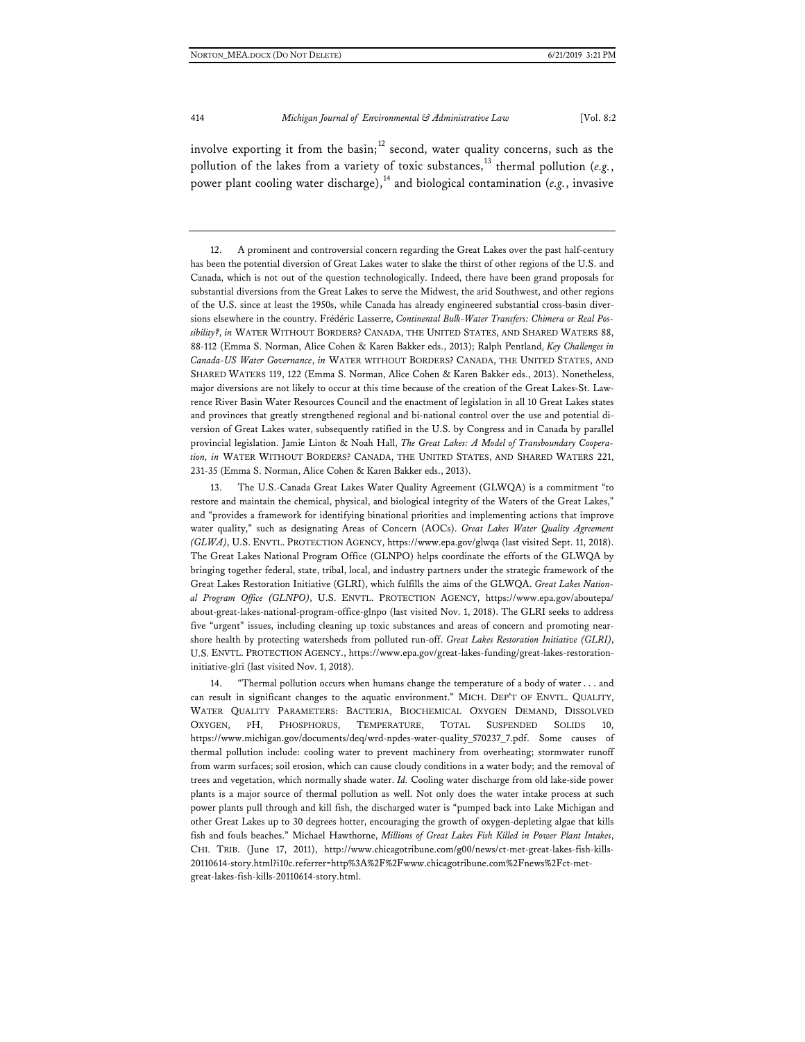involve exporting it from the basin;[12] second, water quality concerns, such as the pollution of the lakes from a variety of toxic substances,[13] thermal pollution (*e.g.*, power plant cooling water discharge),[14] and biological contamination (*e.g.*, invasive

---

12. A prominent and controversial concern regarding the Great Lakes over the past half-century has been the potential diversion of Great Lakes water to slake the thirst of other regions of the U.S. and Canada, which is not out of the question technologically. Indeed, there have been grand proposals for substantial diversions from the Great Lakes to serve the Midwest, the arid Southwest, and other regions of the U.S. since at least the 1950s, while Canada has already engineered substantial cross-basin diversions elsewhere in the country. Frédéric Lasserre, *Continental Bulk-Water Transfers: Chimera or Real Possibility?*, *in* WATER WITHOUT BORDERS? CANADA, THE UNITED STATES, AND SHARED WATERS 88, 88-112 (Emma S. Norman, Alice Cohen & Karen Bakker eds., 2013); Ralph Pentland, *Key Challenges in Canada-US Water Governance*, *in* WATER WITHOUT BORDERS? CANADA, THE UNITED STATES, AND SHARED WATERS 119, 122 (Emma S. Norman, Alice Cohen & Karen Bakker eds., 2013). Nonetheless, major diversions are not likely to occur at this time because of the creation of the Great Lakes-St. Lawrence River Basin Water Resources Council and the enactment of legislation in all 10 Great Lakes states and provinces that greatly strengthened regional and bi-national control over the use and potential diversion of Great Lakes water, subsequently ratified in the U.S. by Congress and in Canada by parallel provincial legislation. Jamie Linton & Noah Hall, *The Great Lakes: A Model of Transboundary Cooperation, in* WATER WITHOUT BORDERS? CANADA, THE UNITED STATES, AND SHARED WATERS 221, 231-35 (Emma S. Norman, Alice Cohen & Karen Bakker eds., 2013).

13. The U.S.-Canada Great Lakes Water Quality Agreement (GLWQA) is a commitment "to restore and maintain the chemical, physical, and biological integrity of the Waters of the Great Lakes," and "provides a framework for identifying binational priorities and implementing actions that improve water quality," such as designating Areas of Concern (AOCs). *Great Lakes Water Quality Agreement (GLWA)*, U.S. ENVTL. PROTECTION AGENCY, https://www.epa.gov/glwqa (last visited Sept. 11, 2018). The Great Lakes National Program Office (GLNPO) helps coordinate the efforts of the GLWQA by bringing together federal, state, tribal, local, and industry partners under the strategic framework of the Great Lakes Restoration Initiative (GLRI), which fulfills the aims of the GLWQA. *Great Lakes National Program Office (GLNPO)*, U.S. ENVTL. PROTECTION AGENCY, https://www.epa.gov/aboutepa/about-great-lakes-national-program-office-glnpo (last visited Nov. 1, 2018). The GLRI seeks to address five "urgent" issues, including cleaning up toxic substances and areas of concern and promoting nearshore health by protecting watersheds from polluted run-off. *Great Lakes Restoration Initiative (GLRI)*, U.S. ENVTL. PROTECTION AGENCY., https://www.epa.gov/great-lakes-funding/great-lakes-restoration-initiative-glri (last visited Nov. 1, 2018).

14. "Thermal pollution occurs when humans change the temperature of a body of water . . . and can result in significant changes to the aquatic environment." MICH. DEP'T OF ENVTL. QUALITY, WATER QUALITY PARAMETERS: BACTERIA, BIOCHEMICAL OXYGEN DEMAND, DISSOLVED OXYGEN, PH, PHOSPHORUS, TEMPERATURE, TOTAL SUSPENDED SOLIDS 10, https://www.michigan.gov/documents/deq/wrd-npdes-water-quality_570237_7.pdf. Some causes of thermal pollution include: cooling water to prevent machinery from overheating; stormwater runoff from warm surfaces; soil erosion, which can cause cloudy conditions in a water body; and the removal of trees and vegetation, which normally shade water. *Id.* Cooling water discharge from old lake-side power plants is a major source of thermal pollution as well. Not only does the water intake process at such power plants pull through and kill fish, the discharged water is "pumped back into Lake Michigan and other Great Lakes up to 30 degrees hotter, encouraging the growth of oxygen-depleting algae that kills fish and fouls beaches." Michael Hawthorne, *Millions of Great Lakes Fish Killed in Power Plant Intakes*, CHI. TRIB. (June 17, 2011), http://www.chicagotribune.com/g00/news/ct-met-great-lakes-fish-kills-20110614-story.html?i10c.referrer=http%3A%2F%2Fwww.chicagotribune.com%2Fnews%2Fct-met-great-lakes-fish-kills-20110614-story.html.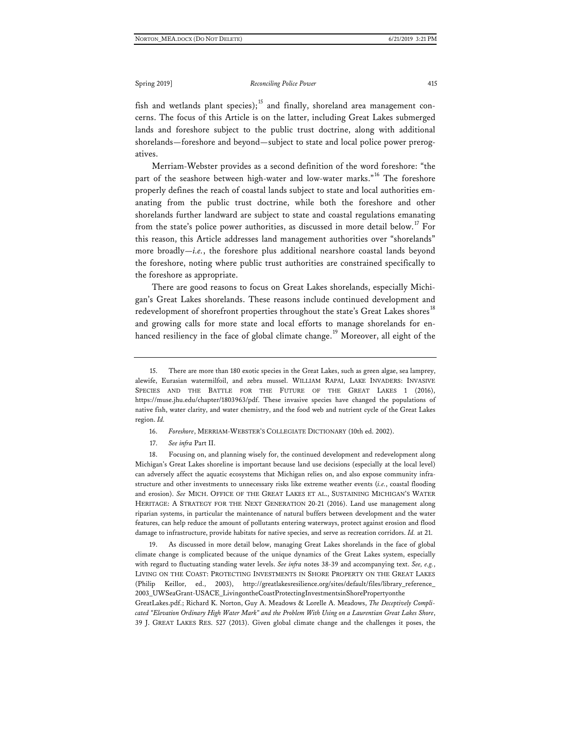fish and wetlands plant species);[15] and finally, shoreland area management concerns. The focus of this Article is on the latter, including Great Lakes submerged lands and foreshore subject to the public trust doctrine, along with additional shorelands—foreshore and beyond—subject to state and local police power prerogatives.

Merriam-Webster provides as a second definition of the word foreshore: "the part of the seashore between high-water and low-water marks."[16] The foreshore properly defines the reach of coastal lands subject to state and local authorities emanating from the public trust doctrine, while both the foreshore and other shorelands further landward are subject to state and coastal regulations emanating from the state's police power authorities, as discussed in more detail below.[17] For this reason, this Article addresses land management authorities over "shorelands" more broadly—*i.e.*, the foreshore plus additional nearshore coastal lands beyond the foreshore, noting where public trust authorities are constrained specifically to the foreshore as appropriate.

There are good reasons to focus on Great Lakes shorelands, especially Michigan's Great Lakes shorelands. These reasons include continued development and redevelopment of shorefront properties throughout the state's Great Lakes shores[18] and growing calls for more state and local efforts to manage shorelands for enhanced resiliency in the face of global climate change.[19] Moreover, all eight of the

---

15. There are more than 180 exotic species in the Great Lakes, such as green algae, sea lamprey, alewife, Eurasian watermilfoil, and zebra mussel. WILLIAM RAPAI, LAKE INVADERS: INVASIVE SPECIES AND THE BATTLE FOR THE FUTURE OF THE GREAT LAKES 1 (2016), https://muse.jhu.edu/chapter/1803963/pdf. These invasive species have changed the populations of native fish, water clarity, and water chemistry, and the food web and nutrient cycle of the Great Lakes region. *Id.*

16. *Foreshore*, MERRIAM-WEBSTER'S COLLEGIATE DICTIONARY (10th ed. 2002).

17. *See infra* Part II.

18. Focusing on, and planning wisely for, the continued development and redevelopment along Michigan's Great Lakes shoreline is important because land use decisions (especially at the local level) can adversely affect the aquatic ecosystems that Michigan relies on, and also expose community infrastructure and other investments to unnecessary risks like extreme weather events (*i.e.*, coastal flooding and erosion). *See* MICH. OFFICE OF THE GREAT LAKES ET AL., SUSTAINING MICHIGAN'S WATER HERITAGE: A STRATEGY FOR THE NEXT GENERATION 20-21 (2016). Land use management along riparian systems, in particular the maintenance of natural buffers between development and the water features, can help reduce the amount of pollutants entering waterways, protect against erosion and flood damage to infrastructure, provide habitats for native species, and serve as recreation corridors. *Id.* at 21.

19. As discussed in more detail below, managing Great Lakes shorelands in the face of global climate change is complicated because of the unique dynamics of the Great Lakes system, especially with regard to fluctuating standing water levels. *See infra* notes 38-39 and accompanying text. *See, e.g.*, LIVING ON THE COAST: PROTECTING INVESTMENTS IN SHORE PROPERTY ON THE GREAT LAKES (Philip Keillor, ed., 2003), http://greatlakesresilience.org/sites/default/files/library_reference_2003_UWSeaGrant-USACE_LivingontheCoastProtectingInvestmentsinShorePropertyontheGreatLakes.pdf.; Richard K. Norton, Guy A. Meadows & Lorelle A. Meadows, *The Deceptively Complicated "Elevation Ordinary High Water Mark" and the Problem With Using on a Laurentian Great Lakes Shore*, 39 J. GREAT LAKES RES. 527 (2013). Given global climate change and the challenges it poses, the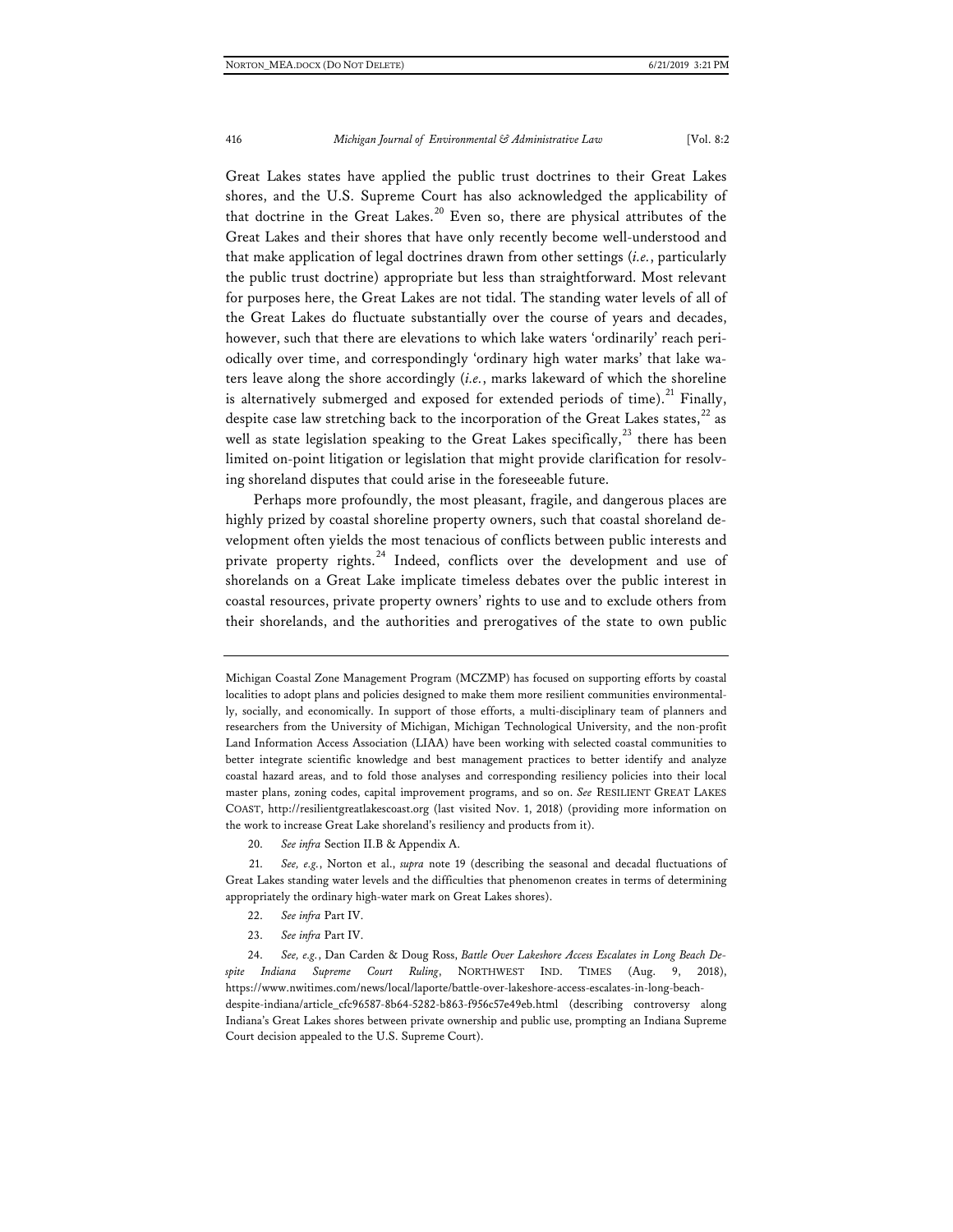Great Lakes states have applied the public trust doctrines to their Great Lakes shores, and the U.S. Supreme Court has also acknowledged the applicability of that doctrine in the Great Lakes.[20] Even so, there are physical attributes of the Great Lakes and their shores that have only recently become well-understood and that make application of legal doctrines drawn from other settings (*i.e.*, particularly the public trust doctrine) appropriate but less than straightforward. Most relevant for purposes here, the Great Lakes are not tidal. The standing water levels of all of the Great Lakes do fluctuate substantially over the course of years and decades, however, such that there are elevations to which lake waters 'ordinarily' reach periodically over time, and correspondingly 'ordinary high water marks' that lake waters leave along the shore accordingly (*i.e.*, marks lakeward of which the shoreline is alternatively submerged and exposed for extended periods of time).[21] Finally, despite case law stretching back to the incorporation of the Great Lakes states,[22] as well as state legislation speaking to the Great Lakes specifically,[23] there has been limited on-point litigation or legislation that might provide clarification for resolving shoreland disputes that could arise in the foreseeable future.

Perhaps more profoundly, the most pleasant, fragile, and dangerous places are highly prized by coastal shoreline property owners, such that coastal shoreland development often yields the most tenacious of conflicts between public interests and private property rights.[24] Indeed, conflicts over the development and use of shorelands on a Great Lake implicate timeless debates over the public interest in coastal resources, private property owners' rights to use and to exclude others from their shorelands, and the authorities and prerogatives of the state to own public

---

Michigan Coastal Zone Management Program (MCZMP) has focused on supporting efforts by coastal localities to adopt plans and policies designed to make them more resilient communities environmentally, socially, and economically. In support of those efforts, a multi-disciplinary team of planners and researchers from the University of Michigan, Michigan Technological University, and the non-profit Land Information Access Association (LIAA) have been working with selected coastal communities to better integrate scientific knowledge and best management practices to better identify and analyze coastal hazard areas, and to fold those analyses and corresponding resiliency policies into their local master plans, zoning codes, capital improvement programs, and so on. *See* RESILIENT GREAT LAKES COAST, http://resilientgreatlakescoast.org (last visited Nov. 1, 2018) (providing more information on the work to increase Great Lake shoreland's resiliency and products from it).

20. *See infra* Section II.B & Appendix A.

21. *See, e.g.*, Norton et al., *supra* note 19 (describing the seasonal and decadal fluctuations of Great Lakes standing water levels and the difficulties that phenomenon creates in terms of determining appropriately the ordinary high-water mark on Great Lakes shores).

22. *See infra* Part IV.

23. *See infra* Part IV.

24. *See, e.g.*, Dan Carden & Doug Ross, *Battle Over Lakeshore Access Escalates in Long Beach Despite Indiana Supreme Court Ruling*, NORTHWEST IND. TIMES (Aug. 9, 2018), https://www.nwitimes.com/news/local/laporte/battle-over-lakeshore-access-escalates-in-long-beach-despite-indiana/article_cfc96587-8b64-5282-b863-f956c57e49eb.html (describing controversy along Indiana's Great Lakes shores between private ownership and public use, prompting an Indiana Supreme Court decision appealed to the U.S. Supreme Court).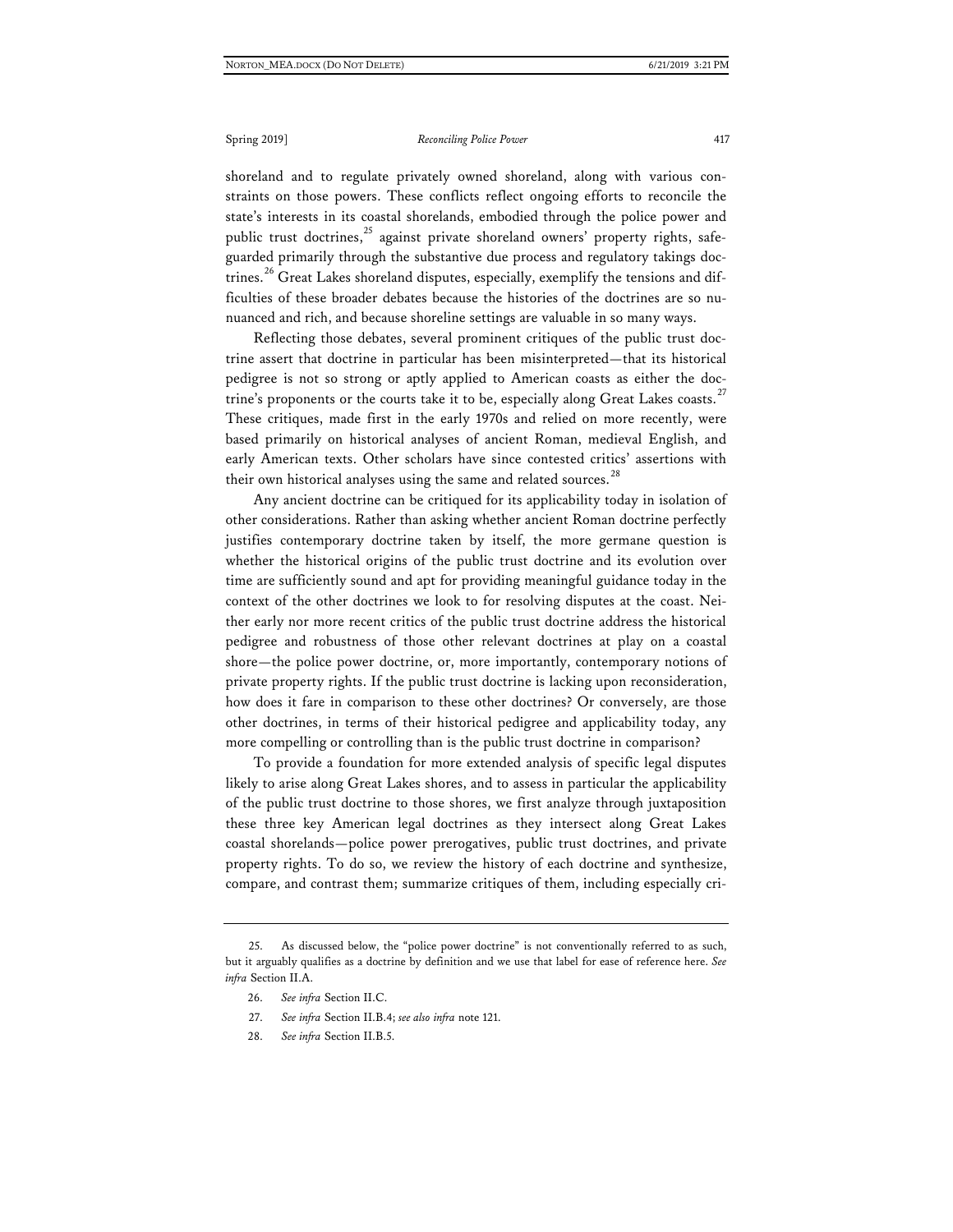shoreland and to regulate privately owned shoreland, along with various constraints on those powers. These conflicts reflect ongoing efforts to reconcile the state's interests in its coastal shorelands, embodied through the police power and public trust doctrines,[25] against private shoreland owners' property rights, safeguarded primarily through the substantive due process and regulatory takings doctrines.[26] Great Lakes shoreland disputes, especially, exemplify the tensions and difficulties of these broader debates because the histories of the doctrines are so nuanced and rich, and because shoreline settings are valuable in so many ways.

Reflecting those debates, several prominent critiques of the public trust doctrine assert that doctrine in particular has been misinterpreted—that its historical pedigree is not so strong or aptly applied to American coasts as either the doctrine's proponents or the courts take it to be, especially along Great Lakes coasts.[27] These critiques, made first in the early 1970s and relied on more recently, were based primarily on historical analyses of ancient Roman, medieval English, and early American texts. Other scholars have since contested critics' assertions with their own historical analyses using the same and related sources.[28]

Any ancient doctrine can be critiqued for its applicability today in isolation of other considerations. Rather than asking whether ancient Roman doctrine perfectly justifies contemporary doctrine taken by itself, the more germane question is whether the historical origins of the public trust doctrine and its evolution over time are sufficiently sound and apt for providing meaningful guidance today in the context of the other doctrines we look to for resolving disputes at the coast. Neither early nor more recent critics of the public trust doctrine address the historical pedigree and robustness of those other relevant doctrines at play on a coastal shore—the police power doctrine, or, more importantly, contemporary notions of private property rights. If the public trust doctrine is lacking upon reconsideration, how does it fare in comparison to these other doctrines? Or conversely, are those other doctrines, in terms of their historical pedigree and applicability today, any more compelling or controlling than is the public trust doctrine in comparison?

To provide a foundation for more extended analysis of specific legal disputes likely to arise along Great Lakes shores, and to assess in particular the applicability of the public trust doctrine to those shores, we first analyze through juxtaposition these three key American legal doctrines as they intersect along Great Lakes coastal shorelands—police power prerogatives, public trust doctrines, and private property rights. To do so, we review the history of each doctrine and synthesize, compare, and contrast them; summarize critiques of them, including especially cri-

---

25. As discussed below, the "police power doctrine" is not conventionally referred to as such, but it arguably qualifies as a doctrine by definition and we use that label for ease of reference here. *See infra* Section II.A.

26. *See infra* Section II.C.

27. *See infra* Section II.B.4; *see also infra* note 121.

28. *See infra* Section II.B.5.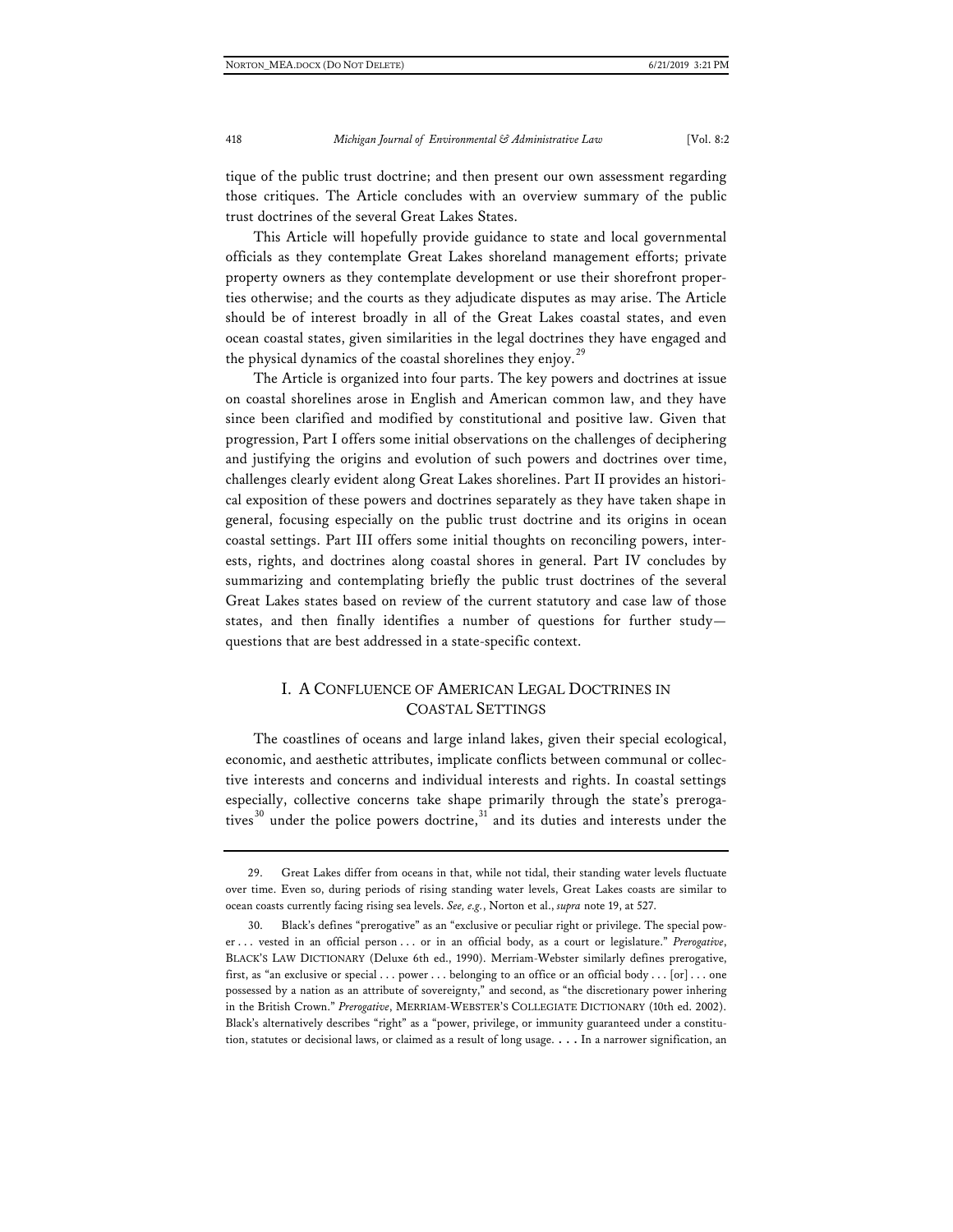tique of the public trust doctrine; and then present our own assessment regarding those critiques. The Article concludes with an overview summary of the public trust doctrines of the several Great Lakes States.

This Article will hopefully provide guidance to state and local governmental officials as they contemplate Great Lakes shoreland management efforts; private property owners as they contemplate development or use their shorefront properties otherwise; and the courts as they adjudicate disputes as may arise. The Article should be of interest broadly in all of the Great Lakes coastal states, and even ocean coastal states, given similarities in the legal doctrines they have engaged and the physical dynamics of the coastal shorelines they enjoy.[29]

The Article is organized into four parts. The key powers and doctrines at issue on coastal shorelines arose in English and American common law, and they have since been clarified and modified by constitutional and positive law. Given that progression, Part I offers some initial observations on the challenges of deciphering and justifying the origins and evolution of such powers and doctrines over time, challenges clearly evident along Great Lakes shorelines. Part II provides an historical exposition of these powers and doctrines separately as they have taken shape in general, focusing especially on the public trust doctrine and its origins in ocean coastal settings. Part III offers some initial thoughts on reconciling powers, interests, rights, and doctrines along coastal shores in general. Part IV concludes by summarizing and contemplating briefly the public trust doctrines of the several Great Lakes states based on review of the current statutory and case law of those states, and then finally identifies a number of questions for further study—questions that are best addressed in a state-specific context.

## I. A CONFLUENCE OF AMERICAN LEGAL DOCTRINES IN COASTAL SETTINGS

The coastlines of oceans and large inland lakes, given their special ecological, economic, and aesthetic attributes, implicate conflicts between communal or collective interests and concerns and individual interests and rights. In coastal settings especially, collective concerns take shape primarily through the state's prerogatives[30] under the police powers doctrine,[31] and its duties and interests under the

---

29. Great Lakes differ from oceans in that, while not tidal, their standing water levels fluctuate over time. Even so, during periods of rising standing water levels, Great Lakes coasts are similar to ocean coasts currently facing rising sea levels. *See, e.g.*, Norton et al., *supra* note 19, at 527.

30. Black's defines "prerogative" as an "exclusive or peculiar right or privilege. The special power . . . vested in an official person . . . or in an official body, as a court or legislature." *Prerogative*, BLACK'S LAW DICTIONARY (Deluxe 6th ed., 1990). Merriam-Webster similarly defines prerogative, first, as "an exclusive or special . . . power . . . belonging to an office or an official body . . . [or] . . . one possessed by a nation as an attribute of sovereignty," and second, as "the discretionary power inhering in the British Crown." *Prerogative*, MERRIAM-WEBSTER'S COLLEGIATE DICTIONARY (10th ed. 2002). Black's alternatively describes "right" as a "power, privilege, or immunity guaranteed under a constitution, statutes or decisional laws, or claimed as a result of long usage. . . . In a narrower signification, an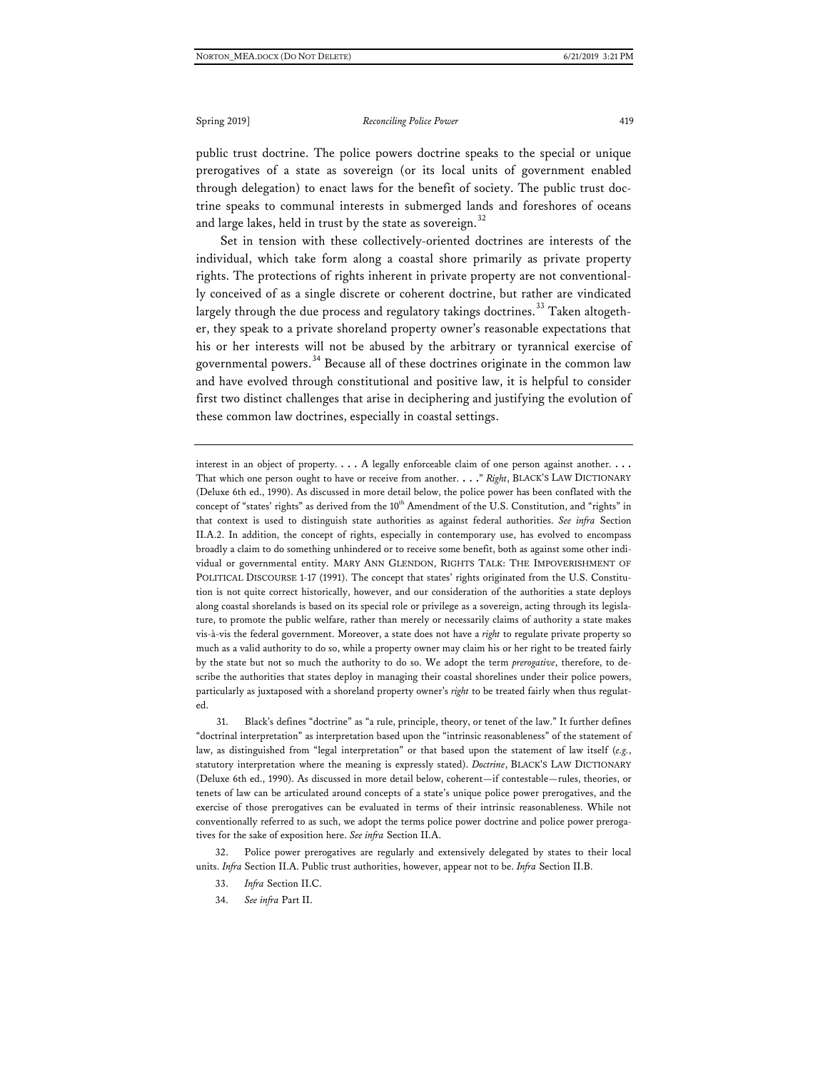public trust doctrine. The police powers doctrine speaks to the special or unique prerogatives of a state as sovereign (or its local units of government enabled through delegation) to enact laws for the benefit of society. The public trust doctrine speaks to communal interests in submerged lands and foreshores of oceans and large lakes, held in trust by the state as sovereign.[32]

Set in tension with these collectively-oriented doctrines are interests of the individual, which take form along a coastal shore primarily as private property rights. The protections of rights inherent in private property are not conventionally conceived of as a single discrete or coherent doctrine, but rather are vindicated largely through the due process and regulatory takings doctrines.[33] Taken altogether, they speak to a private shoreland property owner's reasonable expectations that his or her interests will not be abused by the arbitrary or tyrannical exercise of governmental powers.[34] Because all of these doctrines originate in the common law and have evolved through constitutional and positive law, it is helpful to consider first two distinct challenges that arise in deciphering and justifying the evolution of these common law doctrines, especially in coastal settings.

---

interest in an object of property. . . . A legally enforceable claim of one person against another. . . . That which one person ought to have or receive from another. . . ." *Right*, BLACK'S LAW DICTIONARY (Deluxe 6th ed., 1990). As discussed in more detail below, the police power has been conflated with the concept of "states' rights" as derived from the 10th Amendment of the U.S. Constitution, and "rights" in that context is used to distinguish state authorities as against federal authorities. *See infra* Section II.A.2. In addition, the concept of rights, especially in contemporary use, has evolved to encompass broadly a claim to do something unhindered or to receive some benefit, both as against some other individual or governmental entity. MARY ANN GLENDON, RIGHTS TALK: THE IMPOVERISHMENT OF POLITICAL DISCOURSE 1-17 (1991). The concept that states' rights originated from the U.S. Constitution is not quite correct historically, however, and our consideration of the authorities a state deploys along coastal shorelands is based on its special role or privilege as a sovereign, acting through its legislature, to promote the public welfare, rather than merely or necessarily claims of authority a state makes vis-à-vis the federal government. Moreover, a state does not have a *right* to regulate private property so much as a valid authority to do so, while a property owner may claim his or her right to be treated fairly by the state but not so much the authority to do so. We adopt the term *prerogative*, therefore, to describe the authorities that states deploy in managing their coastal shorelines under their police powers, particularly as juxtaposed with a shoreland property owner's *right* to be treated fairly when thus regulated.

31. Black's defines "doctrine" as "a rule, principle, theory, or tenet of the law." It further defines "doctrinal interpretation" as interpretation based upon the "intrinsic reasonableness" of the statement of law, as distinguished from "legal interpretation" or that based upon the statement of law itself (*e.g.*, statutory interpretation where the meaning is expressly stated). *Doctrine*, BLACK'S LAW DICTIONARY (Deluxe 6th ed., 1990). As discussed in more detail below, coherent—if contestable—rules, theories, or tenets of law can be articulated around concepts of a state's unique police power prerogatives, and the exercise of those prerogatives can be evaluated in terms of their intrinsic reasonableness. While not conventionally referred to as such, we adopt the terms police power doctrine and police power prerogatives for the sake of exposition here. *See infra* Section II.A.

32. Police power prerogatives are regularly and extensively delegated by states to their local units. *Infra* Section II.A. Public trust authorities, however, appear not to be. *Infra* Section II.B.

33. *Infra* Section II.C.

34. *See infra* Part II.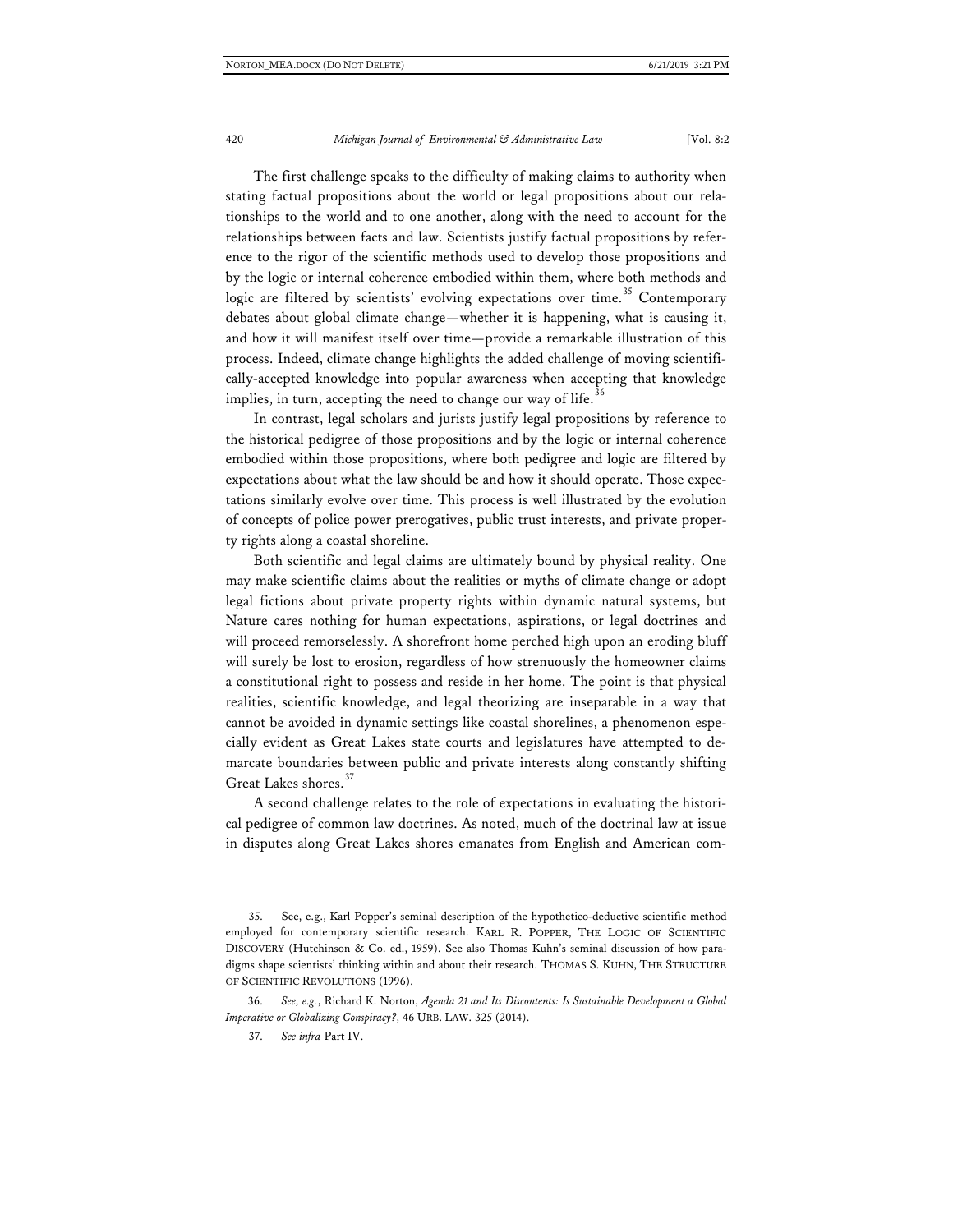The first challenge speaks to the difficulty of making claims to authority when stating factual propositions about the world or legal propositions about our relationships to the world and to one another, along with the need to account for the relationships between facts and law. Scientists justify factual propositions by reference to the rigor of the scientific methods used to develop those propositions and by the logic or internal coherence embodied within them, where both methods and logic are filtered by scientists' evolving expectations over time.[35] Contemporary debates about global climate change—whether it is happening, what is causing it, and how it will manifest itself over time—provide a remarkable illustration of this process. Indeed, climate change highlights the added challenge of moving scientifically-accepted knowledge into popular awareness when accepting that knowledge implies, in turn, accepting the need to change our way of life.[36]

In contrast, legal scholars and jurists justify legal propositions by reference to the historical pedigree of those propositions and by the logic or internal coherence embodied within those propositions, where both pedigree and logic are filtered by expectations about what the law should be and how it should operate. Those expectations similarly evolve over time. This process is well illustrated by the evolution of concepts of police power prerogatives, public trust interests, and private property rights along a coastal shoreline.

Both scientific and legal claims are ultimately bound by physical reality. One may make scientific claims about the realities or myths of climate change or adopt legal fictions about private property rights within dynamic natural systems, but Nature cares nothing for human expectations, aspirations, or legal doctrines and will proceed remorselessly. A shorefront home perched high upon an eroding bluff will surely be lost to erosion, regardless of how strenuously the homeowner claims a constitutional right to possess and reside in her home. The point is that physical realities, scientific knowledge, and legal theorizing are inseparable in a way that cannot be avoided in dynamic settings like coastal shorelines, a phenomenon especially evident as Great Lakes state courts and legislatures have attempted to demarcate boundaries between public and private interests along constantly shifting Great Lakes shores.[37]

A second challenge relates to the role of expectations in evaluating the historical pedigree of common law doctrines. As noted, much of the doctrinal law at issue in disputes along Great Lakes shores emanates from English and American com-

---

35. See, e.g., Karl Popper's seminal description of the hypothetico-deductive scientific method employed for contemporary scientific research. KARL R. POPPER, THE LOGIC OF SCIENTIFIC DISCOVERY (Hutchinson & Co. ed., 1959). See also Thomas Kuhn's seminal discussion of how paradigms shape scientists' thinking within and about their research. THOMAS S. KUHN, THE STRUCTURE OF SCIENTIFIC REVOLUTIONS (1996).

36. *See, e.g.*, Richard K. Norton, *Agenda 21 and Its Discontents: Is Sustainable Development a Global Imperative or Globalizing Conspiracy?*, 46 URB. LAW. 325 (2014).

37. *See infra* Part IV.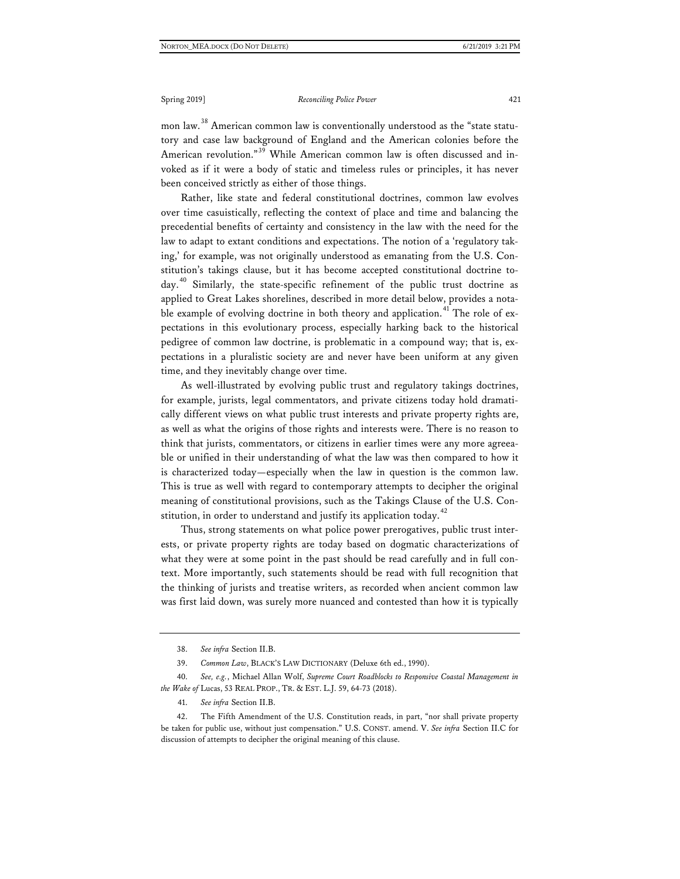mon law.[38] American common law is conventionally understood as the "state statutory and case law background of England and the American colonies before the American revolution."[39] While American common law is often discussed and invoked as if it were a body of static and timeless rules or principles, it has never been conceived strictly as either of those things.

Rather, like state and federal constitutional doctrines, common law evolves over time casuistically, reflecting the context of place and time and balancing the precedential benefits of certainty and consistency in the law with the need for the law to adapt to extant conditions and expectations. The notion of a 'regulatory taking,' for example, was not originally understood as emanating from the U.S. Constitution's takings clause, but it has become accepted constitutional doctrine today.[40] Similarly, the state-specific refinement of the public trust doctrine as applied to Great Lakes shorelines, described in more detail below, provides a notable example of evolving doctrine in both theory and application.[41] The role of expectations in this evolutionary process, especially harking back to the historical pedigree of common law doctrine, is problematic in a compound way; that is, expectations in a pluralistic society are and never have been uniform at any given time, and they inevitably change over time.

As well-illustrated by evolving public trust and regulatory takings doctrines, for example, jurists, legal commentators, and private citizens today hold dramatically different views on what public trust interests and private property rights are, as well as what the origins of those rights and interests were. There is no reason to think that jurists, commentators, or citizens in earlier times were any more agreeable or unified in their understanding of what the law was then compared to how it is characterized today—especially when the law in question is the common law. This is true as well with regard to contemporary attempts to decipher the original meaning of constitutional provisions, such as the Takings Clause of the U.S. Constitution, in order to understand and justify its application today.[42]

Thus, strong statements on what police power prerogatives, public trust interests, or private property rights are today based on dogmatic characterizations of what they were at some point in the past should be read carefully and in full context. More importantly, such statements should be read with full recognition that the thinking of jurists and treatise writers, as recorded when ancient common law was first laid down, was surely more nuanced and contested than how it is typically

---

38. *See infra* Section II.B.

39. *Common Law*, BLACK'S LAW DICTIONARY (Deluxe 6th ed., 1990).

40. *See, e.g.*, Michael Allan Wolf, *Supreme Court Roadblocks to Responsive Coastal Management in the Wake of* Lucas, 53 REAL PROP., TR. & EST. L.J. 59, 64-73 (2018).

41. *See infra* Section II.B.

42. The Fifth Amendment of the U.S. Constitution reads, in part, "nor shall private property be taken for public use, without just compensation." U.S. CONST. amend. V. *See infra* Section II.C for discussion of attempts to decipher the original meaning of this clause.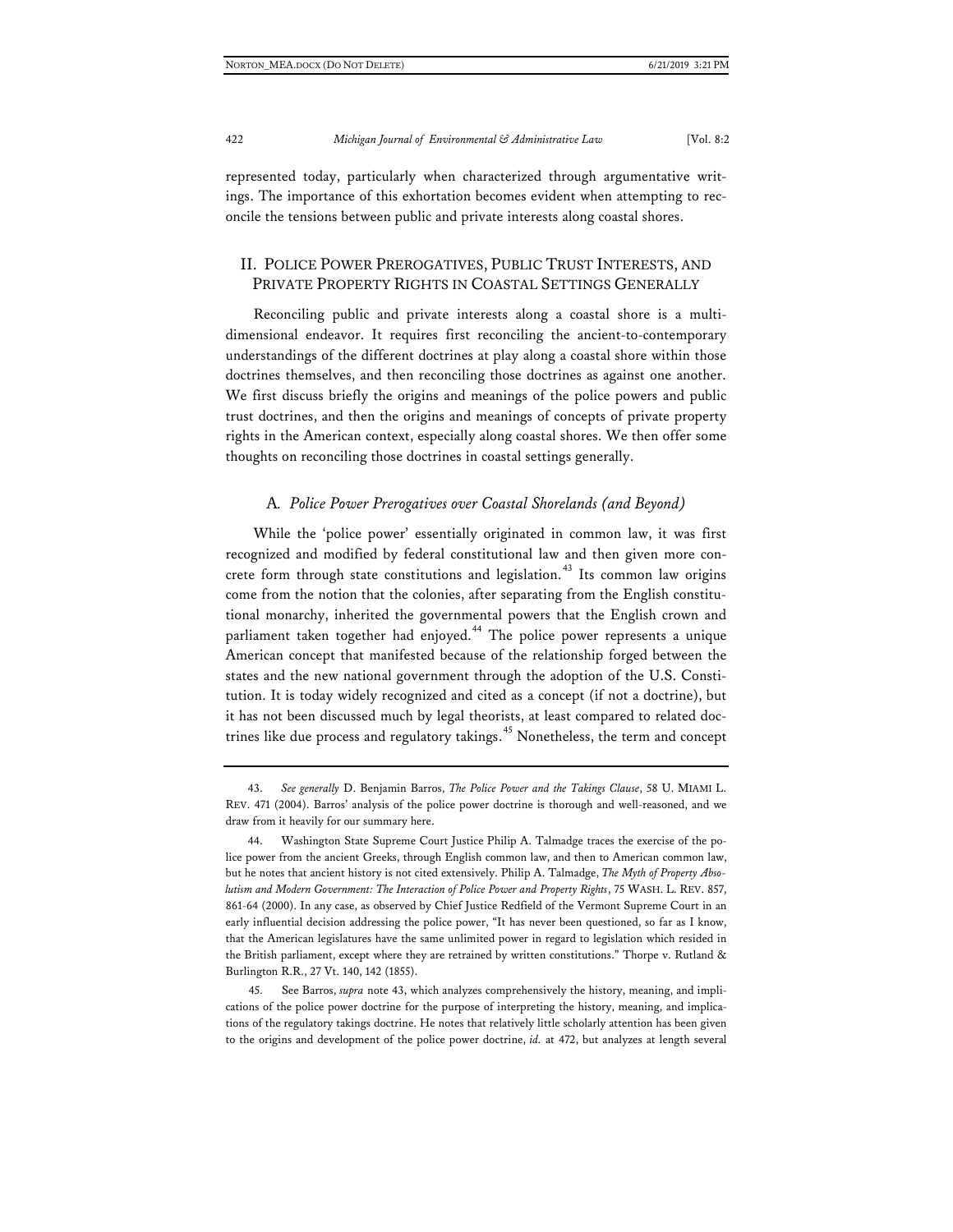represented today, particularly when characterized through argumentative writings. The importance of this exhortation becomes evident when attempting to reconcile the tensions between public and private interests along coastal shores.

## II. POLICE POWER PREROGATIVES, PUBLIC TRUST INTERESTS, AND PRIVATE PROPERTY RIGHTS IN COASTAL SETTINGS GENERALLY

Reconciling public and private interests along a coastal shore is a multi-dimensional endeavor. It requires first reconciling the ancient-to-contemporary understandings of the different doctrines at play along a coastal shore within those doctrines themselves, and then reconciling those doctrines as against one another. We first discuss briefly the origins and meanings of the police powers and public trust doctrines, and then the origins and meanings of concepts of private property rights in the American context, especially along coastal shores. We then offer some thoughts on reconciling those doctrines in coastal settings generally.

### A. *Police Power Prerogatives over Coastal Shorelands (and Beyond)*

While the 'police power' essentially originated in common law, it was first recognized and modified by federal constitutional law and then given more concrete form through state constitutions and legislation.[43] Its common law origins come from the notion that the colonies, after separating from the English constitutional monarchy, inherited the governmental powers that the English crown and parliament taken together had enjoyed.[44] The police power represents a unique American concept that manifested because of the relationship forged between the states and the new national government through the adoption of the U.S. Constitution. It is today widely recognized and cited as a concept (if not a doctrine), but it has not been discussed much by legal theorists, at least compared to related doctrines like due process and regulatory takings.[45] Nonetheless, the term and concept

---

43. *See generally* D. Benjamin Barros, *The Police Power and the Takings Clause*, 58 U. MIAMI L. REV. 471 (2004). Barros' analysis of the police power doctrine is thorough and well-reasoned, and we draw from it heavily for our summary here.

44. Washington State Supreme Court Justice Philip A. Talmadge traces the exercise of the police power from the ancient Greeks, through English common law, and then to American common law, but he notes that ancient history is not cited extensively. Philip A. Talmadge, *The Myth of Property Absolutism and Modern Government: The Interaction of Police Power and Property Rights*, 75 WASH. L. REV. 857, 861-64 (2000). In any case, as observed by Chief Justice Redfield of the Vermont Supreme Court in an early influential decision addressing the police power, "It has never been questioned, so far as I know, that the American legislatures have the same unlimited power in regard to legislation which resided in the British parliament, except where they are retrained by written constitutions." Thorpe v. Rutland & Burlington R.R., 27 Vt. 140, 142 (1855).

45. See Barros, *supra* note 43, which analyzes comprehensively the history, meaning, and implications of the police power doctrine for the purpose of interpreting the history, meaning, and implications of the regulatory takings doctrine. He notes that relatively little scholarly attention has been given to the origins and development of the police power doctrine, *id.* at 472, but analyzes at length several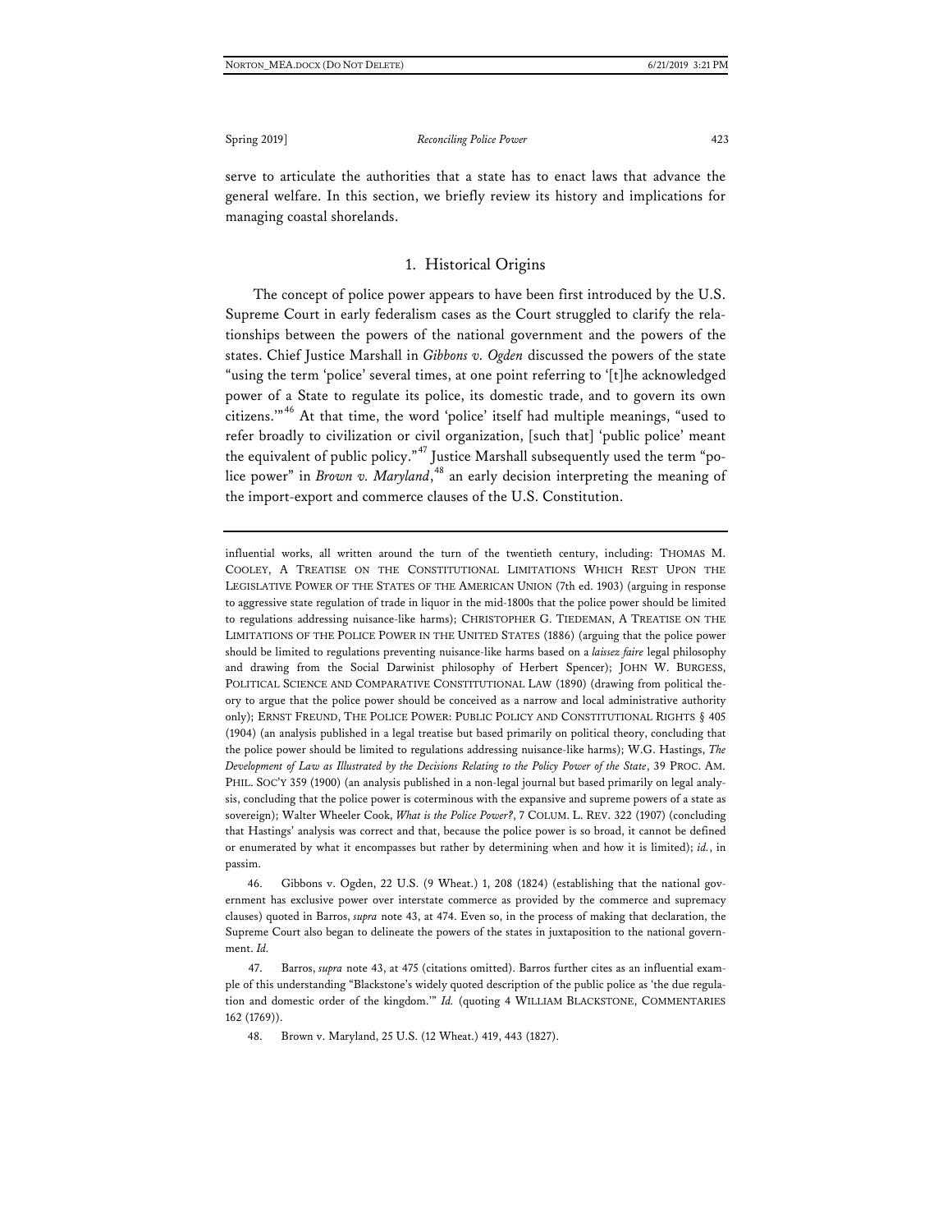serve to articulate the authorities that a state has to enact laws that advance the general welfare. In this section, we briefly review its history and implications for managing coastal shorelands.

### 1. Historical Origins

The concept of police power appears to have been first introduced by the U.S. Supreme Court in early federalism cases as the Court struggled to clarify the relationships between the powers of the national government and the powers of the states. Chief Justice Marshall in *Gibbons v. Ogden* discussed the powers of the state "using the term 'police' several times, at one point referring to '[t]he acknowledged power of a State to regulate its police, its domestic trade, and to govern its own citizens.'"[46] At that time, the word 'police' itself had multiple meanings, "used to refer broadly to civilization or civil organization, [such that] 'public police' meant the equivalent of public policy."[47] Justice Marshall subsequently used the term "police power" in *Brown v. Maryland*,[48] an early decision interpreting the meaning of the import-export and commerce clauses of the U.S. Constitution.

---

influential works, all written around the turn of the twentieth century, including: THOMAS M. COOLEY, A TREATISE ON THE CONSTITUTIONAL LIMITATIONS WHICH REST UPON THE LEGISLATIVE POWER OF THE STATES OF THE AMERICAN UNION (7th ed. 1903) (arguing in response to aggressive state regulation of trade in liquor in the mid-1800s that the police power should be limited to regulations addressing nuisance-like harms); CHRISTOPHER G. TIEDEMAN, A TREATISE ON THE LIMITATIONS OF THE POLICE POWER IN THE UNITED STATES (1886) (arguing that the police power should be limited to regulations preventing nuisance-like harms based on a *laissez faire* legal philosophy and drawing from the Social Darwinist philosophy of Herbert Spencer); JOHN W. BURGESS, POLITICAL SCIENCE AND COMPARATIVE CONSTITUTIONAL LAW (1890) (drawing from political theory to argue that the police power should be conceived as a narrow and local administrative authority only); ERNST FREUND, THE POLICE POWER: PUBLIC POLICY AND CONSTITUTIONAL RIGHTS § 405 (1904) (an analysis published in a legal treatise but based primarily on political theory, concluding that the police power should be limited to regulations addressing nuisance-like harms); W.G. Hastings, *The Development of Law as Illustrated by the Decisions Relating to the Policy Power of the State*, 39 PROC. AM. PHIL. SOC'Y 359 (1900) (an analysis published in a non-legal journal but based primarily on legal analysis, concluding that the police power is coterminous with the expansive and supreme powers of a state as sovereign); Walter Wheeler Cook, *What is the Police Power?*, 7 COLUM. L. REV. 322 (1907) (concluding that Hastings' analysis was correct and that, because the police power is so broad, it cannot be defined or enumerated by what it encompasses but rather by determining when and how it is limited); *id.*, in passim.

46. Gibbons v. Ogden, 22 U.S. (9 Wheat.) 1, 208 (1824) (establishing that the national government has exclusive power over interstate commerce as provided by the commerce and supremacy clauses) quoted in Barros, *supra* note 43, at 474. Even so, in the process of making that declaration, the Supreme Court also began to delineate the powers of the states in juxtaposition to the national government. *Id.*

47. Barros, *supra* note 43, at 475 (citations omitted). Barros further cites as an influential example of this understanding "Blackstone's widely quoted description of the public police as 'the due regulation and domestic order of the kingdom.'" *Id.* (quoting 4 WILLIAM BLACKSTONE, COMMENTARIES 162 (1769)).

48. Brown v. Maryland, 25 U.S. (12 Wheat.) 419, 443 (1827).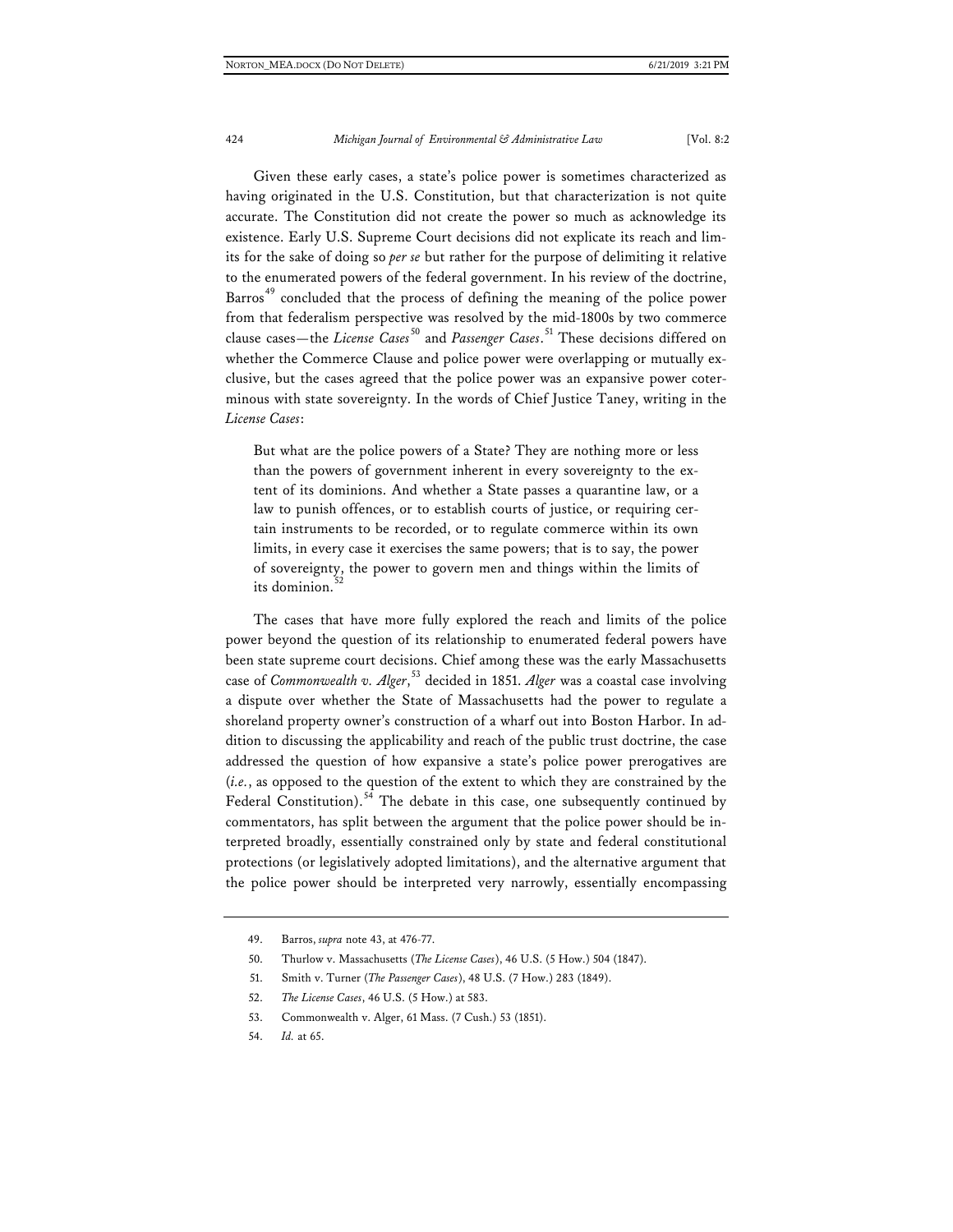Given these early cases, a state's police power is sometimes characterized as having originated in the U.S. Constitution, but that characterization is not quite accurate. The Constitution did not create the power so much as acknowledge its existence. Early U.S. Supreme Court decisions did not explicate its reach and limits for the sake of doing so *per se* but rather for the purpose of delimiting it relative to the enumerated powers of the federal government. In his review of the doctrine, Barros[49] concluded that the process of defining the meaning of the police power from that federalism perspective was resolved by the mid-1800s by two commerce clause cases—the *License Cases*[50] and *Passenger Cases*.[51] These decisions differed on whether the Commerce Clause and police power were overlapping or mutually exclusive, but the cases agreed that the police power was an expansive power coterminous with state sovereignty. In the words of Chief Justice Taney, writing in the *License Cases*:

> But what are the police powers of a State? They are nothing more or less than the powers of government inherent in every sovereignty to the extent of its dominions. And whether a State passes a quarantine law, or a law to punish offences, or to establish courts of justice, or requiring certain instruments to be recorded, or to regulate commerce within its own limits, in every case it exercises the same powers; that is to say, the power of sovereignty, the power to govern men and things within the limits of its dominion.[52]

The cases that have more fully explored the reach and limits of the police power beyond the question of its relationship to enumerated federal powers have been state supreme court decisions. Chief among these was the early Massachusetts case of *Commonwealth v. Alger*,[53] decided in 1851. *Alger* was a coastal case involving a dispute over whether the State of Massachusetts had the power to regulate a shoreland property owner's construction of a wharf out into Boston Harbor. In addition to discussing the applicability and reach of the public trust doctrine, the case addressed the question of how expansive a state's police power prerogatives are (*i.e.*, as opposed to the question of the extent to which they are constrained by the Federal Constitution).[54] The debate in this case, one subsequently continued by commentators, has split between the argument that the police power should be interpreted broadly, essentially constrained only by state and federal constitutional protections (or legislatively adopted limitations), and the alternative argument that the police power should be interpreted very narrowly, essentially encompassing

---

49. Barros, *supra* note 43, at 476-77.

50. Thurlow v. Massachusetts (*The License Cases*), 46 U.S. (5 How.) 504 (1847).

51. Smith v. Turner (*The Passenger Cases*), 48 U.S. (7 How.) 283 (1849).

52. *The License Cases*, 46 U.S. (5 How.) at 583.

53. Commonwealth v. Alger, 61 Mass. (7 Cush.) 53 (1851).

54. *Id.* at 65.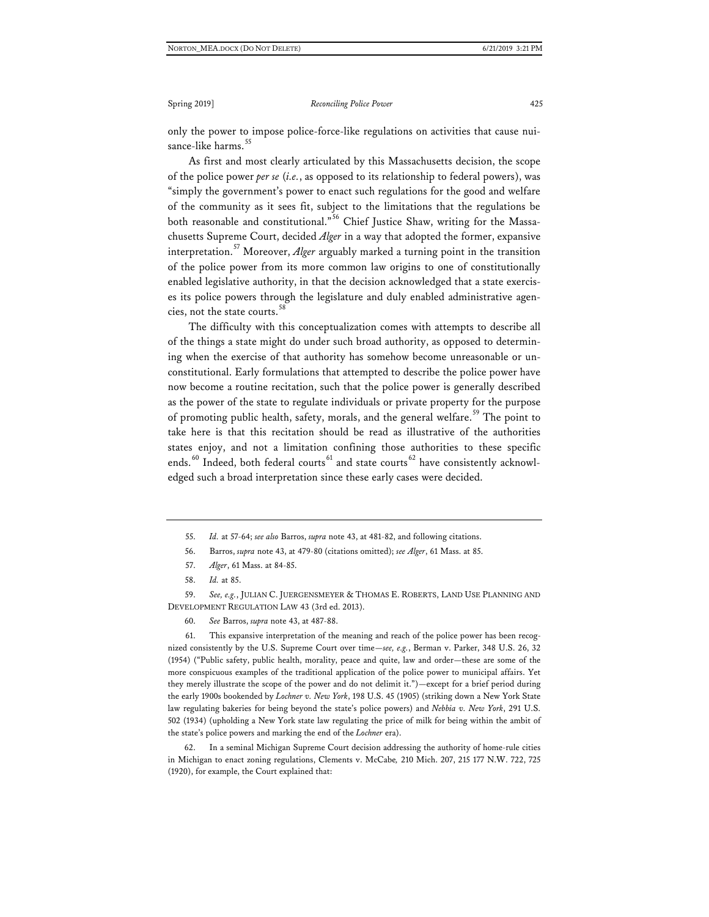only the power to impose police-force-like regulations on activities that cause nuisance-like harms.[55]

As first and most clearly articulated by this Massachusetts decision, the scope of the police power *per se* (*i.e.*, as opposed to its relationship to federal powers), was "simply the government's power to enact such regulations for the good and welfare of the community as it sees fit, subject to the limitations that the regulations be both reasonable and constitutional."[56] Chief Justice Shaw, writing for the Massachusetts Supreme Court, decided *Alger* in a way that adopted the former, expansive interpretation.[57] Moreover, *Alger* arguably marked a turning point in the transition of the police power from its more common law origins to one of constitutionally enabled legislative authority, in that the decision acknowledged that a state exercises its police powers through the legislature and duly enabled administrative agencies, not the state courts.[58]

The difficulty with this conceptualization comes with attempts to describe all of the things a state might do under such broad authority, as opposed to determining when the exercise of that authority has somehow become unreasonable or unconstitutional. Early formulations that attempted to describe the police power have now become a routine recitation, such that the police power is generally described as the power of the state to regulate individuals or private property for the purpose of promoting public health, safety, morals, and the general welfare.[59] The point to take here is that this recitation should be read as illustrative of the authorities states enjoy, and not a limitation confining those authorities to these specific ends.[60] Indeed, both federal courts[61] and state courts[62] have consistently acknowledged such a broad interpretation since these early cases were decided.

---

55. *Id.* at 57-64; *see also* Barros, *supra* note 43, at 481-82, and following citations.

56. Barros, *supra* note 43, at 479-80 (citations omitted); *see Alger*, 61 Mass. at 85.

57. *Alger*, 61 Mass. at 84-85.

58. *Id.* at 85.

59. *See, e.g.*, JULIAN C. JUERGENSMEYER & THOMAS E. ROBERTS, LAND USE PLANNING AND DEVELOPMENT REGULATION LAW 43 (3rd ed. 2013).

60. *See* Barros, *supra* note 43, at 487-88.

61. This expansive interpretation of the meaning and reach of the police power has been recognized consistently by the U.S. Supreme Court over time—*see, e.g.*, Berman v. Parker, 348 U.S. 26, 32 (1954) ("Public safety, public health, morality, peace and quite, law and order—these are some of the more conspicuous examples of the traditional application of the police power to municipal affairs. Yet they merely illustrate the scope of the power and do not delimit it.")—except for a brief period during the early 1900s bookended by *Lochner v. New York*, 198 U.S. 45 (1905) (striking down a New York State law regulating bakeries for being beyond the state's police powers) and *Nebbia v. New York*, 291 U.S. 502 (1934) (upholding a New York state law regulating the price of milk for being within the ambit of the state's police powers and marking the end of the *Lochner* era).

62. In a seminal Michigan Supreme Court decision addressing the authority of home-rule cities in Michigan to enact zoning regulations, Clements v. McCabe*,* 210 Mich. 207, 215 177 N.W. 722, 725 (1920), for example, the Court explained that: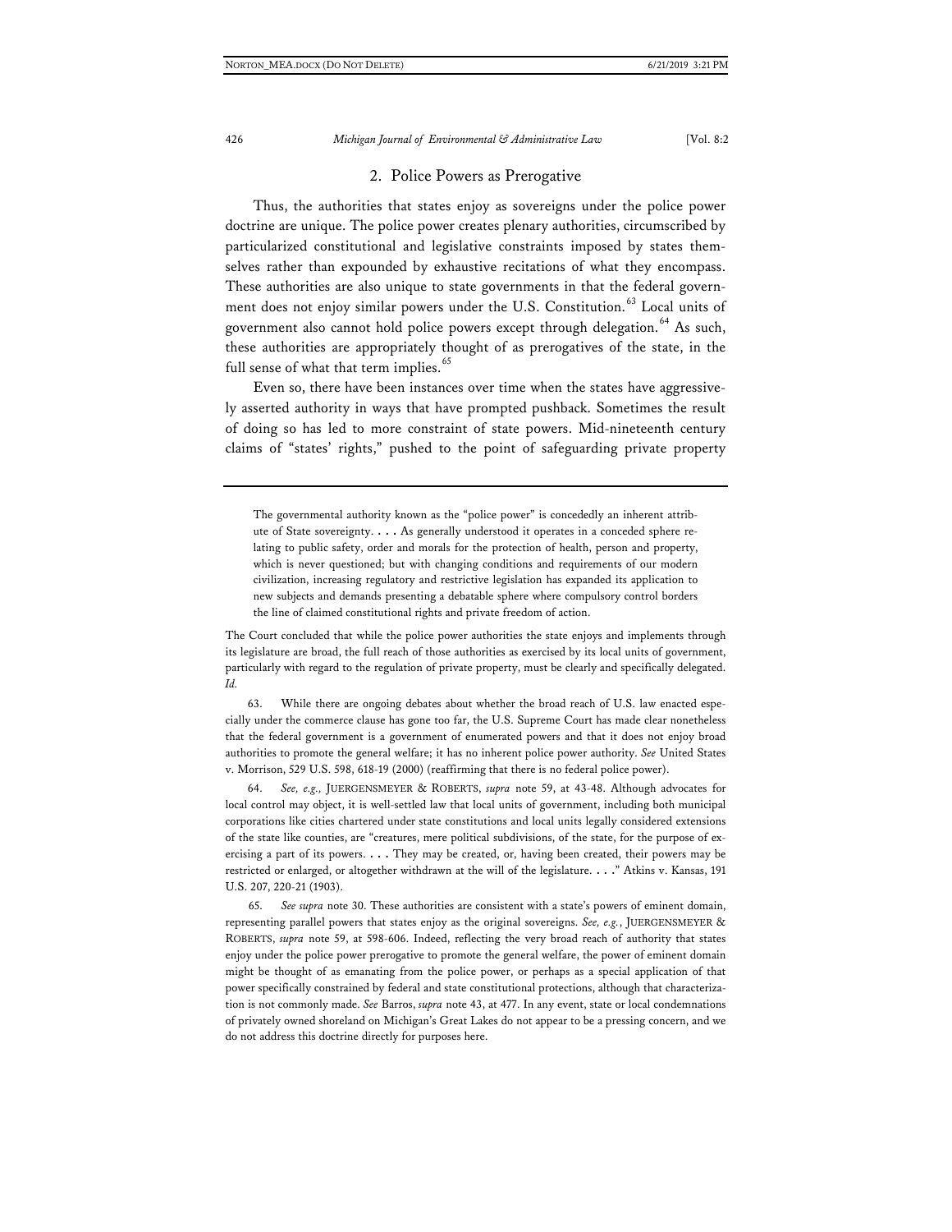### 2. Police Powers as Prerogative

Thus, the authorities that states enjoy as sovereigns under the police power doctrine are unique. The police power creates plenary authorities, circumscribed by particularized constitutional and legislative constraints imposed by states themselves rather than expounded by exhaustive recitations of what they encompass. These authorities are also unique to state governments in that the federal government does not enjoy similar powers under the U.S. Constitution.[63] Local units of government also cannot hold police powers except through delegation.[64] As such, these authorities are appropriately thought of as prerogatives of the state, in the full sense of what that term implies.[65]

Even so, there have been instances over time when the states have aggressively asserted authority in ways that have prompted pushback. Sometimes the result of doing so has led to more constraint of state powers. Mid-nineteenth century claims of "states' rights," pushed to the point of safeguarding private property

---

> The governmental authority known as the "police power" is concededly an inherent attribute of State sovereignty. . . . As generally understood it operates in a conceded sphere relating to public safety, order and morals for the protection of health, person and property, which is never questioned; but with changing conditions and requirements of our modern civilization, increasing regulatory and restrictive legislation has expanded its application to new subjects and demands presenting a debatable sphere where compulsory control borders the line of claimed constitutional rights and private freedom of action.

The Court concluded that while the police power authorities the state enjoys and implements through its legislature are broad, the full reach of those authorities as exercised by its local units of government, particularly with regard to the regulation of private property, must be clearly and specifically delegated. *Id.*

63. While there are ongoing debates about whether the broad reach of U.S. law enacted especially under the commerce clause has gone too far, the U.S. Supreme Court has made clear nonetheless that the federal government is a government of enumerated powers and that it does not enjoy broad authorities to promote the general welfare; it has no inherent police power authority. *See* United States v. Morrison, 529 U.S. 598, 618-19 (2000) (reaffirming that there is no federal police power).

64. *See, e.g.,* JUERGENSMEYER & ROBERTS, *supra* note 59, at 43-48. Although advocates for local control may object, it is well-settled law that local units of government, including both municipal corporations like cities chartered under state constitutions and local units legally considered extensions of the state like counties, are "creatures, mere political subdivisions, of the state, for the purpose of exercising a part of its powers. . . . They may be created, or, having been created, their powers may be restricted or enlarged, or altogether withdrawn at the will of the legislature. . . ." Atkins v. Kansas, 191 U.S. 207, 220-21 (1903).

65. *See supra* note 30. These authorities are consistent with a state's powers of eminent domain, representing parallel powers that states enjoy as the original sovereigns. *See, e.g.*, JUERGENSMEYER & ROBERTS, *supra* note 59, at 598-606. Indeed, reflecting the very broad reach of authority that states enjoy under the police power prerogative to promote the general welfare, the power of eminent domain might be thought of as emanating from the police power, or perhaps as a special application of that power specifically constrained by federal and state constitutional protections, although that characterization is not commonly made. *See* Barros, *supra* note 43, at 477. In any event, state or local condemnations of privately owned shoreland on Michigan's Great Lakes do not appear to be a pressing concern, and we do not address this doctrine directly for purposes here.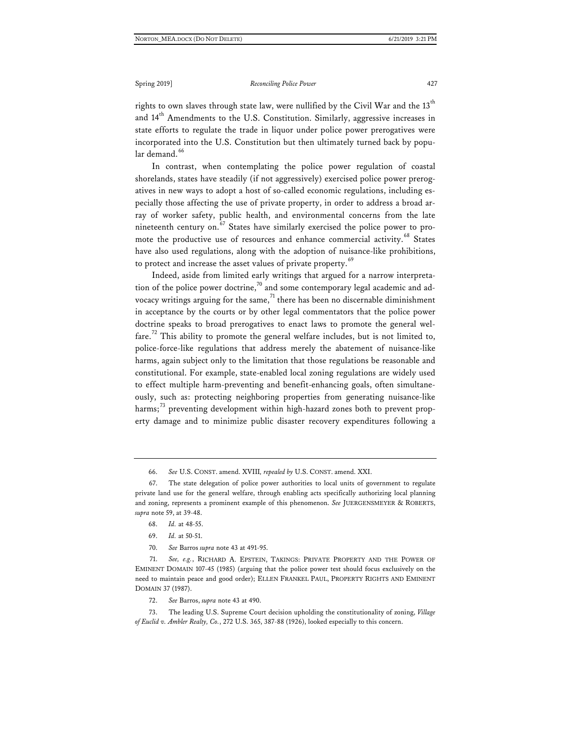rights to own slaves through state law, were nullified by the Civil War and the 13th and 14th Amendments to the U.S. Constitution. Similarly, aggressive increases in state efforts to regulate the trade in liquor under police power prerogatives were incorporated into the U.S. Constitution but then ultimately turned back by popular demand.[66]

In contrast, when contemplating the police power regulation of coastal shorelands, states have steadily (if not aggressively) exercised police power prerogatives in new ways to adopt a host of so-called economic regulations, including especially those affecting the use of private property, in order to address a broad array of worker safety, public health, and environmental concerns from the late nineteenth century on.[67] States have similarly exercised the police power to promote the productive use of resources and enhance commercial activity.[68] States have also used regulations, along with the adoption of nuisance-like prohibitions, to protect and increase the asset values of private property.[69]

Indeed, aside from limited early writings that argued for a narrow interpretation of the police power doctrine,[70] and some contemporary legal academic and advocacy writings arguing for the same,[71] there has been no discernable diminishment in acceptance by the courts or by other legal commentators that the police power doctrine speaks to broad prerogatives to enact laws to promote the general welfare.[72] This ability to promote the general welfare includes, but is not limited to, police-force-like regulations that address merely the abatement of nuisance-like harms, again subject only to the limitation that those regulations be reasonable and constitutional. For example, state-enabled local zoning regulations are widely used to effect multiple harm-preventing and benefit-enhancing goals, often simultaneously, such as: protecting neighboring properties from generating nuisance-like harms;[73] preventing development within high-hazard zones both to prevent property damage and to minimize public disaster recovery expenditures following a

---

66. *See* U.S. CONST. amend. XVIII, *repealed by* U.S. CONST. amend. XXI.

67. The state delegation of police power authorities to local units of government to regulate private land use for the general welfare, through enabling acts specifically authorizing local planning and zoning, represents a prominent example of this phenomenon. *See* JUERGENSMEYER & ROBERTS, *supra* note 59, at 39-48.

68. *Id.* at 48-55.

69. *Id.* at 50-51.

70. *See* Barros *supra* note 43 at 491-95.

71. *See, e.g.*, RICHARD A. EPSTEIN, TAKINGS: PRIVATE PROPERTY AND THE POWER OF EMINENT DOMAIN 107-45 (1985) (arguing that the police power test should focus exclusively on the need to maintain peace and good order); ELLEN FRANKEL PAUL, PROPERTY RIGHTS AND EMINENT DOMAIN 37 (1987).

72. *See* Barros, *supra* note 43 at 490.

73. The leading U.S. Supreme Court decision upholding the constitutionality of zoning, *Village of Euclid v. Ambler Realty, Co.*, 272 U.S. 365, 387-88 (1926), looked especially to this concern.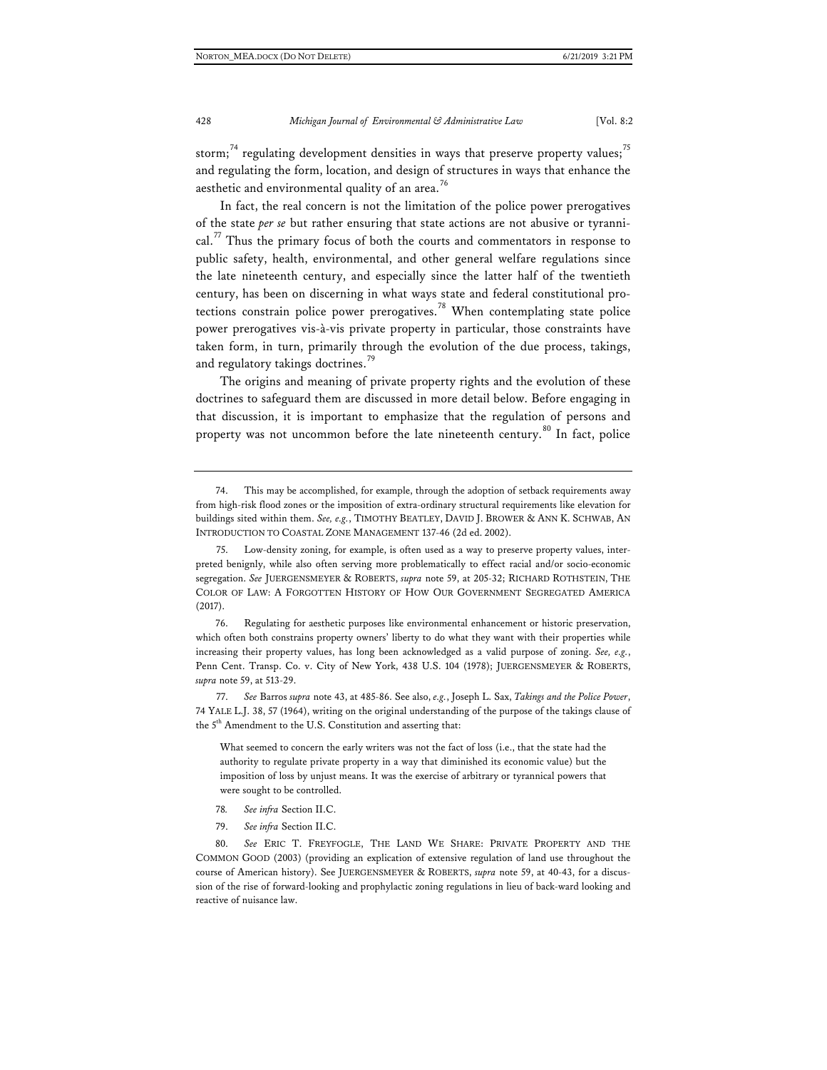storm;[74] regulating development densities in ways that preserve property values;[75] and regulating the form, location, and design of structures in ways that enhance the aesthetic and environmental quality of an area.[76]

In fact, the real concern is not the limitation of the police power prerogatives of the state *per se* but rather ensuring that state actions are not abusive or tyrannical.[77] Thus the primary focus of both the courts and commentators in response to public safety, health, environmental, and other general welfare regulations since the late nineteenth century, and especially since the latter half of the twentieth century, has been on discerning in what ways state and federal constitutional protections constrain police power prerogatives.[78] When contemplating state police power prerogatives vis-à-vis private property in particular, those constraints have taken form, in turn, primarily through the evolution of the due process, takings, and regulatory takings doctrines.[79]

The origins and meaning of private property rights and the evolution of these doctrines to safeguard them are discussed in more detail below. Before engaging in that discussion, it is important to emphasize that the regulation of persons and property was not uncommon before the late nineteenth century.[80] In fact, police

---

74. This may be accomplished, for example, through the adoption of setback requirements away from high-risk flood zones or the imposition of extra-ordinary structural requirements like elevation for buildings sited within them. *See, e.g.*, TIMOTHY BEATLEY, DAVID J. BROWER & ANN K. SCHWAB, AN INTRODUCTION TO COASTAL ZONE MANAGEMENT 137-46 (2d ed. 2002).

75. Low-density zoning, for example, is often used as a way to preserve property values, interpreted benignly, while also often serving more problematically to effect racial and/or socio-economic segregation. *See* JUERGENSMEYER & ROBERTS, *supra* note 59, at 205-32; RICHARD ROTHSTEIN, THE COLOR OF LAW: A FORGOTTEN HISTORY OF HOW OUR GOVERNMENT SEGREGATED AMERICA (2017).

76. Regulating for aesthetic purposes like environmental enhancement or historic preservation, which often both constrains property owners' liberty to do what they want with their properties while increasing their property values, has long been acknowledged as a valid purpose of zoning. *See, e.g.*, Penn Cent. Transp. Co. v. City of New York, 438 U.S. 104 (1978); JUERGENSMEYER & ROBERTS, *supra* note 59, at 513-29.

77. *See* Barros *supra* note 43, at 485-86. See also, *e.g.*, Joseph L. Sax, *Takings and the Police Power*, 74 YALE L.J. 38, 57 (1964), writing on the original understanding of the purpose of the takings clause of the 5th Amendment to the U.S. Constitution and asserting that:

> What seemed to concern the early writers was not the fact of loss (i.e., that the state had the authority to regulate private property in a way that diminished its economic value) but the imposition of loss by unjust means. It was the exercise of arbitrary or tyrannical powers that were sought to be controlled.

78. *See infra* Section II.C.

79. *See infra* Section II.C.

80. *See* ERIC T. FREYFOGLE, THE LAND WE SHARE: PRIVATE PROPERTY AND THE COMMON GOOD (2003) (providing an explication of extensive regulation of land use throughout the course of American history). See JUERGENSMEYER & ROBERTS, *supra* note 59, at 40-43, for a discussion of the rise of forward-looking and prophylactic zoning regulations in lieu of back-ward looking and reactive of nuisance law.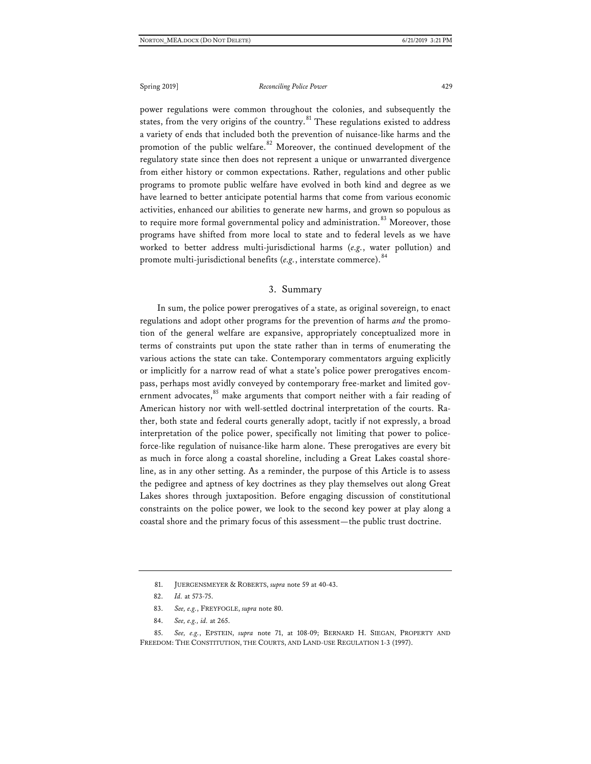power regulations were common throughout the colonies, and subsequently the states, from the very origins of the country.[81] These regulations existed to address a variety of ends that included both the prevention of nuisance-like harms and the promotion of the public welfare.[82] Moreover, the continued development of the regulatory state since then does not represent a unique or unwarranted divergence from either history or common expectations. Rather, regulations and other public programs to promote public welfare have evolved in both kind and degree as we have learned to better anticipate potential harms that come from various economic activities, enhanced our abilities to generate new harms, and grown so populous as to require more formal governmental policy and administration.[83] Moreover, those programs have shifted from more local to state and to federal levels as we have worked to better address multi-jurisdictional harms (*e.g.*, water pollution) and promote multi-jurisdictional benefits (*e.g.*, interstate commerce).[84]

### 3. Summary

In sum, the police power prerogatives of a state, as original sovereign, to enact regulations and adopt other programs for the prevention of harms *and* the promotion of the general welfare are expansive, appropriately conceptualized more in terms of constraints put upon the state rather than in terms of enumerating the various actions the state can take. Contemporary commentators arguing explicitly or implicitly for a narrow read of what a state's police power prerogatives encompass, perhaps most avidly conveyed by contemporary free-market and limited government advocates,[85] make arguments that comport neither with a fair reading of American history nor with well-settled doctrinal interpretation of the courts. Rather, both state and federal courts generally adopt, tacitly if not expressly, a broad interpretation of the police power, specifically not limiting that power to police-force-like regulation of nuisance-like harm alone. These prerogatives are every bit as much in force along a coastal shoreline, including a Great Lakes coastal shoreline, as in any other setting. As a reminder, the purpose of this Article is to assess the pedigree and aptness of key doctrines as they play themselves out along Great Lakes shores through juxtaposition. Before engaging discussion of constitutional constraints on the police power, we look to the second key power at play along a coastal shore and the primary focus of this assessment—the public trust doctrine.

---

81. JUERGENSMEYER & ROBERTS, *supra* note 59 at 40-43.

82. *Id.* at 573-75.

83. *See, e.g.*, FREYFOGLE, *supra* note 80.

84. *See, e.g.*, *id.* at 265.

85. *See, e.g.*, EPSTEIN, *supra* note 71, at 108-09; BERNARD H. SIEGAN, PROPERTY AND FREEDOM: THE CONSTITUTION, THE COURTS, AND LAND-USE REGULATION 1-3 (1997).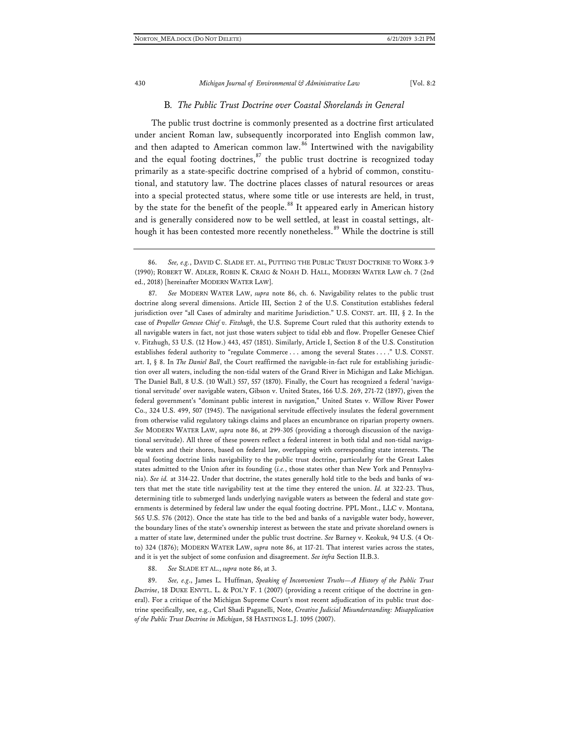### B. *The Public Trust Doctrine over Coastal Shorelands in General*

The public trust doctrine is commonly presented as a doctrine first articulated under ancient Roman law, subsequently incorporated into English common law, and then adapted to American common law.[86] Intertwined with the navigability and the equal footing doctrines,[87] the public trust doctrine is recognized today primarily as a state-specific doctrine comprised of a hybrid of common, constitutional, and statutory law. The doctrine places classes of natural resources or areas into a special protected status, where some title or use interests are held, in trust, by the state for the benefit of the people.[88] It appeared early in American history and is generally considered now to be well settled, at least in coastal settings, although it has been contested more recently nonetheless.[89] While the doctrine is still

---

86. *See, e.g.*, DAVID C. SLADE ET. AL, PUTTING THE PUBLIC TRUST DOCTRINE TO WORK 3-9 (1990); ROBERT W. ADLER, ROBIN K. CRAIG & NOAH D. HALL, MODERN WATER LAW ch. 7 (2nd ed., 2018) [hereinafter MODERN WATER LAW].

87. *See* MODERN WATER LAW, *supra* note 86, ch. 6. Navigability relates to the public trust doctrine along several dimensions. Article III, Section 2 of the U.S. Constitution establishes federal jurisdiction over "all Cases of admiralty and maritime Jurisdiction." U.S. CONST. art. III, § 2. In the case of *Propeller Genesee Chief v. Fitzhugh*, the U.S. Supreme Court ruled that this authority extends to all navigable waters in fact, not just those waters subject to tidal ebb and flow. Propeller Genesee Chief v. Fitzhugh, 53 U.S. (12 How.) 443, 457 (1851). Similarly, Article I, Section 8 of the U.S. Constitution establishes federal authority to "regulate Commerce . . . among the several States . . . ." U.S. CONST. art. I, § 8. In *The Daniel Ball*, the Court reaffirmed the navigable-in-fact rule for establishing jurisdiction over all waters, including the non-tidal waters of the Grand River in Michigan and Lake Michigan. The Daniel Ball, 8 U.S. (10 Wall.) 557, 557 (1870). Finally, the Court has recognized a federal 'navigational servitude' over navigable waters, Gibson v. United States, 166 U.S. 269, 271-72 (1897), given the federal government's "dominant public interest in navigation," United States v. Willow River Power Co., 324 U.S. 499, 507 (1945). The navigational servitude effectively insulates the federal government from otherwise valid regulatory takings claims and places an encumbrance on riparian property owners. *See* MODERN WATER LAW, *supra* note 86, at 299-305 (providing a thorough discussion of the navigational servitude). All three of these powers reflect a federal interest in both tidal and non-tidal navigable waters and their shores, based on federal law, overlapping with corresponding state interests. The equal footing doctrine links navigability to the public trust doctrine, particularly for the Great Lakes states admitted to the Union after its founding (*i.e.*, those states other than New York and Pennsylvania). *See id.* at 314-22. Under that doctrine, the states generally hold title to the beds and banks of waters that met the state title navigability test at the time they entered the union. *Id.* at 322-23. Thus, determining title to submerged lands underlying navigable waters as between the federal and state governments is determined by federal law under the equal footing doctrine. PPL Mont., LLC v. Montana, 565 U.S. 576 (2012). Once the state has title to the bed and banks of a navigable water body, however, the boundary lines of the state's ownership interest as between the state and private shoreland owners is a matter of state law, determined under the public trust doctrine. *See* Barney v. Keokuk, 94 U.S. (4 Otto) 324 (1876); MODERN WATER LAW, *supra* note 86, at 117-21. That interest varies across the states, and it is yet the subject of some confusion and disagreement. *See infra* Section II.B.3.

88. *See* SLADE ET AL., *supra* note 86, at 3.

89. *See, e.g.*, James L. Huffman, *Speaking of Inconvenient Truths—A History of the Public Trust Doctrine*, 18 DUKE ENVTL. L. & POL'Y F. 1 (2007) (providing a recent critique of the doctrine in general). For a critique of the Michigan Supreme Court's most recent adjudication of its public trust doctrine specifically, see, e.g., Carl Shadi Paganelli, Note, *Creative Judicial Misunderstanding: Misapplication of the Public Trust Doctrine in Michigan*, 58 HASTINGS L.J. 1095 (2007).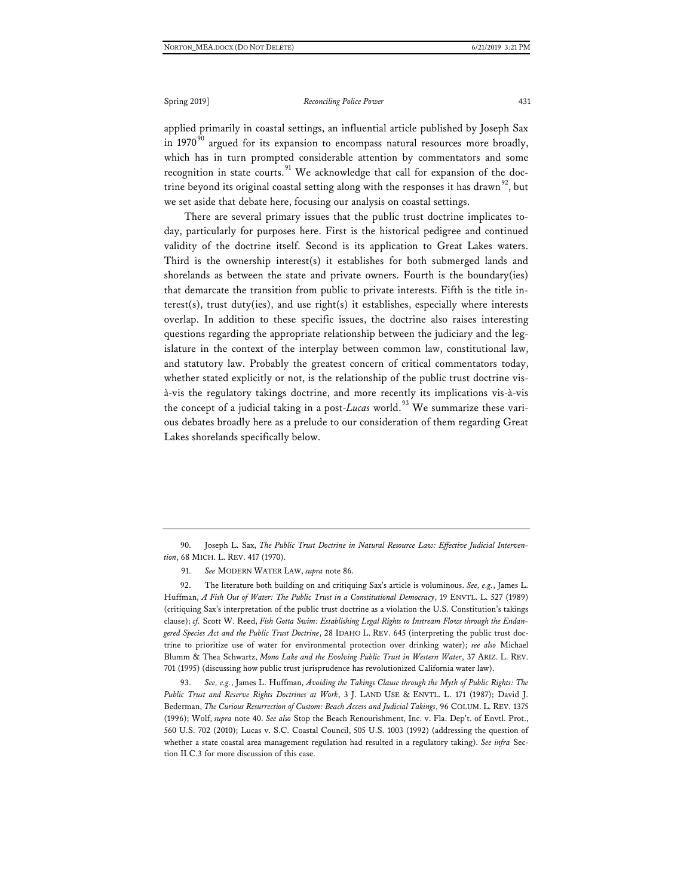applied primarily in coastal settings, an influential article published by Joseph Sax in 1970[90] argued for its expansion to encompass natural resources more broadly, which has in turn prompted considerable attention by commentators and some recognition in state courts.[91] We acknowledge that call for expansion of the doctrine beyond its original coastal setting along with the responses it has drawn[92], but we set aside that debate here, focusing our analysis on coastal settings.

There are several primary issues that the public trust doctrine implicates today, particularly for purposes here. First is the historical pedigree and continued validity of the doctrine itself. Second is its application to Great Lakes waters. Third is the ownership interest(s) it establishes for both submerged lands and shorelands as between the state and private owners. Fourth is the boundary(ies) that demarcate the transition from public to private interests. Fifth is the title interest(s), trust duty(ies), and use right(s) it establishes, especially where interests overlap. In addition to these specific issues, the doctrine also raises interesting questions regarding the appropriate relationship between the judiciary and the legislature in the context of the interplay between common law, constitutional law, and statutory law. Probably the greatest concern of critical commentators today, whether stated explicitly or not, is the relationship of the public trust doctrine vis-à-vis the regulatory takings doctrine, and more recently its implications vis-à-vis the concept of a judicial taking in a post-*Lucas* world.[93] We summarize these various debates broadly here as a prelude to our consideration of them regarding Great Lakes shorelands specifically below.

---

90. Joseph L. Sax, *The Public Trust Doctrine in Natural Resource Law: Effective Judicial Intervention*, 68 MICH. L. REV. 417 (1970).

91. *See* MODERN WATER LAW, *supra* note 86.

92. The literature both building on and critiquing Sax's article is voluminous. *See, e.g.*, James L. Huffman, *A Fish Out of Water: The Public Trust in a Constitutional Democracy*, 19 ENVTL. L. 527 (1989) (critiquing Sax's interpretation of the public trust doctrine as a violation the U.S. Constitution's takings clause); *cf.* Scott W. Reed, *Fish Gotta Swim: Establishing Legal Rights to Instream Flows through the Endangered Species Act and the Public Trust Doctrine*, 28 IDAHO L. REV. 645 (interpreting the public trust doctrine to prioritize use of water for environmental protection over drinking water); *see also* Michael Blumm & Thea Schwartz, *Mono Lake and the Evolving Public Trust in Western Water*, 37 ARIZ. L. REV. 701 (1995) (discussing how public trust jurisprudence has revolutionized California water law).

93. *See, e.g.*, James L. Huffman, *Avoiding the Takings Clause through the Myth of Public Rights: The Public Trust and Reserve Rights Doctrines at Work*, 3 J. LAND USE & ENVTL. L. 171 (1987); David J. Bederman, *The Curious Resurrection of Custom: Beach Access and Judicial Takings*, 96 COLUM. L. REV. 1375 (1996); Wolf, *supra* note 40. *See also* Stop the Beach Renourishment, Inc. v. Fla. Dep't. of Envtl. Prot., 560 U.S. 702 (2010); Lucas v. S.C. Coastal Council, 505 U.S. 1003 (1992) (addressing the question of whether a state coastal area management regulation had resulted in a regulatory taking). *See infra* Section II.C.3 for more discussion of this case.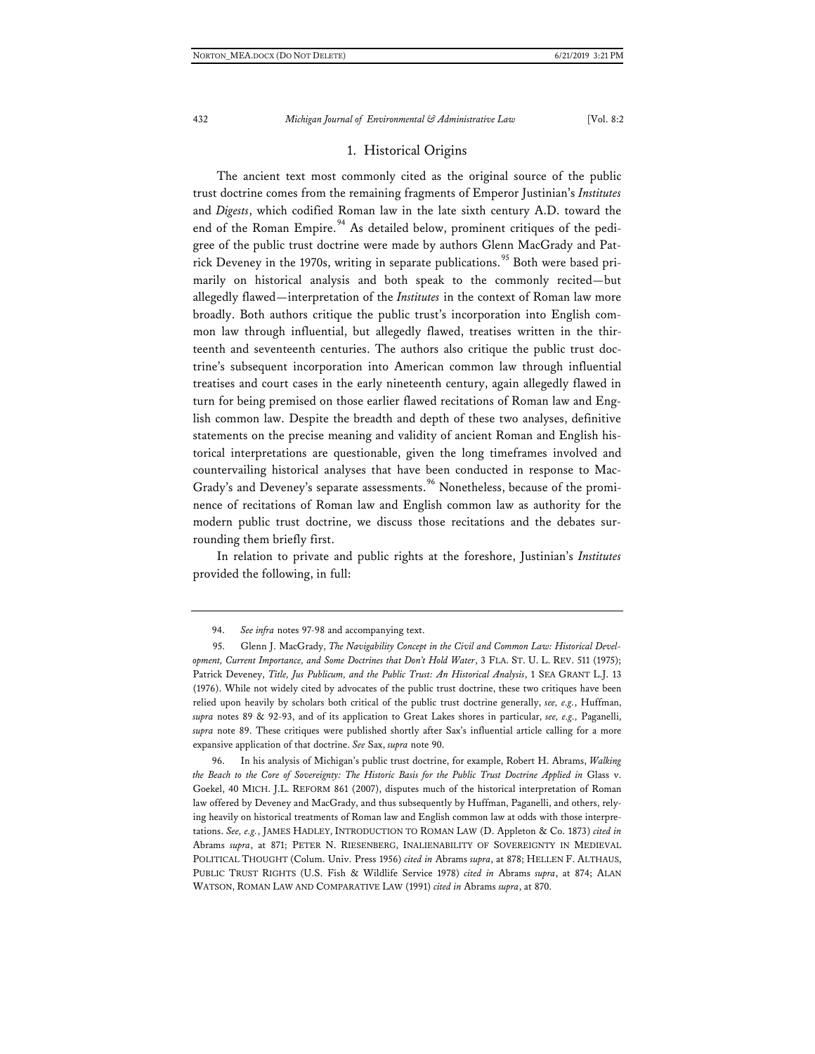### 1. Historical Origins

The ancient text most commonly cited as the original source of the public trust doctrine comes from the remaining fragments of Emperor Justinian's *Institutes* and *Digests*, which codified Roman law in the late sixth century A.D. toward the end of the Roman Empire.[94] As detailed below, prominent critiques of the pedigree of the public trust doctrine were made by authors Glenn MacGrady and Patrick Deveney in the 1970s, writing in separate publications.[95] Both were based primarily on historical analysis and both speak to the commonly recited—but allegedly flawed—interpretation of the *Institutes* in the context of Roman law more broadly. Both authors critique the public trust's incorporation into English common law through influential, but allegedly flawed, treatises written in the thirteenth and seventeenth centuries. The authors also critique the public trust doctrine's subsequent incorporation into American common law through influential treatises and court cases in the early nineteenth century, again allegedly flawed in turn for being premised on those earlier flawed recitations of Roman law and English common law. Despite the breadth and depth of these two analyses, definitive statements on the precise meaning and validity of ancient Roman and English historical interpretations are questionable, given the long timeframes involved and countervailing historical analyses that have been conducted in response to MacGrady's and Deveney's separate assessments.[96] Nonetheless, because of the prominence of recitations of Roman law and English common law as authority for the modern public trust doctrine, we discuss those recitations and the debates surrounding them briefly first.

In relation to private and public rights at the foreshore, Justinian's *Institutes* provided the following, in full:

---

94. *See infra* notes 97-98 and accompanying text.

95. Glenn J. MacGrady, *The Navigability Concept in the Civil and Common Law: Historical Development, Current Importance, and Some Doctrines that Don't Hold Water*, 3 FLA. ST. U. L. REV. 511 (1975); Patrick Deveney, *Title, Jus Publicum, and the Public Trust: An Historical Analysis*, 1 SEA GRANT L.J. 13 (1976). While not widely cited by advocates of the public trust doctrine, these two critiques have been relied upon heavily by scholars both critical of the public trust doctrine generally, *see, e.g.*, Huffman, *supra* notes 89 & 92-93, and of its application to Great Lakes shores in particular, *see, e.g.,* Paganelli, *supra* note 89. These critiques were published shortly after Sax's influential article calling for a more expansive application of that doctrine. *See* Sax, *supra* note 90.

96. In his analysis of Michigan's public trust doctrine, for example, Robert H. Abrams, *Walking the Beach to the Core of Sovereignty: The Historic Basis for the Public Trust Doctrine Applied in* Glass v. Goekel, 40 MICH. J.L. REFORM 861 (2007), disputes much of the historical interpretation of Roman law offered by Deveney and MacGrady, and thus subsequently by Huffman, Paganelli, and others, relying heavily on historical treatments of Roman law and English common law at odds with those interpretations. *See, e.g.*, JAMES HADLEY, INTRODUCTION TO ROMAN LAW (D. Appleton & Co. 1873) *cited in* Abrams *supra*, at 871; PETER N. RIESENBERG, INALIENABILITY OF SOVEREIGNTY IN MEDIEVAL POLITICAL THOUGHT (Colum. Univ. Press 1956) *cited in* Abrams *supra*, at 878; HELLEN F. ALTHAUS, PUBLIC TRUST RIGHTS (U.S. Fish & Wildlife Service 1978) *cited in* Abrams *supra*, at 874; ALAN WATSON, ROMAN LAW AND COMPARATIVE LAW (1991) *cited in* Abrams *supra*, at 870.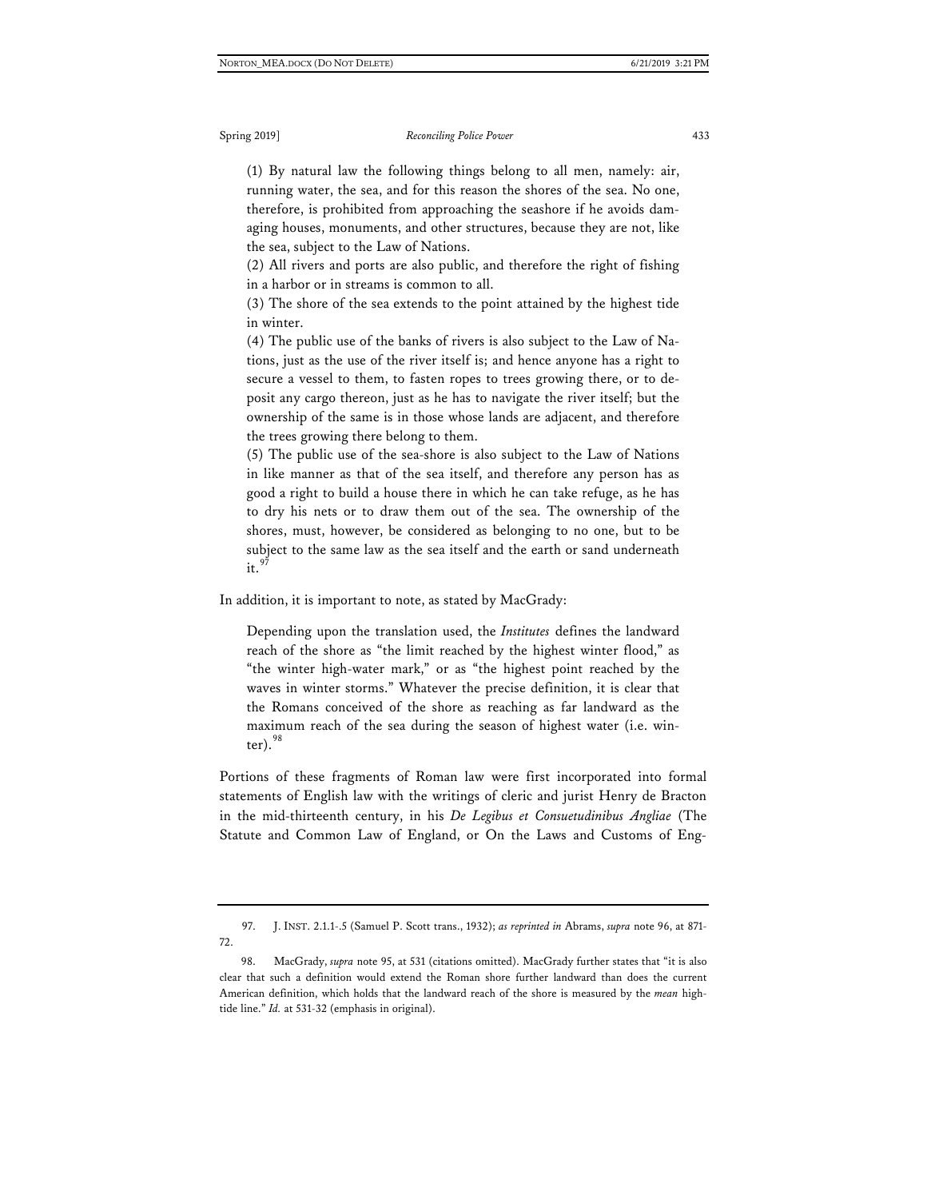> (1) By natural law the following things belong to all men, namely: air, running water, the sea, and for this reason the shores of the sea. No one, therefore, is prohibited from approaching the seashore if he avoids damaging houses, monuments, and other structures, because they are not, like the sea, subject to the Law of Nations.
>
> (2) All rivers and ports are also public, and therefore the right of fishing in a harbor or in streams is common to all.
>
> (3) The shore of the sea extends to the point attained by the highest tide in winter.
>
> (4) The public use of the banks of rivers is also subject to the Law of Nations, just as the use of the river itself is; and hence anyone has a right to secure a vessel to them, to fasten ropes to trees growing there, or to deposit any cargo thereon, just as he has to navigate the river itself; but the ownership of the same is in those whose lands are adjacent, and therefore the trees growing there belong to them.
>
> (5) The public use of the sea-shore is also subject to the Law of Nations in like manner as that of the sea itself, and therefore any person has as good a right to build a house there in which he can take refuge, as he has to dry his nets or to draw them out of the sea. The ownership of the shores, must, however, be considered as belonging to no one, but to be subject to the same law as the sea itself and the earth or sand underneath it.[97]

In addition, it is important to note, as stated by MacGrady:

> Depending upon the translation used, the *Institutes* defines the landward reach of the shore as "the limit reached by the highest winter flood," as "the winter high-water mark," or as "the highest point reached by the waves in winter storms." Whatever the precise definition, it is clear that the Romans conceived of the shore as reaching as far landward as the maximum reach of the sea during the season of highest water (i.e. winter).[98]

Portions of these fragments of Roman law were first incorporated into formal statements of English law with the writings of cleric and jurist Henry de Bracton in the mid-thirteenth century, in his *De Legibus et Consuetudinibus Angliae* (The Statute and Common Law of England, or On the Laws and Customs of Eng-

---

97. J. INST. 2.1.1-.5 (Samuel P. Scott trans., 1932); *as reprinted in* Abrams, *supra* note 96, at 871-72.

98. MacGrady, *supra* note 95, at 531 (citations omitted). MacGrady further states that "it is also clear that such a definition would extend the Roman shore further landward than does the current American definition, which holds that the landward reach of the shore is measured by the *mean* high-tide line." *Id.* at 531-32 (emphasis in original).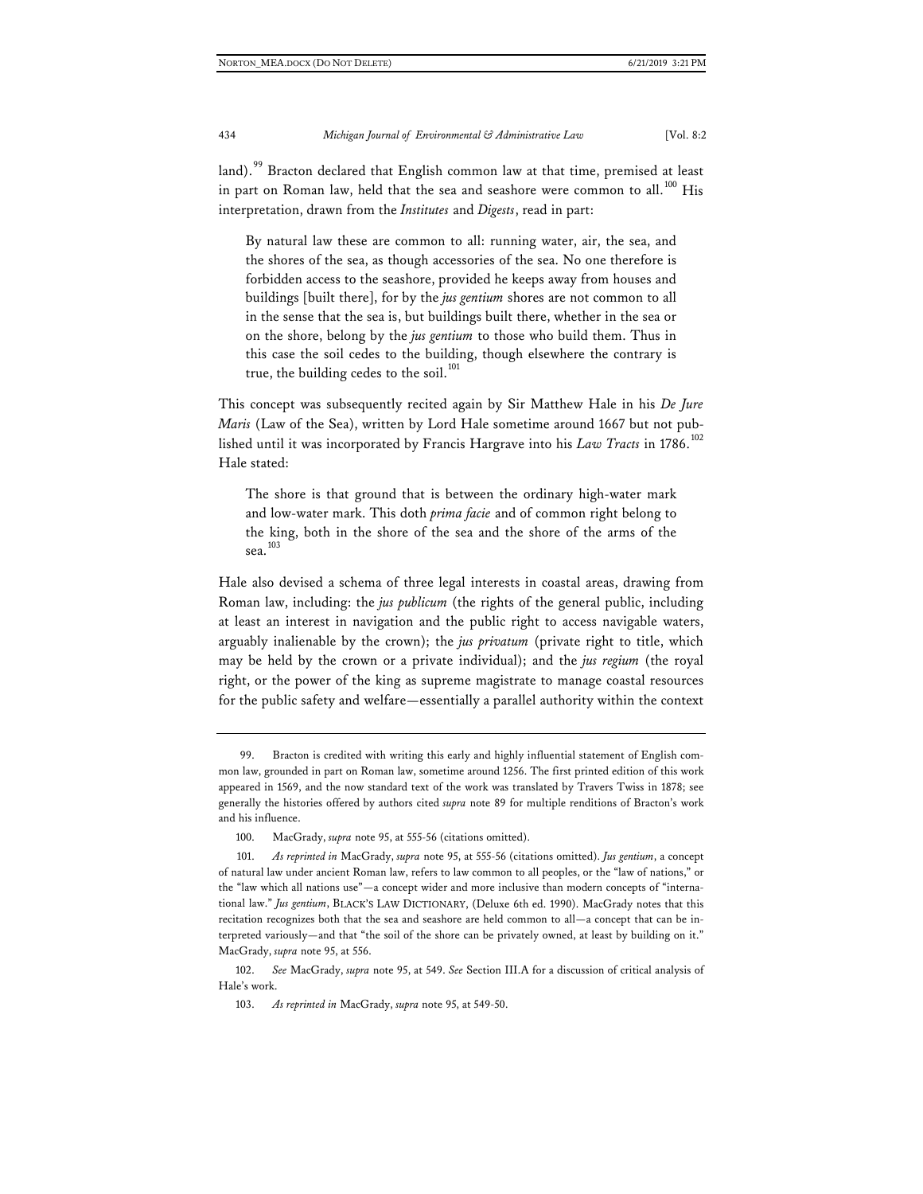land).[99] Bracton declared that English common law at that time, premised at least in part on Roman law, held that the sea and seashore were common to all.[100] His interpretation, drawn from the *Institutes* and *Digests*, read in part:

> By natural law these are common to all: running water, air, the sea, and the shores of the sea, as though accessories of the sea. No one therefore is forbidden access to the seashore, provided he keeps away from houses and buildings [built there], for by the *jus gentium* shores are not common to all in the sense that the sea is, but buildings built there, whether in the sea or on the shore, belong by the *jus gentium* to those who build them. Thus in this case the soil cedes to the building, though elsewhere the contrary is true, the building cedes to the soil.[101]

This concept was subsequently recited again by Sir Matthew Hale in his *De Jure Maris* (Law of the Sea), written by Lord Hale sometime around 1667 but not published until it was incorporated by Francis Hargrave into his *Law Tracts* in 1786.[102] Hale stated:

> The shore is that ground that is between the ordinary high-water mark and low-water mark. This doth *prima facie* and of common right belong to the king, both in the shore of the sea and the shore of the arms of the sea.[103]

Hale also devised a schema of three legal interests in coastal areas, drawing from Roman law, including: the *jus publicum* (the rights of the general public, including at least an interest in navigation and the public right to access navigable waters, arguably inalienable by the crown); the *jus privatum* (private right to title, which may be held by the crown or a private individual); and the *jus regium* (the royal right, or the power of the king as supreme magistrate to manage coastal resources for the public safety and welfare—essentially a parallel authority within the context

---

99. Bracton is credited with writing this early and highly influential statement of English common law, grounded in part on Roman law, sometime around 1256. The first printed edition of this work appeared in 1569, and the now standard text of the work was translated by Travers Twiss in 1878; see generally the histories offered by authors cited *supra* note 89 for multiple renditions of Bracton's work and his influence.

100. MacGrady, *supra* note 95, at 555-56 (citations omitted).

101. *As reprinted in* MacGrady, *supra* note 95, at 555-56 (citations omitted). *Jus gentium*, a concept of natural law under ancient Roman law, refers to law common to all peoples, or the "law of nations," or the "law which all nations use"—a concept wider and more inclusive than modern concepts of "international law." *Jus gentium*, BLACK'S LAW DICTIONARY, (Deluxe 6th ed. 1990). MacGrady notes that this recitation recognizes both that the sea and seashore are held common to all—a concept that can be interpreted variously—and that "the soil of the shore can be privately owned, at least by building on it." MacGrady, *supra* note 95, at 556.

102. *See* MacGrady, *supra* note 95, at 549. *See* Section III.A for a discussion of critical analysis of Hale's work.

103. *As reprinted in* MacGrady, *supra* note 95, at 549-50.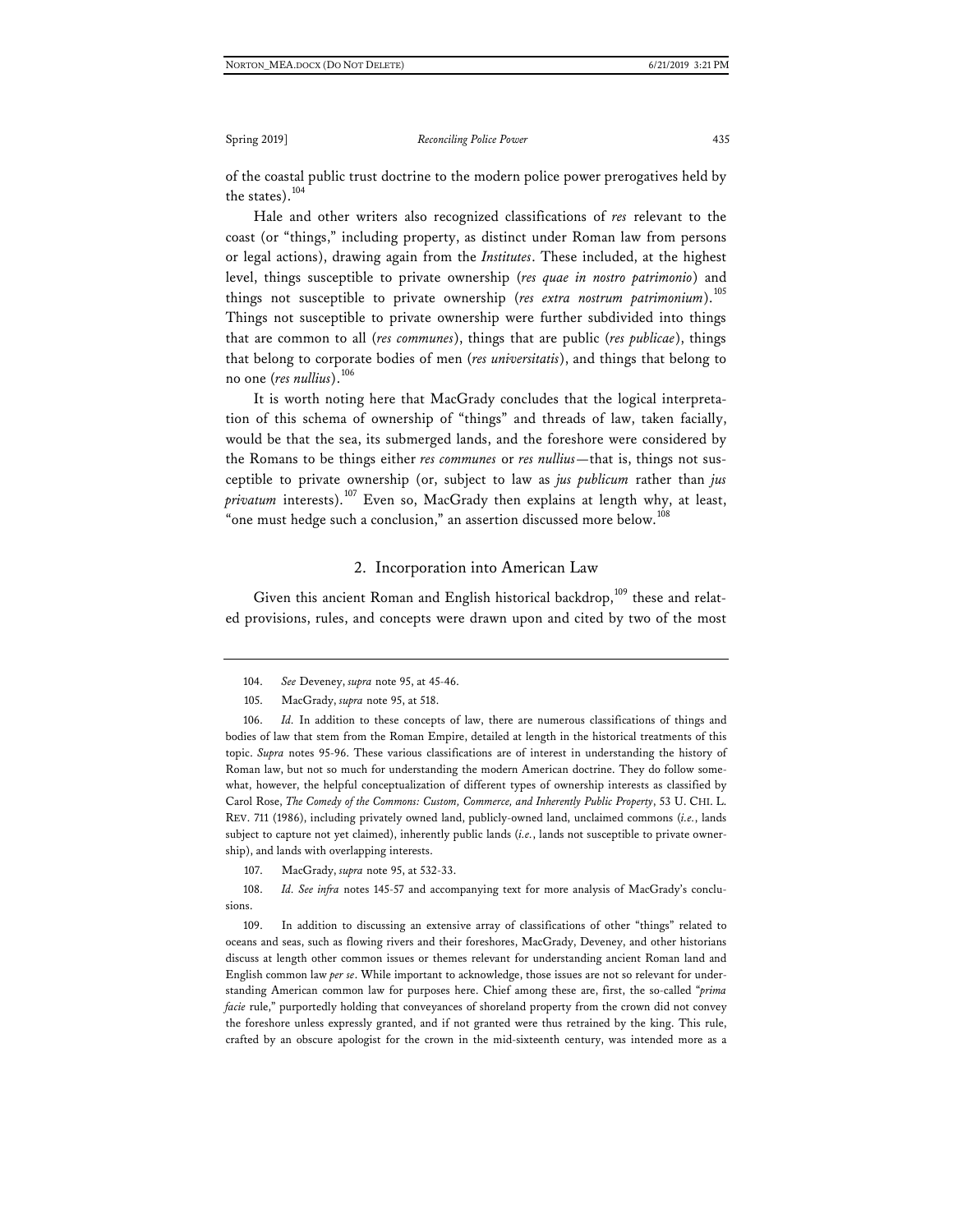of the coastal public trust doctrine to the modern police power prerogatives held by the states).[104]

Hale and other writers also recognized classifications of *res* relevant to the coast (or "things," including property, as distinct under Roman law from persons or legal actions), drawing again from the *Institutes*. These included, at the highest level, things susceptible to private ownership (*res quae in nostro patrimonio*) and things not susceptible to private ownership (*res extra nostrum patrimonium*).[105] Things not susceptible to private ownership were further subdivided into things that are common to all (*res communes*), things that are public (*res publicae*), things that belong to corporate bodies of men (*res universitatis*), and things that belong to no one (*res nullius*).[106]

It is worth noting here that MacGrady concludes that the logical interpretation of this schema of ownership of "things" and threads of law, taken facially, would be that the sea, its submerged lands, and the foreshore were considered by the Romans to be things either *res communes* or *res nullius*—that is, things not susceptible to private ownership (or, subject to law as *jus publicum* rather than *jus privatum* interests).[107] Even so, MacGrady then explains at length why, at least, "one must hedge such a conclusion," an assertion discussed more below.[108]

### 2. Incorporation into American Law

Given this ancient Roman and English historical backdrop,[109] these and related provisions, rules, and concepts were drawn upon and cited by two of the most

---

104. *See* Deveney, *supra* note 95, at 45-46.

105. MacGrady, *supra* note 95, at 518.

106. *Id.* In addition to these concepts of law, there are numerous classifications of things and bodies of law that stem from the Roman Empire, detailed at length in the historical treatments of this topic. *Supra* notes 95-96. These various classifications are of interest in understanding the history of Roman law, but not so much for understanding the modern American doctrine. They do follow somewhat, however, the helpful conceptualization of different types of ownership interests as classified by Carol Rose, *The Comedy of the Commons: Custom, Commerce, and Inherently Public Property*, 53 U. CHI. L. REV. 711 (1986), including privately owned land, publicly-owned land, unclaimed commons (*i.e.*, lands subject to capture not yet claimed), inherently public lands (*i.e.*, lands not susceptible to private ownership), and lands with overlapping interests.

107. MacGrady, *supra* note 95, at 532-33.

108. *Id. See infra* notes 145-57 and accompanying text for more analysis of MacGrady's conclusions.

109. In addition to discussing an extensive array of classifications of other "things" related to oceans and seas, such as flowing rivers and their foreshores, MacGrady, Deveney, and other historians discuss at length other common issues or themes relevant for understanding ancient Roman land and English common law *per se*. While important to acknowledge, those issues are not so relevant for understanding American common law for purposes here. Chief among these are, first, the so-called "*prima facie* rule," purportedly holding that conveyances of shoreland property from the crown did not convey the foreshore unless expressly granted, and if not granted were thus retrained by the king. This rule, crafted by an obscure apologist for the crown in the mid-sixteenth century, was intended more as a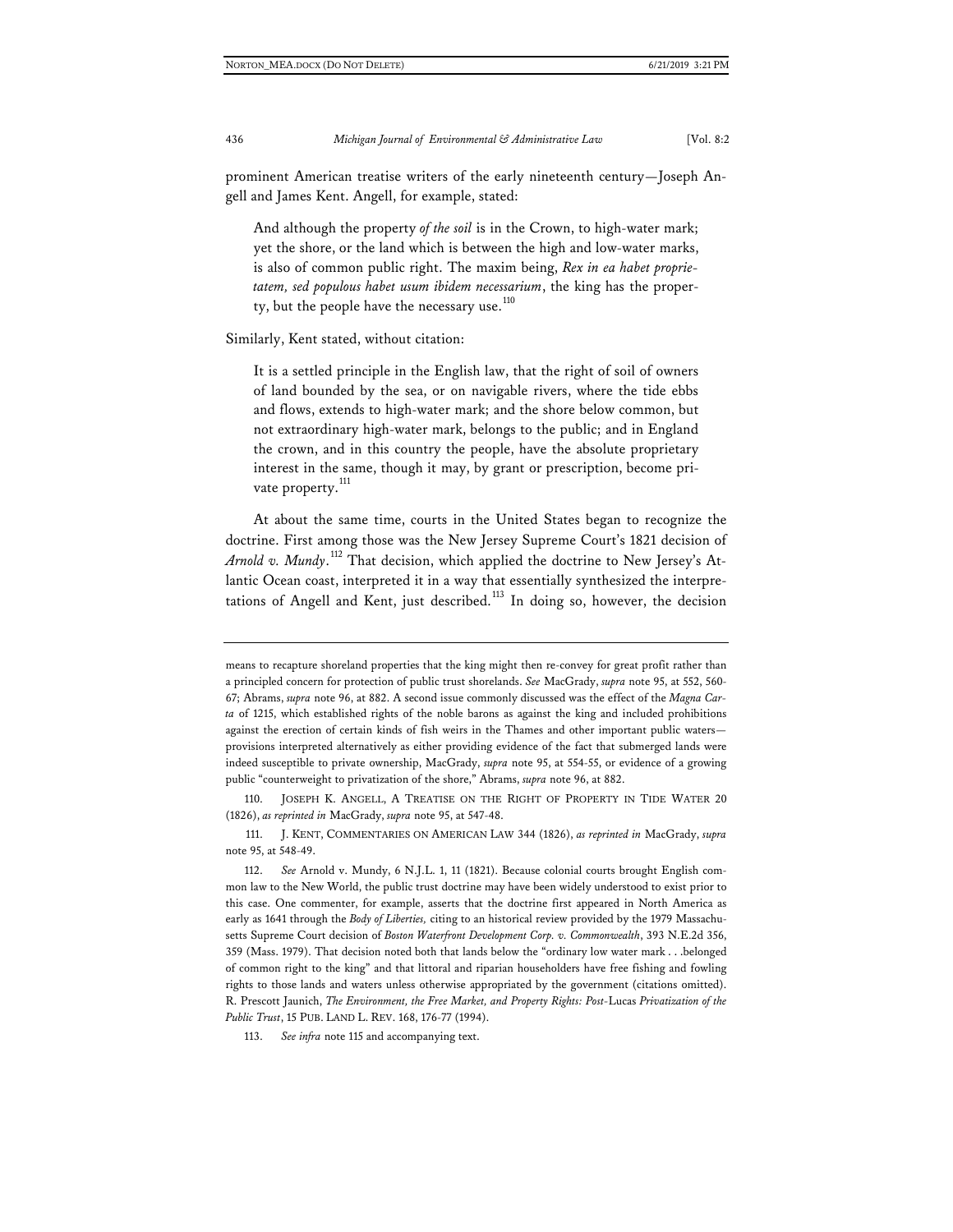prominent American treatise writers of the early nineteenth century—Joseph Angell and James Kent. Angell, for example, stated:

> And although the property *of the soil* is in the Crown, to high-water mark; yet the shore, or the land which is between the high and low-water marks, is also of common public right. The maxim being, *Rex in ea habet proprietatem, sed populous habet usum ibidem necessarium*, the king has the property, but the people have the necessary use.[110]

Similarly, Kent stated, without citation:

> It is a settled principle in the English law, that the right of soil of owners of land bounded by the sea, or on navigable rivers, where the tide ebbs and flows, extends to high-water mark; and the shore below common, but not extraordinary high-water mark, belongs to the public; and in England the crown, and in this country the people, have the absolute proprietary interest in the same, though it may, by grant or prescription, become private property.[111]

At about the same time, courts in the United States began to recognize the doctrine. First among those was the New Jersey Supreme Court's 1821 decision of *Arnold v. Mundy*.[112] That decision, which applied the doctrine to New Jersey's Atlantic Ocean coast, interpreted it in a way that essentially synthesized the interpretations of Angell and Kent, just described.[113] In doing so, however, the decision

---

means to recapture shoreland properties that the king might then re-convey for great profit rather than a principled concern for protection of public trust shorelands. *See* MacGrady, *supra* note 95, at 552, 560-67; Abrams, *supra* note 96, at 882. A second issue commonly discussed was the effect of the *Magna Carta* of 1215, which established rights of the noble barons as against the king and included prohibitions against the erection of certain kinds of fish weirs in the Thames and other important public waters—provisions interpreted alternatively as either providing evidence of the fact that submerged lands were indeed susceptible to private ownership, MacGrady, *supra* note 95, at 554-55, or evidence of a growing public "counterweight to privatization of the shore," Abrams, *supra* note 96, at 882.

110. JOSEPH K. ANGELL, A TREATISE ON THE RIGHT OF PROPERTY IN TIDE WATER 20 (1826), *as reprinted in* MacGrady, *supra* note 95, at 547-48.

111. J. KENT, COMMENTARIES ON AMERICAN LAW 344 (1826), *as reprinted in* MacGrady, *supra* note 95, at 548-49.

112. *See* Arnold v. Mundy, 6 N.J.L. 1, 11 (1821). Because colonial courts brought English common law to the New World, the public trust doctrine may have been widely understood to exist prior to this case. One commenter, for example, asserts that the doctrine first appeared in North America as early as 1641 through the *Body of Liberties,* citing to an historical review provided by the 1979 Massachusetts Supreme Court decision of *Boston Waterfront Development Corp. v. Commonwealth*, 393 N.E.2d 356, 359 (Mass. 1979). That decision noted both that lands below the "ordinary low water mark . . .belonged of common right to the king" and that littoral and riparian householders have free fishing and fowling rights to those lands and waters unless otherwise appropriated by the government (citations omitted). R. Prescott Jaunich, *The Environment, the Free Market, and Property Rights: Post-*Lucas *Privatization of the Public Trust*, 15 PUB. LAND L. REV. 168, 176-77 (1994).

113. *See infra* note 115 and accompanying text.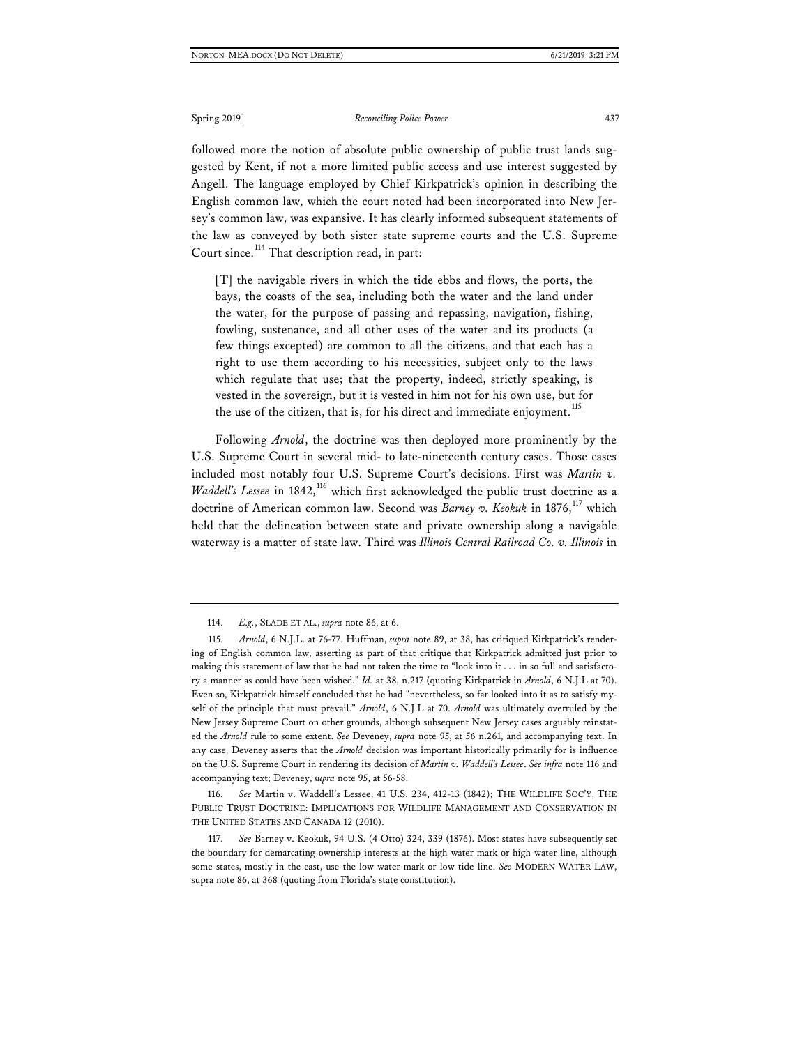followed more the notion of absolute public ownership of public trust lands suggested by Kent, if not a more limited public access and use interest suggested by Angell. The language employed by Chief Kirkpatrick's opinion in describing the English common law, which the court noted had been incorporated into New Jersey's common law, was expansive. It has clearly informed subsequent statements of the law as conveyed by both sister state supreme courts and the U.S. Supreme Court since.[114] That description read, in part:

> [T] the navigable rivers in which the tide ebbs and flows, the ports, the bays, the coasts of the sea, including both the water and the land under the water, for the purpose of passing and repassing, navigation, fishing, fowling, sustenance, and all other uses of the water and its products (a few things excepted) are common to all the citizens, and that each has a right to use them according to his necessities, subject only to the laws which regulate that use; that the property, indeed, strictly speaking, is vested in the sovereign, but it is vested in him not for his own use, but for the use of the citizen, that is, for his direct and immediate enjoyment.[115]

Following *Arnold*, the doctrine was then deployed more prominently by the U.S. Supreme Court in several mid- to late-nineteenth century cases. Those cases included most notably four U.S. Supreme Court's decisions. First was *Martin v. Waddell's Lessee* in 1842,[116] which first acknowledged the public trust doctrine as a doctrine of American common law. Second was *Barney v. Keokuk* in 1876,[117] which held that the delineation between state and private ownership along a navigable waterway is a matter of state law. Third was *Illinois Central Railroad Co. v. Illinois* in

---

114. *E.g.*, SLADE ET AL., *supra* note 86, at 6.

115. *Arnold*, 6 N.J.L. at 76-77. Huffman, *supra* note 89, at 38, has critiqued Kirkpatrick's rendering of English common law, asserting as part of that critique that Kirkpatrick admitted just prior to making this statement of law that he had not taken the time to "look into it . . . in so full and satisfactory a manner as could have been wished." *Id.* at 38, n.217 (quoting Kirkpatrick in *Arnold*, 6 N.J.L at 70). Even so, Kirkpatrick himself concluded that he had "nevertheless, so far looked into it as to satisfy myself of the principle that must prevail." *Arnold*, 6 N.J.L at 70. *Arnold* was ultimately overruled by the New Jersey Supreme Court on other grounds, although subsequent New Jersey cases arguably reinstated the *Arnold* rule to some extent. *See* Deveney, *supra* note 95, at 56 n.261, and accompanying text. In any case, Deveney asserts that the *Arnold* decision was important historically primarily for is influence on the U.S. Supreme Court in rendering its decision of *Martin v. Waddell's Lessee*. *See infra* note 116 and accompanying text; Deveney, *supra* note 95, at 56-58.

116. *See* Martin v. Waddell's Lessee, 41 U.S. 234, 412-13 (1842); THE WILDLIFE SOC'Y, THE PUBLIC TRUST DOCTRINE: IMPLICATIONS FOR WILDLIFE MANAGEMENT AND CONSERVATION IN THE UNITED STATES AND CANADA 12 (2010).

117. *See* Barney v. Keokuk, 94 U.S. (4 Otto) 324, 339 (1876). Most states have subsequently set the boundary for demarcating ownership interests at the high water mark or high water line, although some states, mostly in the east, use the low water mark or low tide line. *See* MODERN WATER LAW, supra note 86, at 368 (quoting from Florida's state constitution).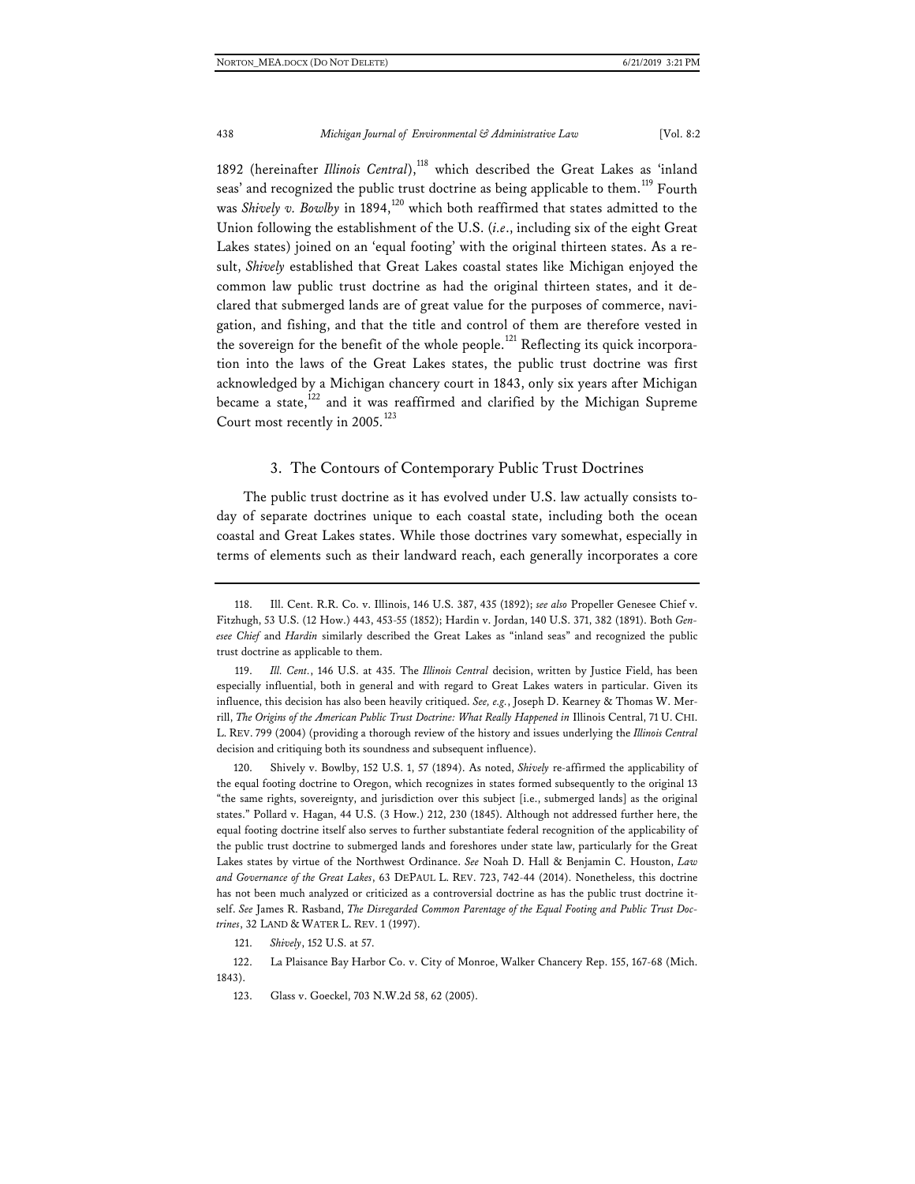1892 (hereinafter *Illinois Central*),[118] which described the Great Lakes as 'inland seas' and recognized the public trust doctrine as being applicable to them.[119] Fourth was *Shively v. Bowlby* in 1894,[120] which both reaffirmed that states admitted to the Union following the establishment of the U.S. (*i.e*., including six of the eight Great Lakes states) joined on an 'equal footing' with the original thirteen states. As a result, *Shively* established that Great Lakes coastal states like Michigan enjoyed the common law public trust doctrine as had the original thirteen states, and it declared that submerged lands are of great value for the purposes of commerce, navigation, and fishing, and that the title and control of them are therefore vested in the sovereign for the benefit of the whole people.[121] Reflecting its quick incorporation into the laws of the Great Lakes states, the public trust doctrine was first acknowledged by a Michigan chancery court in 1843, only six years after Michigan became a state,[122] and it was reaffirmed and clarified by the Michigan Supreme Court most recently in 2005.[123]

### 3. The Contours of Contemporary Public Trust Doctrines

The public trust doctrine as it has evolved under U.S. law actually consists today of separate doctrines unique to each coastal state, including both the ocean coastal and Great Lakes states. While those doctrines vary somewhat, especially in terms of elements such as their landward reach, each generally incorporates a core

---

118. Ill. Cent. R.R. Co. v. Illinois, 146 U.S. 387, 435 (1892); *see also* Propeller Genesee Chief v. Fitzhugh, 53 U.S. (12 How.) 443, 453-55 (1852); Hardin v. Jordan, 140 U.S. 371, 382 (1891). Both *Genesee Chief* and *Hardin* similarly described the Great Lakes as "inland seas" and recognized the public trust doctrine as applicable to them.

119. *Ill. Cent.*, 146 U.S. at 435. The *Illinois Central* decision, written by Justice Field, has been especially influential, both in general and with regard to Great Lakes waters in particular. Given its influence, this decision has also been heavily critiqued. *See, e.g.*, Joseph D. Kearney & Thomas W. Merrill, *The Origins of the American Public Trust Doctrine: What Really Happened in* Illinois Central, 71 U. CHI. L. REV. 799 (2004) (providing a thorough review of the history and issues underlying the *Illinois Central* decision and critiquing both its soundness and subsequent influence).

120. Shively v. Bowlby, 152 U.S. 1, 57 (1894). As noted, *Shively* re-affirmed the applicability of the equal footing doctrine to Oregon, which recognizes in states formed subsequently to the original 13 "the same rights, sovereignty, and jurisdiction over this subject [i.e., submerged lands] as the original states." Pollard v. Hagan, 44 U.S. (3 How.) 212, 230 (1845). Although not addressed further here, the equal footing doctrine itself also serves to further substantiate federal recognition of the applicability of the public trust doctrine to submerged lands and foreshores under state law, particularly for the Great Lakes states by virtue of the Northwest Ordinance. *See* Noah D. Hall & Benjamin C. Houston, *Law and Governance of the Great Lakes*, 63 DEPAUL L. REV. 723, 742-44 (2014). Nonetheless, this doctrine has not been much analyzed or criticized as a controversial doctrine as has the public trust doctrine itself. *See* James R. Rasband, *The Disregarded Common Parentage of the Equal Footing and Public Trust Doctrines*, 32 LAND & WATER L. REV. 1 (1997).

121. *Shively*, 152 U.S. at 57.

122. La Plaisance Bay Harbor Co. v. City of Monroe, Walker Chancery Rep. 155, 167-68 (Mich. 1843).

123. Glass v. Goeckel, 703 N.W.2d 58, 62 (2005).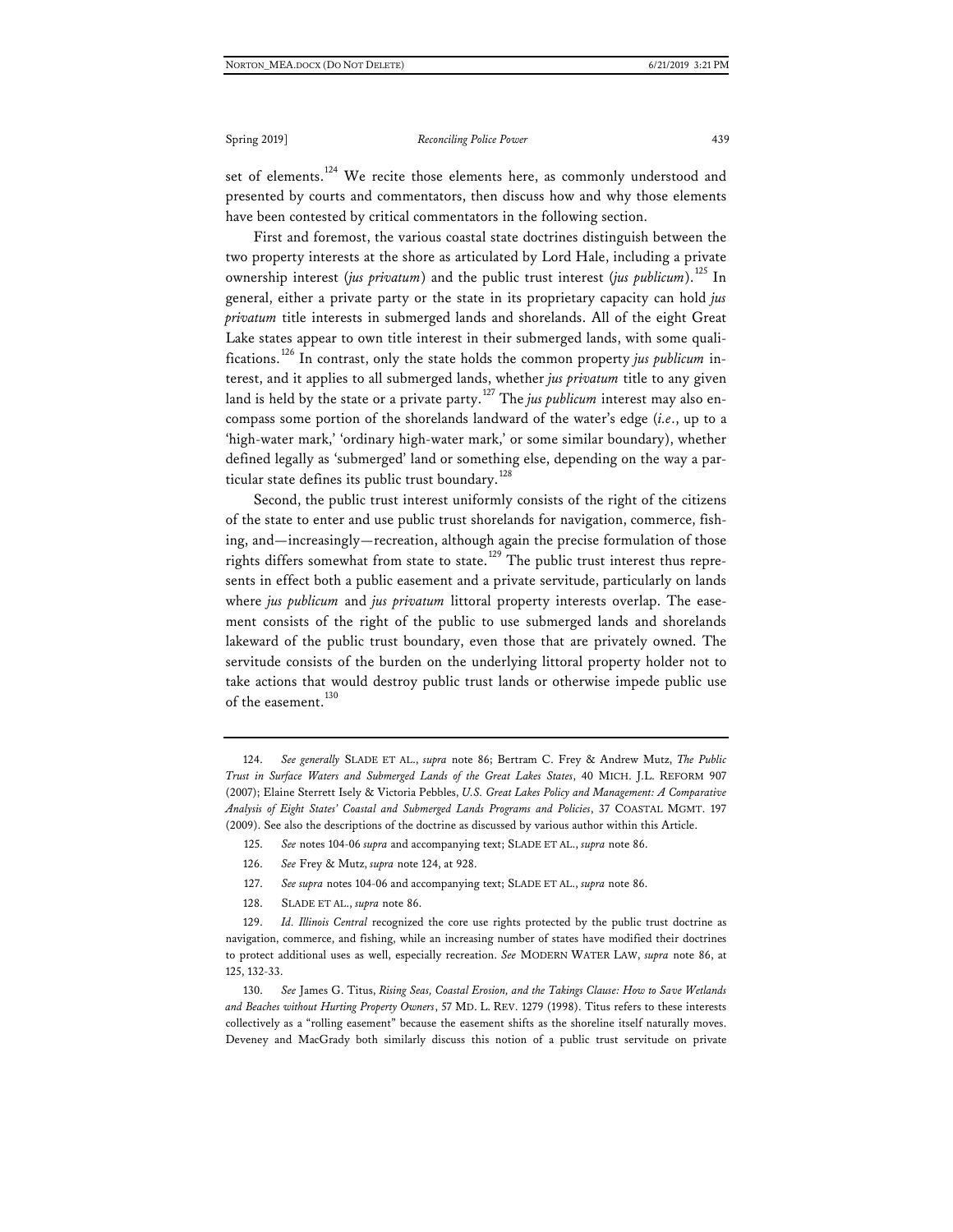set of elements.[124] We recite those elements here, as commonly understood and presented by courts and commentators, then discuss how and why those elements have been contested by critical commentators in the following section.

First and foremost, the various coastal state doctrines distinguish between the two property interests at the shore as articulated by Lord Hale, including a private ownership interest (*jus privatum*) and the public trust interest (*jus publicum*).[125] In general, either a private party or the state in its proprietary capacity can hold *jus privatum* title interests in submerged lands and shorelands. All of the eight Great Lake states appear to own title interest in their submerged lands, with some qualifications.[126] In contrast, only the state holds the common property *jus publicum* interest, and it applies to all submerged lands, whether *jus privatum* title to any given land is held by the state or a private party.[127] The *jus publicum* interest may also encompass some portion of the shorelands landward of the water's edge (*i.e*., up to a 'high-water mark,' 'ordinary high-water mark,' or some similar boundary), whether defined legally as 'submerged' land or something else, depending on the way a particular state defines its public trust boundary.[128]

Second, the public trust interest uniformly consists of the right of the citizens of the state to enter and use public trust shorelands for navigation, commerce, fishing, and—increasingly—recreation, although again the precise formulation of those rights differs somewhat from state to state.[129] The public trust interest thus represents in effect both a public easement and a private servitude, particularly on lands where *jus publicum* and *jus privatum* littoral property interests overlap. The easement consists of the right of the public to use submerged lands and shorelands lakeward of the public trust boundary, even those that are privately owned. The servitude consists of the burden on the underlying littoral property holder not to take actions that would destroy public trust lands or otherwise impede public use of the easement.[130]

---

124. *See generally* SLADE ET AL., *supra* note 86; Bertram C. Frey & Andrew Mutz, *The Public Trust in Surface Waters and Submerged Lands of the Great Lakes States*, 40 MICH. J.L. REFORM 907 (2007); Elaine Sterrett Isely & Victoria Pebbles, *U.S. Great Lakes Policy and Management: A Comparative Analysis of Eight States' Coastal and Submerged Lands Programs and Policies*, 37 COASTAL MGMT. 197 (2009). See also the descriptions of the doctrine as discussed by various author within this Article.

125. *See* notes 104-06 *supra* and accompanying text; SLADE ET AL., *supra* note 86.

126. *See* Frey & Mutz, *supra* note 124, at 928.

127. *See supra* notes 104-06 and accompanying text; SLADE ET AL., *supra* note 86.

128. SLADE ET AL., *supra* note 86.

129. *Id. Illinois Central* recognized the core use rights protected by the public trust doctrine as navigation, commerce, and fishing, while an increasing number of states have modified their doctrines to protect additional uses as well, especially recreation. *See* MODERN WATER LAW, *supra* note 86, at 125, 132-33.

130. *See* James G. Titus, *Rising Seas, Coastal Erosion, and the Takings Clause: How to Save Wetlands and Beaches without Hurting Property Owners*, 57 MD. L. REV. 1279 (1998). Titus refers to these interests collectively as a "rolling easement" because the easement shifts as the shoreline itself naturally moves. Deveney and MacGrady both similarly discuss this notion of a public trust servitude on private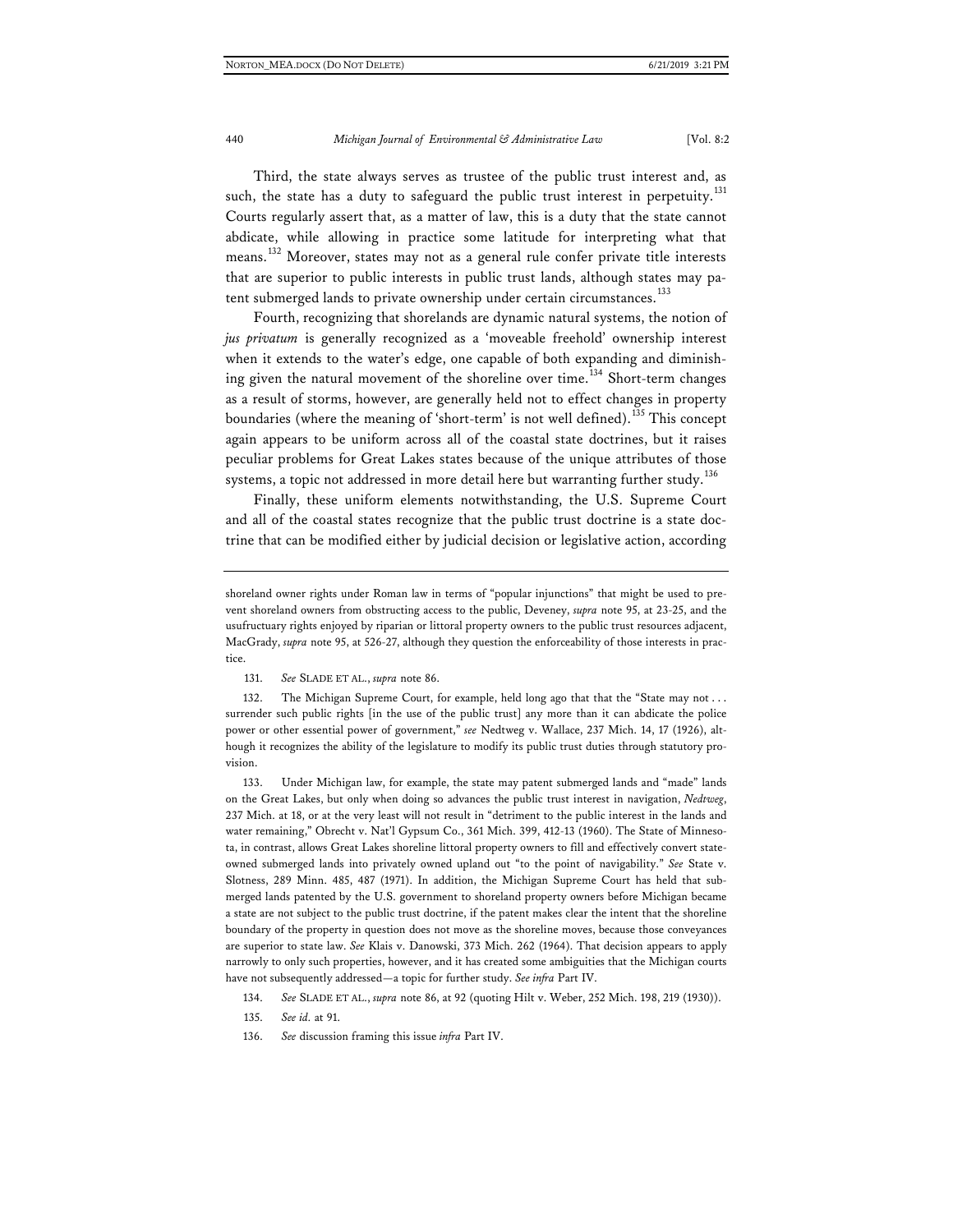Third, the state always serves as trustee of the public trust interest and, as such, the state has a duty to safeguard the public trust interest in perpetuity.[131] Courts regularly assert that, as a matter of law, this is a duty that the state cannot abdicate, while allowing in practice some latitude for interpreting what that means.[132] Moreover, states may not as a general rule confer private title interests that are superior to public interests in public trust lands, although states may patent submerged lands to private ownership under certain circumstances.[133]

Fourth, recognizing that shorelands are dynamic natural systems, the notion of *jus privatum* is generally recognized as a 'moveable freehold' ownership interest when it extends to the water's edge, one capable of both expanding and diminishing given the natural movement of the shoreline over time.[134] Short-term changes as a result of storms, however, are generally held not to effect changes in property boundaries (where the meaning of 'short-term' is not well defined).[135] This concept again appears to be uniform across all of the coastal state doctrines, but it raises peculiar problems for Great Lakes states because of the unique attributes of those systems, a topic not addressed in more detail here but warranting further study.[136]

Finally, these uniform elements notwithstanding, the U.S. Supreme Court and all of the coastal states recognize that the public trust doctrine is a state doctrine that can be modified either by judicial decision or legislative action, according

---

shoreland owner rights under Roman law in terms of "popular injunctions" that might be used to prevent shoreland owners from obstructing access to the public, Deveney, *supra* note 95, at 23-25, and the usufructuary rights enjoyed by riparian or littoral property owners to the public trust resources adjacent, MacGrady, *supra* note 95, at 526-27, although they question the enforceability of those interests in practice.

131. *See* SLADE ET AL., *supra* note 86.

132. The Michigan Supreme Court, for example, held long ago that that the "State may not . . . surrender such public rights [in the use of the public trust] any more than it can abdicate the police power or other essential power of government," *see* Nedtweg v. Wallace, 237 Mich. 14, 17 (1926), although it recognizes the ability of the legislature to modify its public trust duties through statutory provision.

133. Under Michigan law, for example, the state may patent submerged lands and "made" lands on the Great Lakes, but only when doing so advances the public trust interest in navigation, *Nedtweg*, 237 Mich. at 18, or at the very least will not result in "detriment to the public interest in the lands and water remaining," Obrecht v. Nat'l Gypsum Co., 361 Mich. 399, 412-13 (1960). The State of Minnesota, in contrast, allows Great Lakes shoreline littoral property owners to fill and effectively convert state-owned submerged lands into privately owned upland out "to the point of navigability." *See* State v. Slotness, 289 Minn. 485, 487 (1971). In addition, the Michigan Supreme Court has held that submerged lands patented by the U.S. government to shoreland property owners before Michigan became a state are not subject to the public trust doctrine, if the patent makes clear the intent that the shoreline boundary of the property in question does not move as the shoreline moves, because those conveyances are superior to state law. *See* Klais v. Danowski, 373 Mich. 262 (1964). That decision appears to apply narrowly to only such properties, however, and it has created some ambiguities that the Michigan courts have not subsequently addressed—a topic for further study. *See infra* Part IV.

134. *See* SLADE ET AL., *supra* note 86, at 92 (quoting Hilt v. Weber, 252 Mich. 198, 219 (1930)).

135. *See id.* at 91.

136. *See* discussion framing this issue *infra* Part IV.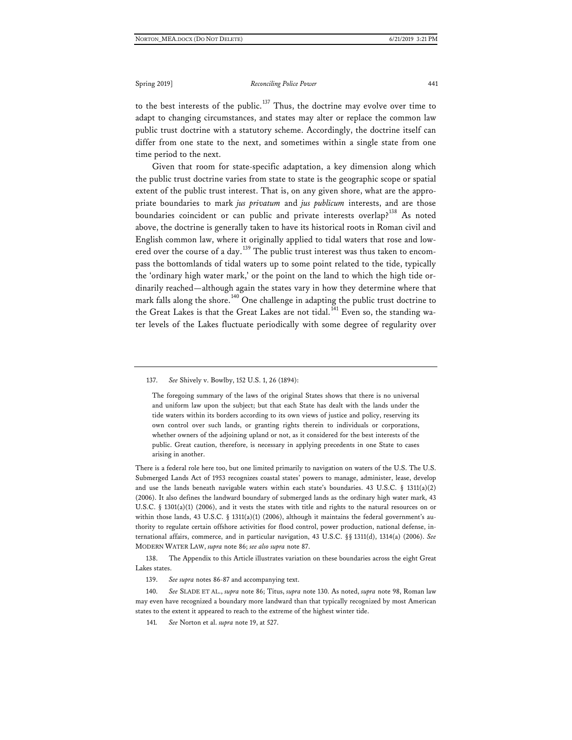to the best interests of the public.[137] Thus, the doctrine may evolve over time to adapt to changing circumstances, and states may alter or replace the common law public trust doctrine with a statutory scheme. Accordingly, the doctrine itself can differ from one state to the next, and sometimes within a single state from one time period to the next.

Given that room for state-specific adaptation, a key dimension along which the public trust doctrine varies from state to state is the geographic scope or spatial extent of the public trust interest. That is, on any given shore, what are the appropriate boundaries to mark *jus privatum* and *jus publicum* interests, and are those boundaries coincident or can public and private interests overlap?[138] As noted above, the doctrine is generally taken to have its historical roots in Roman civil and English common law, where it originally applied to tidal waters that rose and lowered over the course of a day.[139] The public trust interest was thus taken to encompass the bottomlands of tidal waters up to some point related to the tide, typically the 'ordinary high water mark,' or the point on the land to which the high tide ordinarily reached—although again the states vary in how they determine where that mark falls along the shore.[140] One challenge in adapting the public trust doctrine to the Great Lakes is that the Great Lakes are not tidal.[141] Even so, the standing water levels of the Lakes fluctuate periodically with some degree of regularity over

---

137. *See* Shively v. Bowlby, 152 U.S. 1, 26 (1894):

> The foregoing summary of the laws of the original States shows that there is no universal and uniform law upon the subject; but that each State has dealt with the lands under the tide waters within its borders according to its own views of justice and policy, reserving its own control over such lands, or granting rights therein to individuals or corporations, whether owners of the adjoining upland or not, as it considered for the best interests of the public. Great caution, therefore, is necessary in applying precedents in one State to cases arising in another.

There is a federal role here too, but one limited primarily to navigation on waters of the U.S. The U.S. Submerged Lands Act of 1953 recognizes coastal states' powers to manage, administer, lease, develop and use the lands beneath navigable waters within each state's boundaries. 43 U.S.C. § 1311(a)(2) (2006). It also defines the landward boundary of submerged lands as the ordinary high water mark, 43 U.S.C. § 1301(a)(1) (2006), and it vests the states with title and rights to the natural resources on or within those lands, 43 U.S.C. § 1311(a)(1) (2006), although it maintains the federal government's authority to regulate certain offshore activities for flood control, power production, national defense, international affairs, commerce, and in particular navigation, 43 U.S.C. §§ 1311(d), 1314(a) (2006). *See* MODERN WATER LAW, *supra* note 86; *see also supra* note 87.

138. The Appendix to this Article illustrates variation on these boundaries across the eight Great Lakes states.

139. *See supra* notes 86-87 and accompanying text.

140. *See* SLADE ET AL., *supra* note 86; Titus, *supra* note 130. As noted, *supra* note 98, Roman law may even have recognized a boundary more landward than that typically recognized by most American states to the extent it appeared to reach to the extreme of the highest winter tide.

141. *See* Norton et al. *supra* note 19, at 527.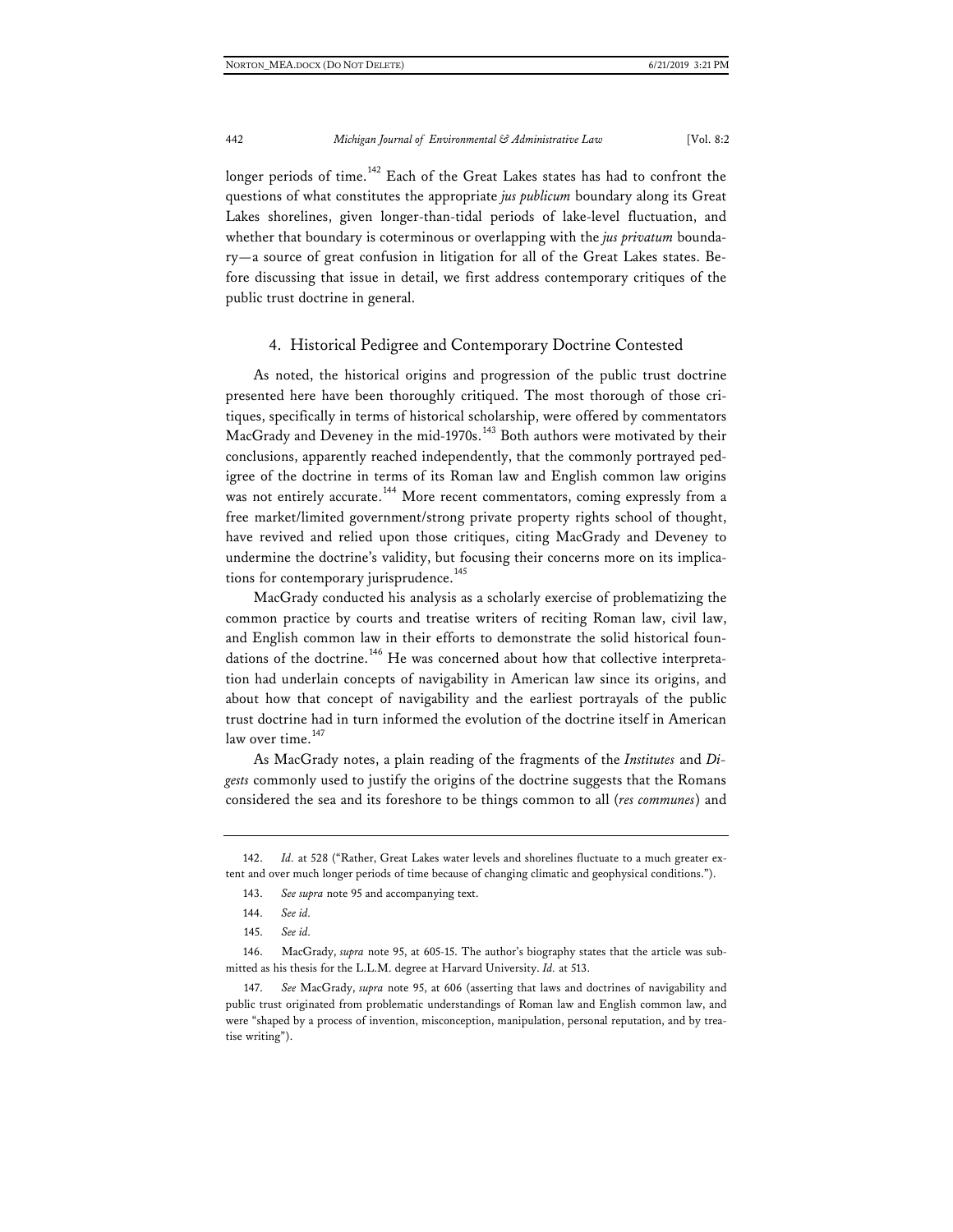longer periods of time.[142] Each of the Great Lakes states has had to confront the questions of what constitutes the appropriate *jus publicum* boundary along its Great Lakes shorelines, given longer-than-tidal periods of lake-level fluctuation, and whether that boundary is coterminous or overlapping with the *jus privatum* boundary—a source of great confusion in litigation for all of the Great Lakes states. Before discussing that issue in detail, we first address contemporary critiques of the public trust doctrine in general.

### 4. Historical Pedigree and Contemporary Doctrine Contested

As noted, the historical origins and progression of the public trust doctrine presented here have been thoroughly critiqued. The most thorough of those critiques, specifically in terms of historical scholarship, were offered by commentators MacGrady and Deveney in the mid-1970s.[143] Both authors were motivated by their conclusions, apparently reached independently, that the commonly portrayed pedigree of the doctrine in terms of its Roman law and English common law origins was not entirely accurate.[144] More recent commentators, coming expressly from a free market/limited government/strong private property rights school of thought, have revived and relied upon those critiques, citing MacGrady and Deveney to undermine the doctrine's validity, but focusing their concerns more on its implications for contemporary jurisprudence.[145]

MacGrady conducted his analysis as a scholarly exercise of problematizing the common practice by courts and treatise writers of reciting Roman law, civil law, and English common law in their efforts to demonstrate the solid historical foundations of the doctrine.[146] He was concerned about how that collective interpretation had underlain concepts of navigability in American law since its origins, and about how that concept of navigability and the earliest portrayals of the public trust doctrine had in turn informed the evolution of the doctrine itself in American law over time.[147]

As MacGrady notes, a plain reading of the fragments of the *Institutes* and *Digests* commonly used to justify the origins of the doctrine suggests that the Romans considered the sea and its foreshore to be things common to all (*res communes*) and

---

142. *Id.* at 528 ("Rather, Great Lakes water levels and shorelines fluctuate to a much greater extent and over much longer periods of time because of changing climatic and geophysical conditions.").

143. *See supra* note 95 and accompanying text.

144. *See id.*

145. *See id.*

146. MacGrady, *supra* note 95, at 605-15. The author's biography states that the article was submitted as his thesis for the L.L.M. degree at Harvard University. *Id.* at 513.

147. *See* MacGrady, *supra* note 95, at 606 (asserting that laws and doctrines of navigability and public trust originated from problematic understandings of Roman law and English common law, and were "shaped by a process of invention, misconception, manipulation, personal reputation, and by treatise writing").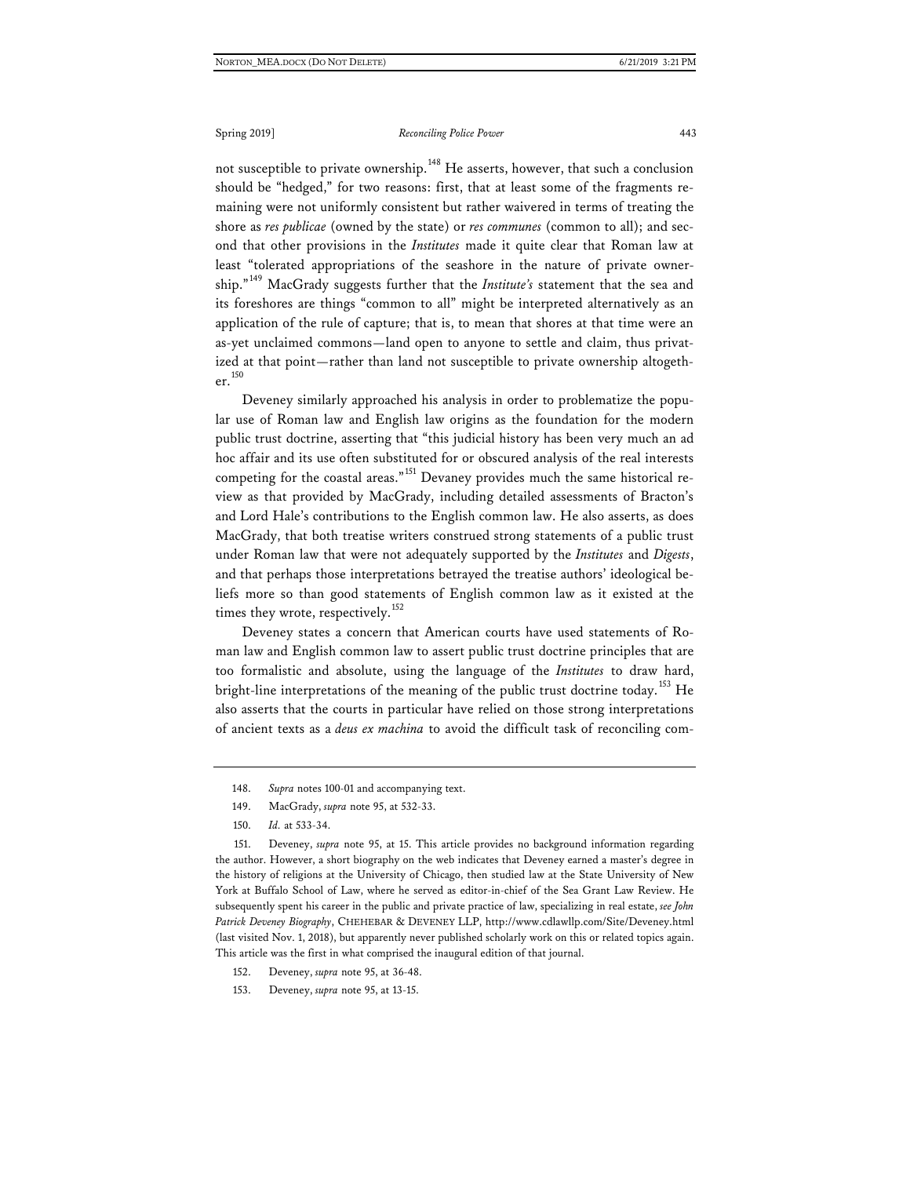not susceptible to private ownership.[148] He asserts, however, that such a conclusion should be "hedged," for two reasons: first, that at least some of the fragments remaining were not uniformly consistent but rather waivered in terms of treating the shore as *res publicae* (owned by the state) or *res communes* (common to all); and second that other provisions in the *Institutes* made it quite clear that Roman law at least "tolerated appropriations of the seashore in the nature of private ownership."[149] MacGrady suggests further that the *Institute's* statement that the sea and its foreshores are things "common to all" might be interpreted alternatively as an application of the rule of capture; that is, to mean that shores at that time were an as-yet unclaimed commons—land open to anyone to settle and claim, thus privatized at that point—rather than land not susceptible to private ownership altogether.[150]

Deveney similarly approached his analysis in order to problematize the popular use of Roman law and English law origins as the foundation for the modern public trust doctrine, asserting that "this judicial history has been very much an ad hoc affair and its use often substituted for or obscured analysis of the real interests competing for the coastal areas."[151] Devaney provides much the same historical review as that provided by MacGrady, including detailed assessments of Bracton's and Lord Hale's contributions to the English common law. He also asserts, as does MacGrady, that both treatise writers construed strong statements of a public trust under Roman law that were not adequately supported by the *Institutes* and *Digests*, and that perhaps those interpretations betrayed the treatise authors' ideological beliefs more so than good statements of English common law as it existed at the times they wrote, respectively.[152]

Deveney states a concern that American courts have used statements of Roman law and English common law to assert public trust doctrine principles that are too formalistic and absolute, using the language of the *Institutes* to draw hard, bright-line interpretations of the meaning of the public trust doctrine today.[153] He also asserts that the courts in particular have relied on those strong interpretations of ancient texts as a *deus ex machina* to avoid the difficult task of reconciling com-

---

148. *Supra* notes 100-01 and accompanying text.

149. MacGrady, *supra* note 95, at 532-33.

150. *Id.* at 533-34.

151. Deveney, *supra* note 95, at 15. This article provides no background information regarding the author. However, a short biography on the web indicates that Deveney earned a master's degree in the history of religions at the University of Chicago, then studied law at the State University of New York at Buffalo School of Law, where he served as editor-in-chief of the Sea Grant Law Review. He subsequently spent his career in the public and private practice of law, specializing in real estate, *see John Patrick Deveney Biography*, CHEHEBAR & DEVENEY LLP, http://www.cdlawllp.com/Site/Deveney.html (last visited Nov. 1, 2018), but apparently never published scholarly work on this or related topics again. This article was the first in what comprised the inaugural edition of that journal.

152. Deveney, *supra* note 95, at 36-48.

153. Deveney, *supra* note 95, at 13-15.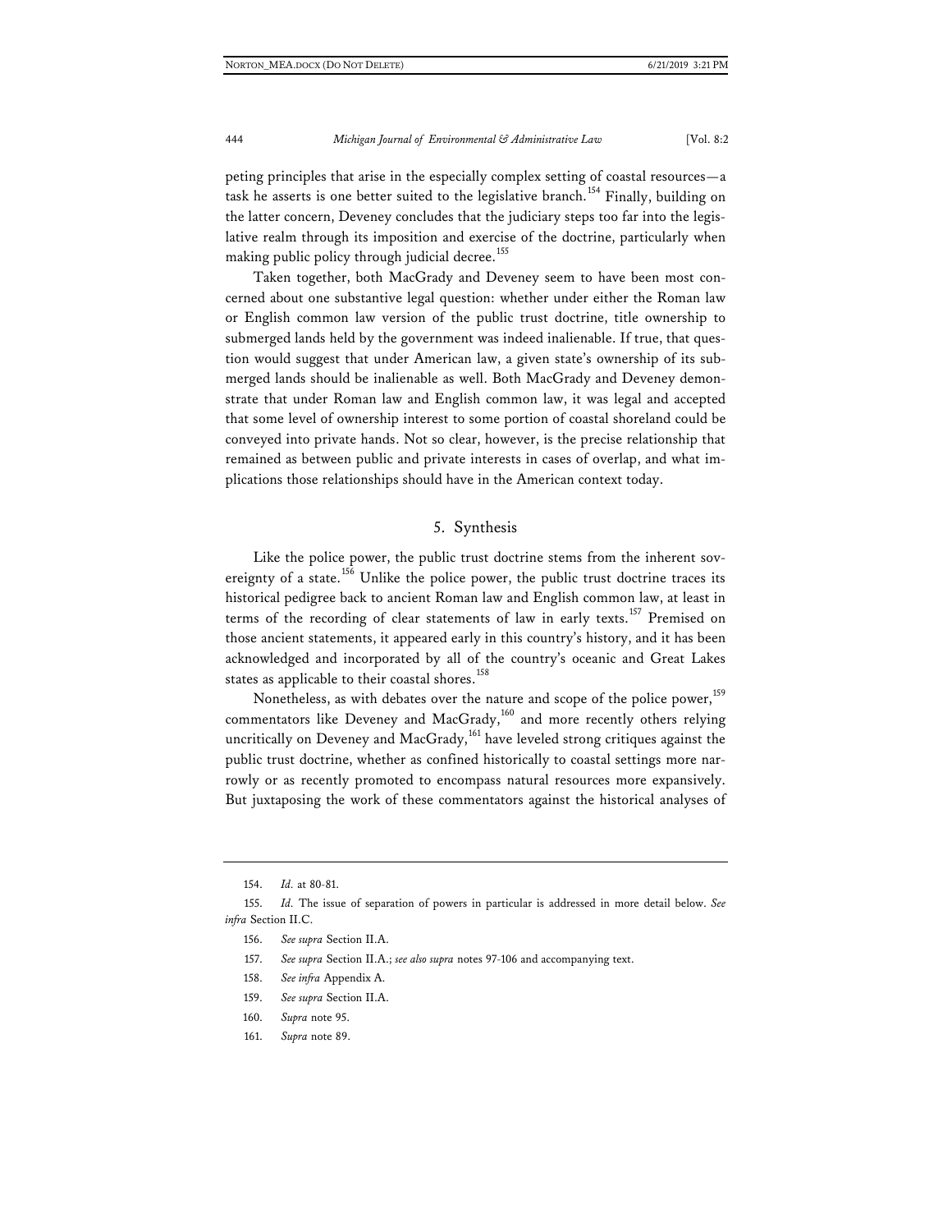peting principles that arise in the especially complex setting of coastal resources—a task he asserts is one better suited to the legislative branch.[154] Finally, building on the latter concern, Deveney concludes that the judiciary steps too far into the legislative realm through its imposition and exercise of the doctrine, particularly when making public policy through judicial decree.[155]

Taken together, both MacGrady and Deveney seem to have been most concerned about one substantive legal question: whether under either the Roman law or English common law version of the public trust doctrine, title ownership to submerged lands held by the government was indeed inalienable. If true, that question would suggest that under American law, a given state's ownership of its submerged lands should be inalienable as well. Both MacGrady and Deveney demonstrate that under Roman law and English common law, it was legal and accepted that some level of ownership interest to some portion of coastal shoreland could be conveyed into private hands. Not so clear, however, is the precise relationship that remained as between public and private interests in cases of overlap, and what implications those relationships should have in the American context today.

### 5. Synthesis

Like the police power, the public trust doctrine stems from the inherent sovereignty of a state.[156] Unlike the police power, the public trust doctrine traces its historical pedigree back to ancient Roman law and English common law, at least in terms of the recording of clear statements of law in early texts.[157] Premised on those ancient statements, it appeared early in this country's history, and it has been acknowledged and incorporated by all of the country's oceanic and Great Lakes states as applicable to their coastal shores.[158]

Nonetheless, as with debates over the nature and scope of the police power,[159] commentators like Deveney and MacGrady,[160] and more recently others relying uncritically on Deveney and MacGrady,[161] have leveled strong critiques against the public trust doctrine, whether as confined historically to coastal settings more narrowly or as recently promoted to encompass natural resources more expansively. But juxtaposing the work of these commentators against the historical analyses of

---

154. *Id.* at 80-81.

155. *Id.* The issue of separation of powers in particular is addressed in more detail below. *See infra* Section II.C.

156. *See supra* Section II.A.

157. *See supra* Section II.A.; *see also supra* notes 97-106 and accompanying text.

158. *See infra* Appendix A.

159. *See supra* Section II.A.

160. *Supra* note 95.

161. *Supra* note 89.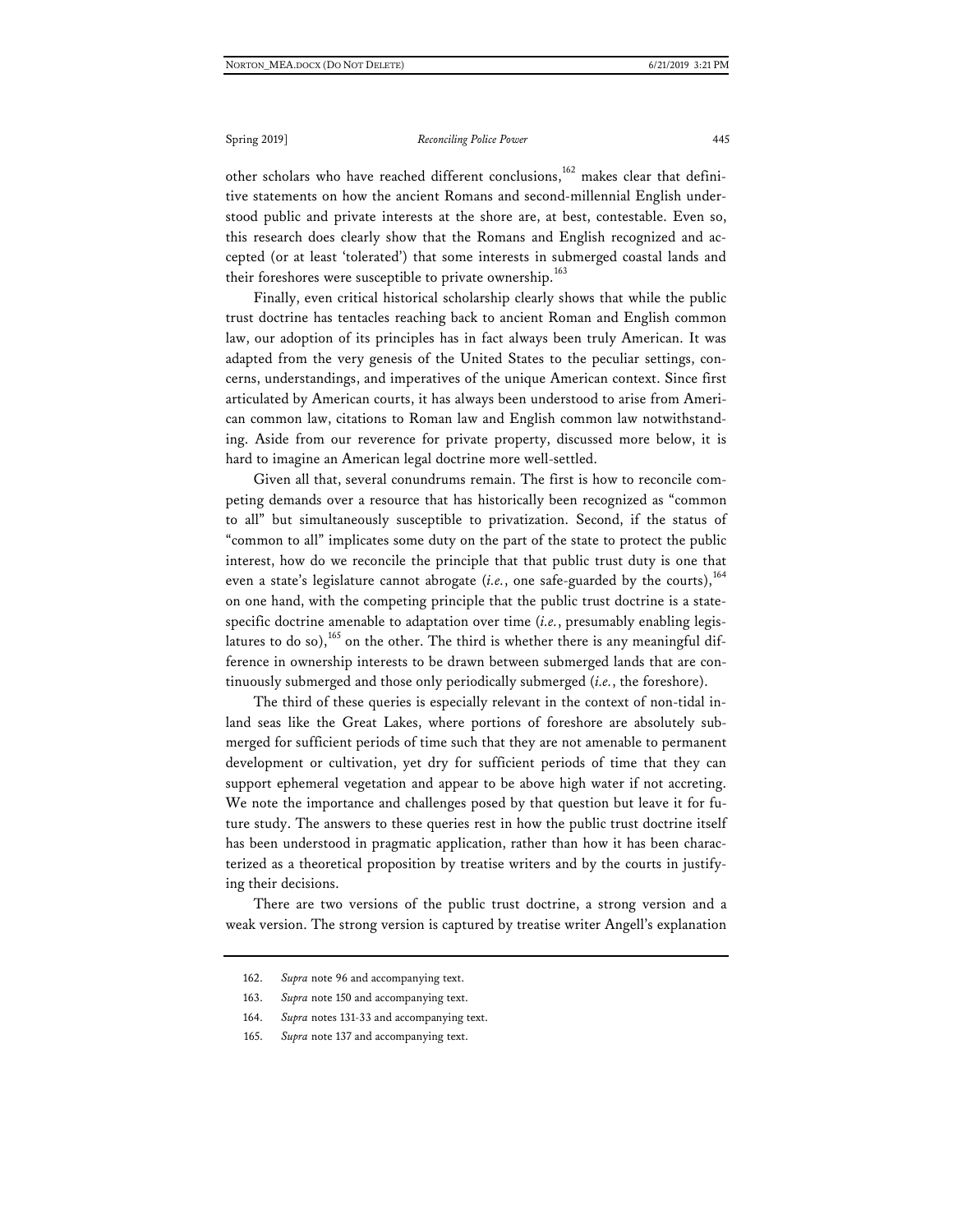other scholars who have reached different conclusions,[162] makes clear that definitive statements on how the ancient Romans and second-millennial English understood public and private interests at the shore are, at best, contestable. Even so, this research does clearly show that the Romans and English recognized and accepted (or at least 'tolerated') that some interests in submerged coastal lands and their foreshores were susceptible to private ownership.[163]

Finally, even critical historical scholarship clearly shows that while the public trust doctrine has tentacles reaching back to ancient Roman and English common law, our adoption of its principles has in fact always been truly American. It was adapted from the very genesis of the United States to the peculiar settings, concerns, understandings, and imperatives of the unique American context. Since first articulated by American courts, it has always been understood to arise from American common law, citations to Roman law and English common law notwithstanding. Aside from our reverence for private property, discussed more below, it is hard to imagine an American legal doctrine more well-settled.

Given all that, several conundrums remain. The first is how to reconcile competing demands over a resource that has historically been recognized as "common to all" but simultaneously susceptible to privatization. Second, if the status of "common to all" implicates some duty on the part of the state to protect the public interest, how do we reconcile the principle that that public trust duty is one that even a state's legislature cannot abrogate (*i.e.*, one safe-guarded by the courts),[164] on one hand, with the competing principle that the public trust doctrine is a state-specific doctrine amenable to adaptation over time (*i.e.*, presumably enabling legislatures to do so),[165] on the other. The third is whether there is any meaningful difference in ownership interests to be drawn between submerged lands that are continuously submerged and those only periodically submerged (*i.e.*, the foreshore).

The third of these queries is especially relevant in the context of non-tidal inland seas like the Great Lakes, where portions of foreshore are absolutely submerged for sufficient periods of time such that they are not amenable to permanent development or cultivation, yet dry for sufficient periods of time that they can support ephemeral vegetation and appear to be above high water if not accreting. We note the importance and challenges posed by that question but leave it for future study. The answers to these queries rest in how the public trust doctrine itself has been understood in pragmatic application, rather than how it has been characterized as a theoretical proposition by treatise writers and by the courts in justifying their decisions.

There are two versions of the public trust doctrine, a strong version and a weak version. The strong version is captured by treatise writer Angell's explanation

---

162. *Supra* note 96 and accompanying text.

163. *Supra* note 150 and accompanying text.

164. *Supra* notes 131-33 and accompanying text.

165. *Supra* note 137 and accompanying text.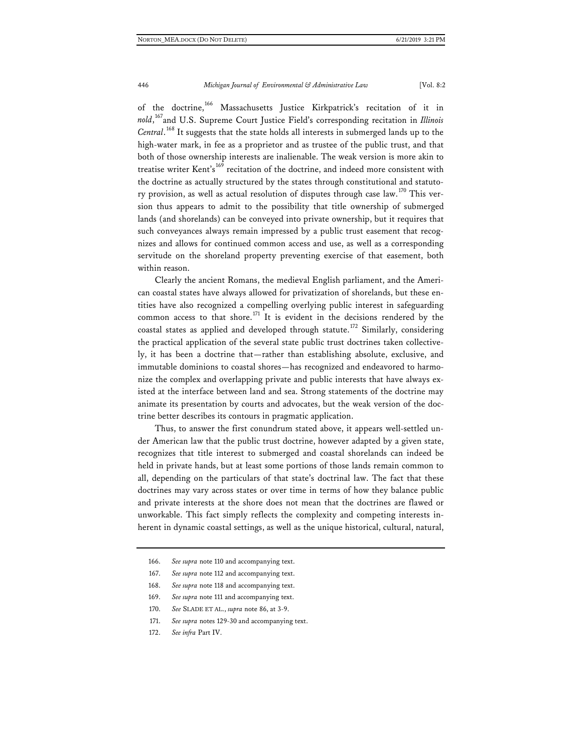of the doctrine,[166] Massachusetts Justice Kirkpatrick's recitation of it in *nold*,[167] and U.S. Supreme Court Justice Field's corresponding recitation in *Illinois Central*.[168] It suggests that the state holds all interests in submerged lands up to the high-water mark, in fee as a proprietor and as trustee of the public trust, and that both of those ownership interests are inalienable. The weak version is more akin to treatise writer Kent's[169] recitation of the doctrine, and indeed more consistent with the doctrine as actually structured by the states through constitutional and statutory provision, as well as actual resolution of disputes through case law.[170] This version thus appears to admit to the possibility that title ownership of submerged lands (and shorelands) can be conveyed into private ownership, but it requires that such conveyances always remain impressed by a public trust easement that recognizes and allows for continued common access and use, as well as a corresponding servitude on the shoreland property preventing exercise of that easement, both within reason.

Clearly the ancient Romans, the medieval English parliament, and the American coastal states have always allowed for privatization of shorelands, but these entities have also recognized a compelling overlying public interest in safeguarding common access to that shore.[171] It is evident in the decisions rendered by the coastal states as applied and developed through statute.[172] Similarly, considering the practical application of the several state public trust doctrines taken collectively, it has been a doctrine that—rather than establishing absolute, exclusive, and immutable dominions to coastal shores—has recognized and endeavored to harmonize the complex and overlapping private and public interests that have always existed at the interface between land and sea. Strong statements of the doctrine may animate its presentation by courts and advocates, but the weak version of the doctrine better describes its contours in pragmatic application.

Thus, to answer the first conundrum stated above, it appears well-settled under American law that the public trust doctrine, however adapted by a given state, recognizes that title interest to submerged and coastal shorelands can indeed be held in private hands, but at least some portions of those lands remain common to all, depending on the particulars of that state's doctrinal law. The fact that these doctrines may vary across states or over time in terms of how they balance public and private interests at the shore does not mean that the doctrines are flawed or unworkable. This fact simply reflects the complexity and competing interests inherent in dynamic coastal settings, as well as the unique historical, cultural, natural,

166. *See supra* note 110 and accompanying text.

167. *See supra* note 112 and accompanying text.

168. *See supra* note 118 and accompanying text.

169. *See supra* note 111 and accompanying text.

170. *See* SLADE ET AL., *supra* note 86, at 3-9.

171. *See supra* notes 129-30 and accompanying text.

172. *See infra* Part IV.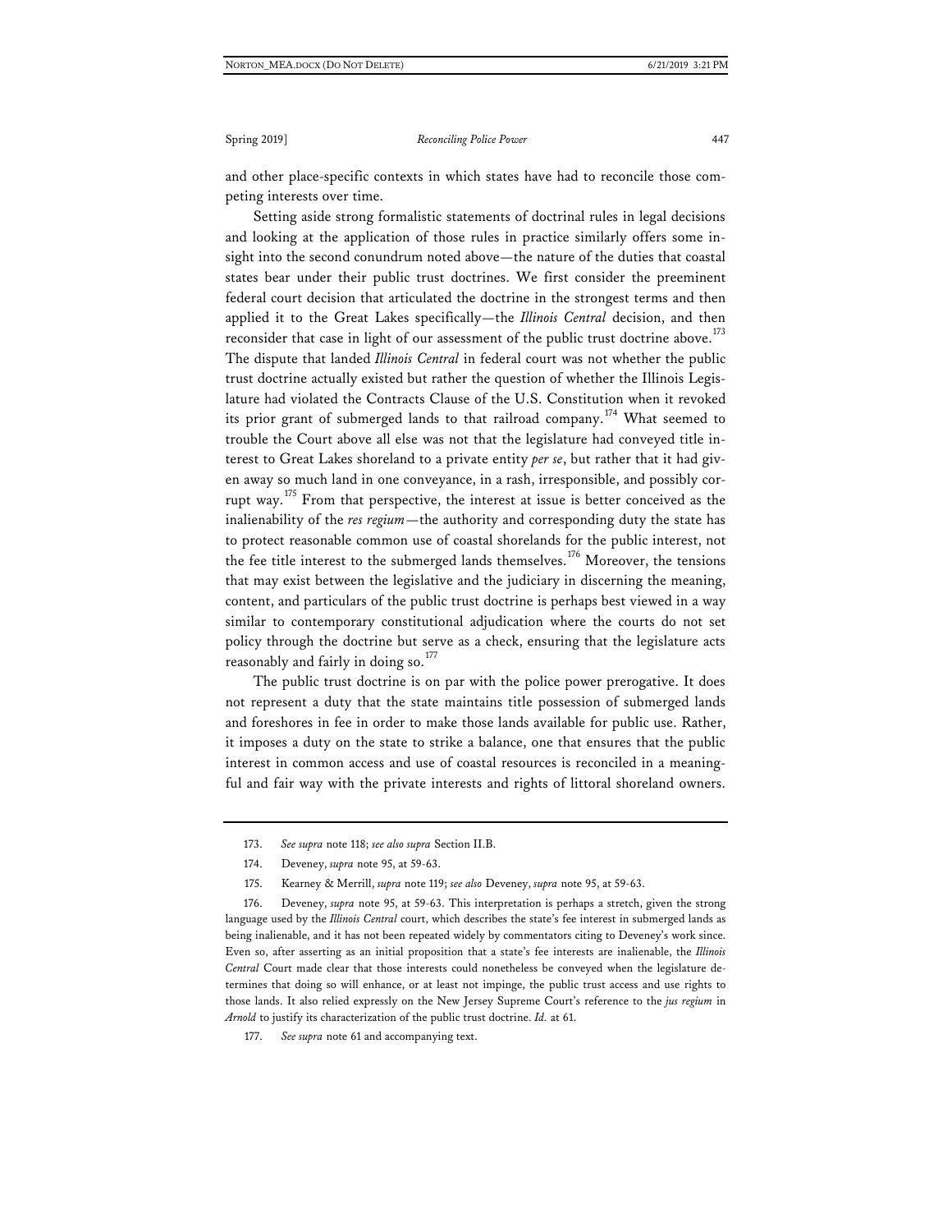and other place-specific contexts in which states have had to reconcile those competing interests over time.

Setting aside strong formalistic statements of doctrinal rules in legal decisions and looking at the application of those rules in practice similarly offers some insight into the second conundrum noted above—the nature of the duties that coastal states bear under their public trust doctrines. We first consider the preeminent federal court decision that articulated the doctrine in the strongest terms and then applied it to the Great Lakes specifically—the *Illinois Central* decision, and then reconsider that case in light of our assessment of the public trust doctrine above.[173] The dispute that landed *Illinois Central* in federal court was not whether the public trust doctrine actually existed but rather the question of whether the Illinois Legislature had violated the Contracts Clause of the U.S. Constitution when it revoked its prior grant of submerged lands to that railroad company.[174] What seemed to trouble the Court above all else was not that the legislature had conveyed title interest to Great Lakes shoreland to a private entity *per se*, but rather that it had given away so much land in one conveyance, in a rash, irresponsible, and possibly corrupt way.[175] From that perspective, the interest at issue is better conceived as the inalienability of the *res regium*—the authority and corresponding duty the state has to protect reasonable common use of coastal shorelands for the public interest, not the fee title interest to the submerged lands themselves.[176] Moreover, the tensions that may exist between the legislative and the judiciary in discerning the meaning, content, and particulars of the public trust doctrine is perhaps best viewed in a way similar to contemporary constitutional adjudication where the courts do not set policy through the doctrine but serve as a check, ensuring that the legislature acts reasonably and fairly in doing so.[177]

The public trust doctrine is on par with the police power prerogative. It does not represent a duty that the state maintains title possession of submerged lands and foreshores in fee in order to make those lands available for public use. Rather, it imposes a duty on the state to strike a balance, one that ensures that the public interest in common access and use of coastal resources is reconciled in a meaningful and fair way with the private interests and rights of littoral shoreland owners.

---

173. *See supra* note 118; *see also supra* Section II.B.

174. Deveney, *supra* note 95, at 59-63.

175. Kearney & Merrill, *supra* note 119; *see also* Deveney, *supra* note 95, at 59-63.

176. Deveney, *supra* note 95, at 59-63. This interpretation is perhaps a stretch, given the strong language used by the *Illinois Central* court, which describes the state's fee interest in submerged lands as being inalienable, and it has not been repeated widely by commentators citing to Deveney's work since. Even so, after asserting as an initial proposition that a state's fee interests are inalienable, the *Illinois Central* Court made clear that those interests could nonetheless be conveyed when the legislature determines that doing so will enhance, or at least not impinge, the public trust access and use rights to those lands. It also relied expressly on the New Jersey Supreme Court's reference to the *jus regium* in *Arnold* to justify its characterization of the public trust doctrine. *Id.* at 61.

177. *See supra* note 61 and accompanying text.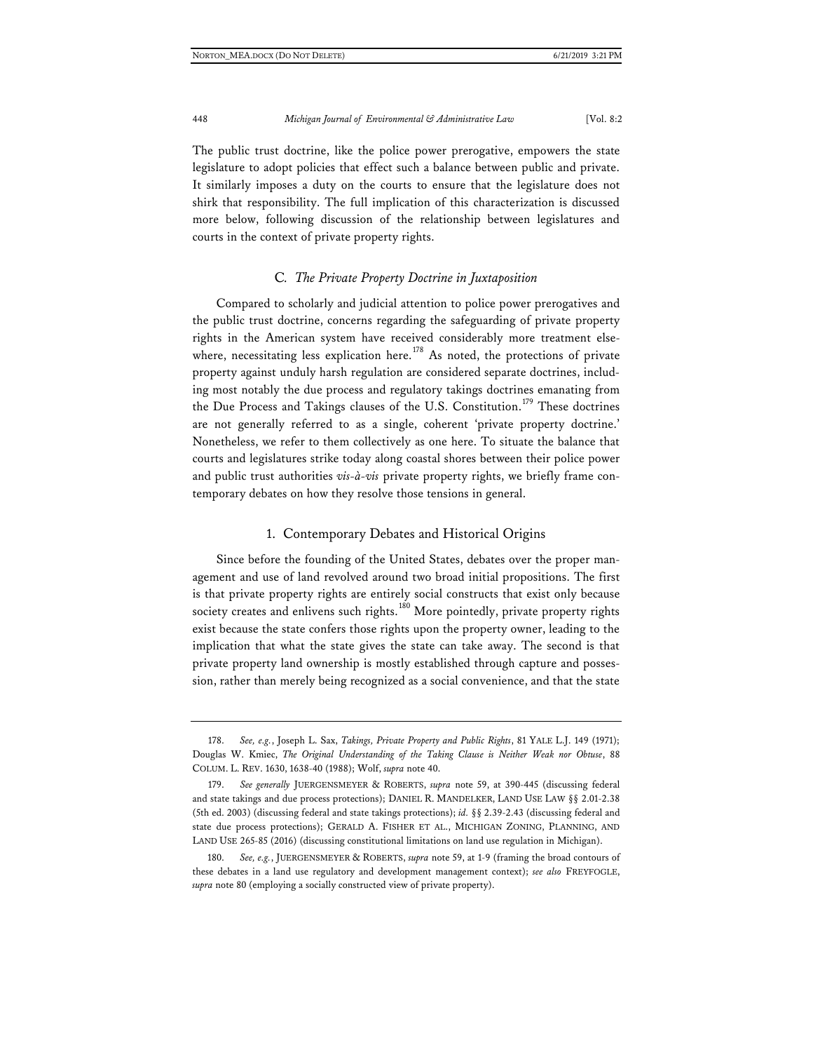The public trust doctrine, like the police power prerogative, empowers the state legislature to adopt policies that effect such a balance between public and private. It similarly imposes a duty on the courts to ensure that the legislature does not shirk that responsibility. The full implication of this characterization is discussed more below, following discussion of the relationship between legislatures and courts in the context of private property rights.

### C. *The Private Property Doctrine in Juxtaposition*

Compared to scholarly and judicial attention to police power prerogatives and the public trust doctrine, concerns regarding the safeguarding of private property rights in the American system have received considerably more treatment elsewhere, necessitating less explication here.[178] As noted, the protections of private property against unduly harsh regulation are considered separate doctrines, including most notably the due process and regulatory takings doctrines emanating from the Due Process and Takings clauses of the U.S. Constitution.[179] These doctrines are not generally referred to as a single, coherent 'private property doctrine.' Nonetheless, we refer to them collectively as one here. To situate the balance that courts and legislatures strike today along coastal shores between their police power and public trust authorities *vis-à-vis* private property rights, we briefly frame contemporary debates on how they resolve those tensions in general.

#### 1. Contemporary Debates and Historical Origins

Since before the founding of the United States, debates over the proper management and use of land revolved around two broad initial propositions. The first is that private property rights are entirely social constructs that exist only because society creates and enlivens such rights.[180] More pointedly, private property rights exist because the state confers those rights upon the property owner, leading to the implication that what the state gives the state can take away. The second is that private property land ownership is mostly established through capture and possession, rather than merely being recognized as a social convenience, and that the state

---

178. *See, e.g.*, Joseph L. Sax, *Takings, Private Property and Public Rights*, 81 YALE L.J. 149 (1971); Douglas W. Kmiec, *The Original Understanding of the Taking Clause is Neither Weak nor Obtuse*, 88 COLUM. L. REV. 1630, 1638-40 (1988); Wolf, *supra* note 40.

179. *See generally* JUERGENSMEYER & ROBERTS, *supra* note 59, at 390-445 (discussing federal and state takings and due process protections); DANIEL R. MANDELKER, LAND USE LAW §§ 2.01-2.38 (5th ed. 2003) (discussing federal and state takings protections); *id.* §§ 2.39-2.43 (discussing federal and state due process protections); GERALD A. FISHER ET AL., MICHIGAN ZONING, PLANNING, AND LAND USE 265-85 (2016) (discussing constitutional limitations on land use regulation in Michigan).

180. *See, e.g.*, JUERGENSMEYER & ROBERTS, *supra* note 59, at 1-9 (framing the broad contours of these debates in a land use regulatory and development management context); *see also* FREYFOGLE, *supra* note 80 (employing a socially constructed view of private property).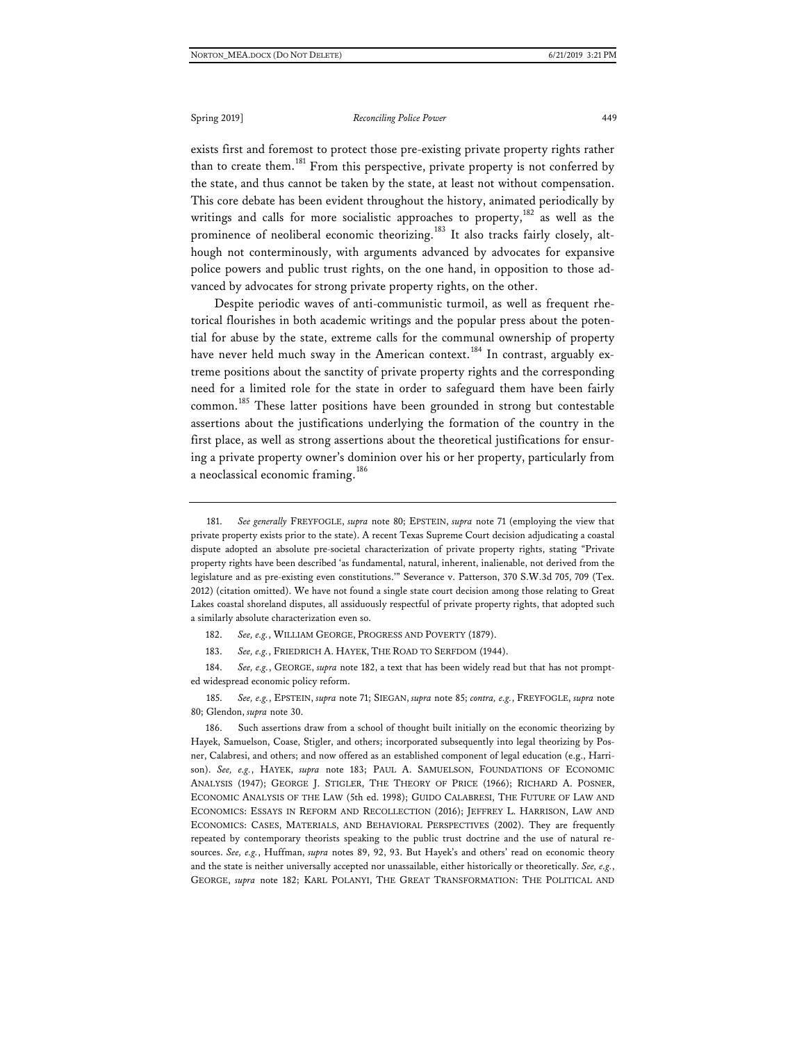exists first and foremost to protect those pre-existing private property rights rather than to create them.[181] From this perspective, private property is not conferred by the state, and thus cannot be taken by the state, at least not without compensation. This core debate has been evident throughout the history, animated periodically by writings and calls for more socialistic approaches to property,[182] as well as the prominence of neoliberal economic theorizing.[183] It also tracks fairly closely, although not conterminously, with arguments advanced by advocates for expansive police powers and public trust rights, on the one hand, in opposition to those advanced by advocates for strong private property rights, on the other.

Despite periodic waves of anti-communistic turmoil, as well as frequent rhetorical flourishes in both academic writings and the popular press about the potential for abuse by the state, extreme calls for the communal ownership of property have never held much sway in the American context.[184] In contrast, arguably extreme positions about the sanctity of private property rights and the corresponding need for a limited role for the state in order to safeguard them have been fairly common.[185] These latter positions have been grounded in strong but contestable assertions about the justifications underlying the formation of the country in the first place, as well as strong assertions about the theoretical justifications for ensuring a private property owner's dominion over his or her property, particularly from a neoclassical economic framing.[186]

---

181. *See generally* FREYFOGLE, *supra* note 80; EPSTEIN, *supra* note 71 (employing the view that private property exists prior to the state). A recent Texas Supreme Court decision adjudicating a coastal dispute adopted an absolute pre-societal characterization of private property rights, stating "Private property rights have been described 'as fundamental, natural, inherent, inalienable, not derived from the legislature and as pre-existing even constitutions.'" Severance v. Patterson, 370 S.W.3d 705, 709 (Tex. 2012) (citation omitted). We have not found a single state court decision among those relating to Great Lakes coastal shoreland disputes, all assiduously respectful of private property rights, that adopted such a similarly absolute characterization even so.

182. *See, e.g.*, WILLIAM GEORGE, PROGRESS AND POVERTY (1879).

183. *See, e.g.*, FRIEDRICH A. HAYEK, THE ROAD TO SERFDOM (1944).

184. *See, e.g.*, GEORGE, *supra* note 182, a text that has been widely read but that has not prompted widespread economic policy reform.

185. *See, e.g.*, EPSTEIN, *supra* note 71; SIEGAN, *supra* note 85; *contra, e.g.*, FREYFOGLE, *supra* note 80; Glendon, *supra* note 30.

186. Such assertions draw from a school of thought built initially on the economic theorizing by Hayek, Samuelson, Coase, Stigler, and others; incorporated subsequently into legal theorizing by Posner, Calabresi, and others; and now offered as an established component of legal education (e.g., Harrison). *See, e.g.*, HAYEK, *supra* note 183; PAUL A. SAMUELSON, FOUNDATIONS OF ECONOMIC ANALYSIS (1947); GEORGE J. STIGLER, THE THEORY OF PRICE (1966); RICHARD A. POSNER, ECONOMIC ANALYSIS OF THE LAW (5th ed. 1998); GUIDO CALABRESI, THE FUTURE OF LAW AND ECONOMICS: ESSAYS IN REFORM AND RECOLLECTION (2016); JEFFREY L. HARRISON, LAW AND ECONOMICS: CASES, MATERIALS, AND BEHAVIORAL PERSPECTIVES (2002). They are frequently repeated by contemporary theorists speaking to the public trust doctrine and the use of natural resources. *See, e.g.*, Huffman, *supra* notes 89, 92, 93. But Hayek's and others' read on economic theory and the state is neither universally accepted nor unassailable, either historically or theoretically. *See, e.g.*, GEORGE, *supra* note 182; KARL POLANYI, THE GREAT TRANSFORMATION: THE POLITICAL AND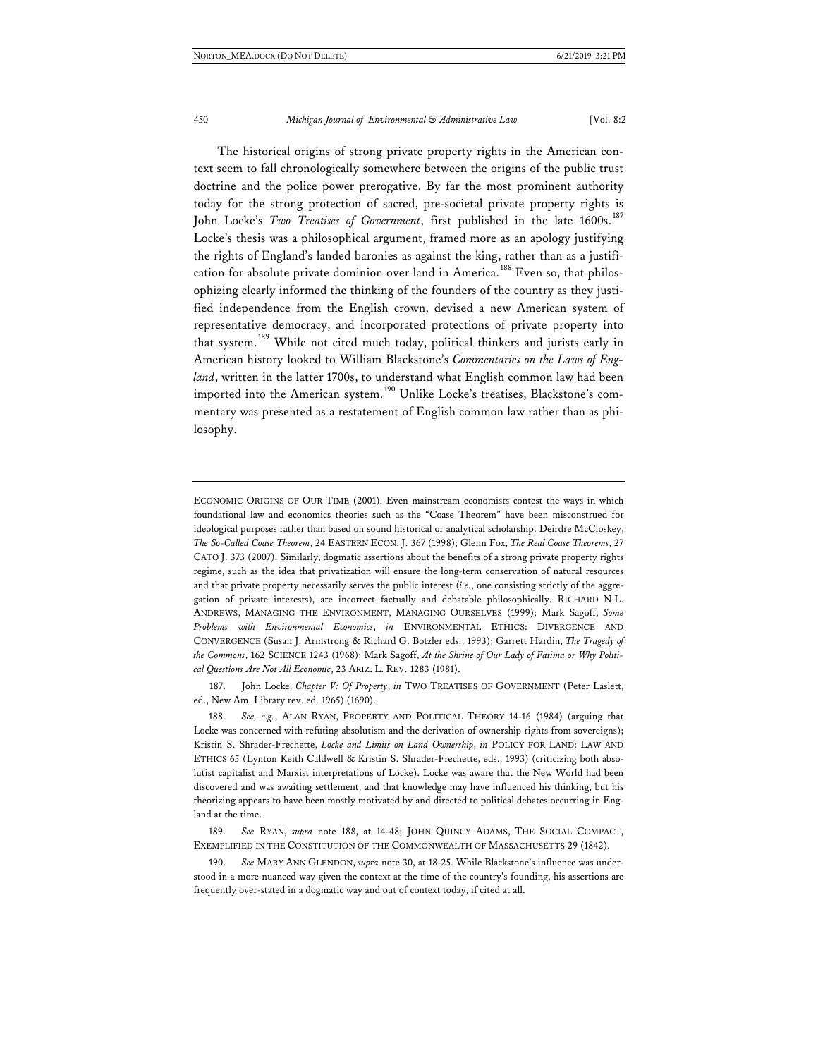The historical origins of strong private property rights in the American context seem to fall chronologically somewhere between the origins of the public trust doctrine and the police power prerogative. By far the most prominent authority today for the strong protection of sacred, pre-societal private property rights is John Locke's *Two Treatises of Government*, first published in the late 1600s.[187] Locke's thesis was a philosophical argument, framed more as an apology justifying the rights of England's landed baronies as against the king, rather than as a justification for absolute private dominion over land in America.[188] Even so, that philosophizing clearly informed the thinking of the founders of the country as they justified independence from the English crown, devised a new American system of representative democracy, and incorporated protections of private property into that system.[189] While not cited much today, political thinkers and jurists early in American history looked to William Blackstone's *Commentaries on the Laws of England*, written in the latter 1700s, to understand what English common law had been imported into the American system.[190] Unlike Locke's treatises, Blackstone's commentary was presented as a restatement of English common law rather than as philosophy.

---

ECONOMIC ORIGINS OF OUR TIME (2001). Even mainstream economists contest the ways in which foundational law and economics theories such as the "Coase Theorem" have been misconstrued for ideological purposes rather than based on sound historical or analytical scholarship. Deirdre McCloskey, *The So-Called Coase Theorem*, 24 EASTERN ECON. J. 367 (1998); Glenn Fox, *The Real Coase Theorems*, 27 CATO J. 373 (2007). Similarly, dogmatic assertions about the benefits of a strong private property rights regime, such as the idea that privatization will ensure the long-term conservation of natural resources and that private property necessarily serves the public interest (*i.e.*, one consisting strictly of the aggregation of private interests), are incorrect factually and debatable philosophically. RICHARD N.L. ANDREWS, MANAGING THE ENVIRONMENT, MANAGING OURSELVES (1999); Mark Sagoff, *Some Problems with Environmental Economics*, *in* ENVIRONMENTAL ETHICS: DIVERGENCE AND CONVERGENCE (Susan J. Armstrong & Richard G. Botzler eds., 1993); Garrett Hardin, *The Tragedy of the Commons*, 162 SCIENCE 1243 (1968); Mark Sagoff, *At the Shrine of Our Lady of Fatima or Why Political Questions Are Not All Economic*, 23 ARIZ. L. REV. 1283 (1981).

187. John Locke, *Chapter V: Of Property*, *in* TWO TREATISES OF GOVERNMENT (Peter Laslett, ed., New Am. Library rev. ed. 1965) (1690).

188. *See, e.g.*, ALAN RYAN, PROPERTY AND POLITICAL THEORY 14-16 (1984) (arguing that Locke was concerned with refuting absolutism and the derivation of ownership rights from sovereigns); Kristin S. Shrader-Frechette, *Locke and Limits on Land Ownership*, *in* POLICY FOR LAND: LAW AND ETHICS 65 (Lynton Keith Caldwell & Kristin S. Shrader-Frechette, eds., 1993) (criticizing both absolutist capitalist and Marxist interpretations of Locke). Locke was aware that the New World had been discovered and was awaiting settlement, and that knowledge may have influenced his thinking, but his theorizing appears to have been mostly motivated by and directed to political debates occurring in England at the time.

189. *See* RYAN, *supra* note 188, at 14-48; JOHN QUINCY ADAMS, THE SOCIAL COMPACT, EXEMPLIFIED IN THE CONSTITUTION OF THE COMMONWEALTH OF MASSACHUSETTS 29 (1842).

190. *See* MARY ANN GLENDON, *supra* note 30, at 18-25. While Blackstone's influence was understood in a more nuanced way given the context at the time of the country's founding, his assertions are frequently over-stated in a dogmatic way and out of context today, if cited at all.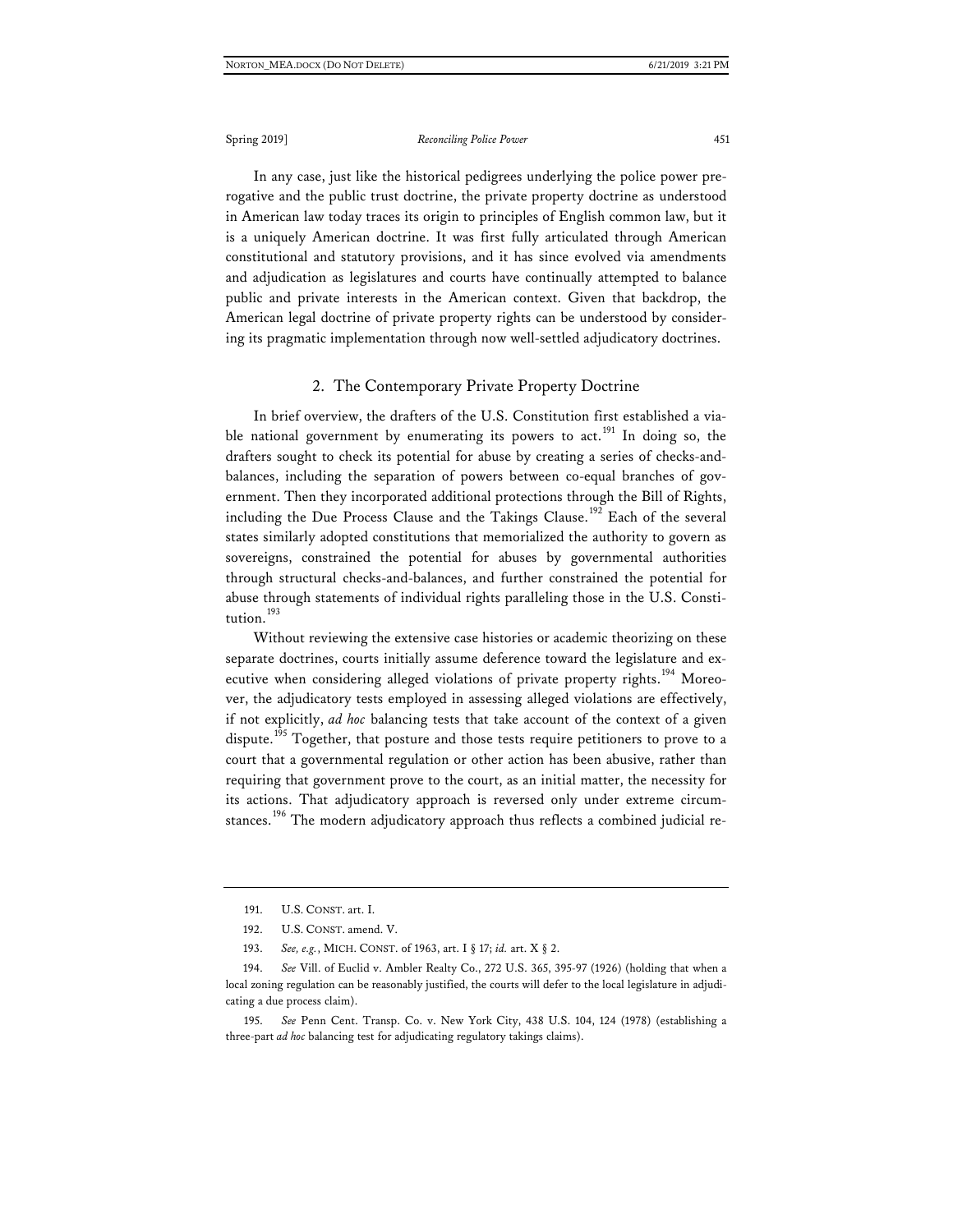In any case, just like the historical pedigrees underlying the police power prerogative and the public trust doctrine, the private property doctrine as understood in American law today traces its origin to principles of English common law, but it is a uniquely American doctrine. It was first fully articulated through American constitutional and statutory provisions, and it has since evolved via amendments and adjudication as legislatures and courts have continually attempted to balance public and private interests in the American context. Given that backdrop, the American legal doctrine of private property rights can be understood by considering its pragmatic implementation through now well-settled adjudicatory doctrines.

### 2. The Contemporary Private Property Doctrine

In brief overview, the drafters of the U.S. Constitution first established a viable national government by enumerating its powers to act.[191] In doing so, the drafters sought to check its potential for abuse by creating a series of checks-and-balances, including the separation of powers between co-equal branches of government. Then they incorporated additional protections through the Bill of Rights, including the Due Process Clause and the Takings Clause.[192] Each of the several states similarly adopted constitutions that memorialized the authority to govern as sovereigns, constrained the potential for abuses by governmental authorities through structural checks-and-balances, and further constrained the potential for abuse through statements of individual rights paralleling those in the U.S. Constitution.[193]

Without reviewing the extensive case histories or academic theorizing on these separate doctrines, courts initially assume deference toward the legislature and executive when considering alleged violations of private property rights.[194] Moreover, the adjudicatory tests employed in assessing alleged violations are effectively, if not explicitly, *ad hoc* balancing tests that take account of the context of a given dispute.[195] Together, that posture and those tests require petitioners to prove to a court that a governmental regulation or other action has been abusive, rather than requiring that government prove to the court, as an initial matter, the necessity for its actions. That adjudicatory approach is reversed only under extreme circumstances.[196] The modern adjudicatory approach thus reflects a combined judicial re-

---

191. U.S. CONST. art. I.

192. U.S. CONST. amend. V.

193. *See, e.g.*, MICH. CONST. of 1963, art. I § 17; *id.* art. X § 2.

194. *See* Vill. of Euclid v. Ambler Realty Co., 272 U.S. 365, 395-97 (1926) (holding that when a local zoning regulation can be reasonably justified, the courts will defer to the local legislature in adjudicating a due process claim).

195. *See* Penn Cent. Transp. Co. v. New York City, 438 U.S. 104, 124 (1978) (establishing a three-part *ad hoc* balancing test for adjudicating regulatory takings claims).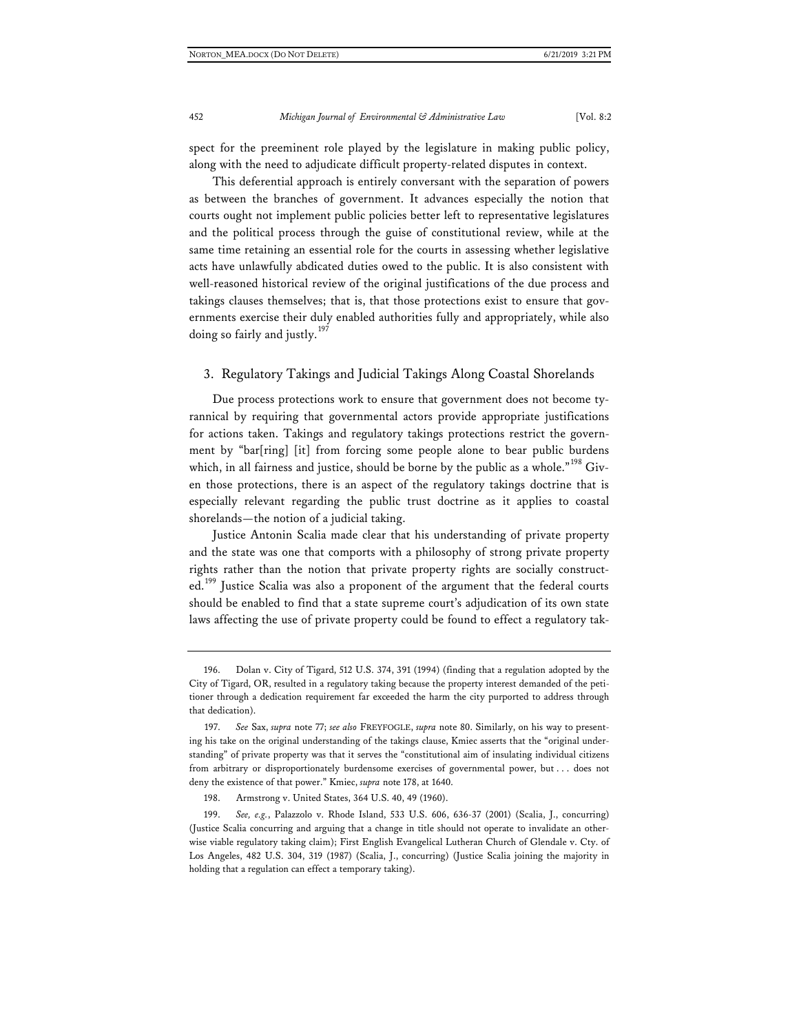spect for the preeminent role played by the legislature in making public policy, along with the need to adjudicate difficult property-related disputes in context.

This deferential approach is entirely conversant with the separation of powers as between the branches of government. It advances especially the notion that courts ought not implement public policies better left to representative legislatures and the political process through the guise of constitutional review, while at the same time retaining an essential role for the courts in assessing whether legislative acts have unlawfully abdicated duties owed to the public. It is also consistent with well-reasoned historical review of the original justifications of the due process and takings clauses themselves; that is, that those protections exist to ensure that governments exercise their duly enabled authorities fully and appropriately, while also doing so fairly and justly.[197]

### 3. Regulatory Takings and Judicial Takings Along Coastal Shorelands

Due process protections work to ensure that government does not become tyrannical by requiring that governmental actors provide appropriate justifications for actions taken. Takings and regulatory takings protections restrict the government by "bar[ring] [it] from forcing some people alone to bear public burdens which, in all fairness and justice, should be borne by the public as a whole."[198] Given those protections, there is an aspect of the regulatory takings doctrine that is especially relevant regarding the public trust doctrine as it applies to coastal shorelands—the notion of a judicial taking.

Justice Antonin Scalia made clear that his understanding of private property and the state was one that comports with a philosophy of strong private property rights rather than the notion that private property rights are socially constructed.[199] Justice Scalia was also a proponent of the argument that the federal courts should be enabled to find that a state supreme court's adjudication of its own state laws affecting the use of private property could be found to effect a regulatory tak-

---

196. Dolan v. City of Tigard, 512 U.S. 374, 391 (1994) (finding that a regulation adopted by the City of Tigard, OR, resulted in a regulatory taking because the property interest demanded of the petitioner through a dedication requirement far exceeded the harm the city purported to address through that dedication).

197. *See* Sax, *supra* note 77; *see also* FREYFOGLE, *supra* note 80. Similarly, on his way to presenting his take on the original understanding of the takings clause, Kmiec asserts that the "original understanding" of private property was that it serves the "constitutional aim of insulating individual citizens from arbitrary or disproportionately burdensome exercises of governmental power, but . . . does not deny the existence of that power." Kmiec, *supra* note 178, at 1640.

198. Armstrong v. United States, 364 U.S. 40, 49 (1960).

199. *See, e.g.*, Palazzolo v. Rhode Island, 533 U.S. 606, 636-37 (2001) (Scalia, J., concurring) (Justice Scalia concurring and arguing that a change in title should not operate to invalidate an otherwise viable regulatory taking claim); First English Evangelical Lutheran Church of Glendale v. Cty. of Los Angeles, 482 U.S. 304, 319 (1987) (Scalia, J., concurring) (Justice Scalia joining the majority in holding that a regulation can effect a temporary taking).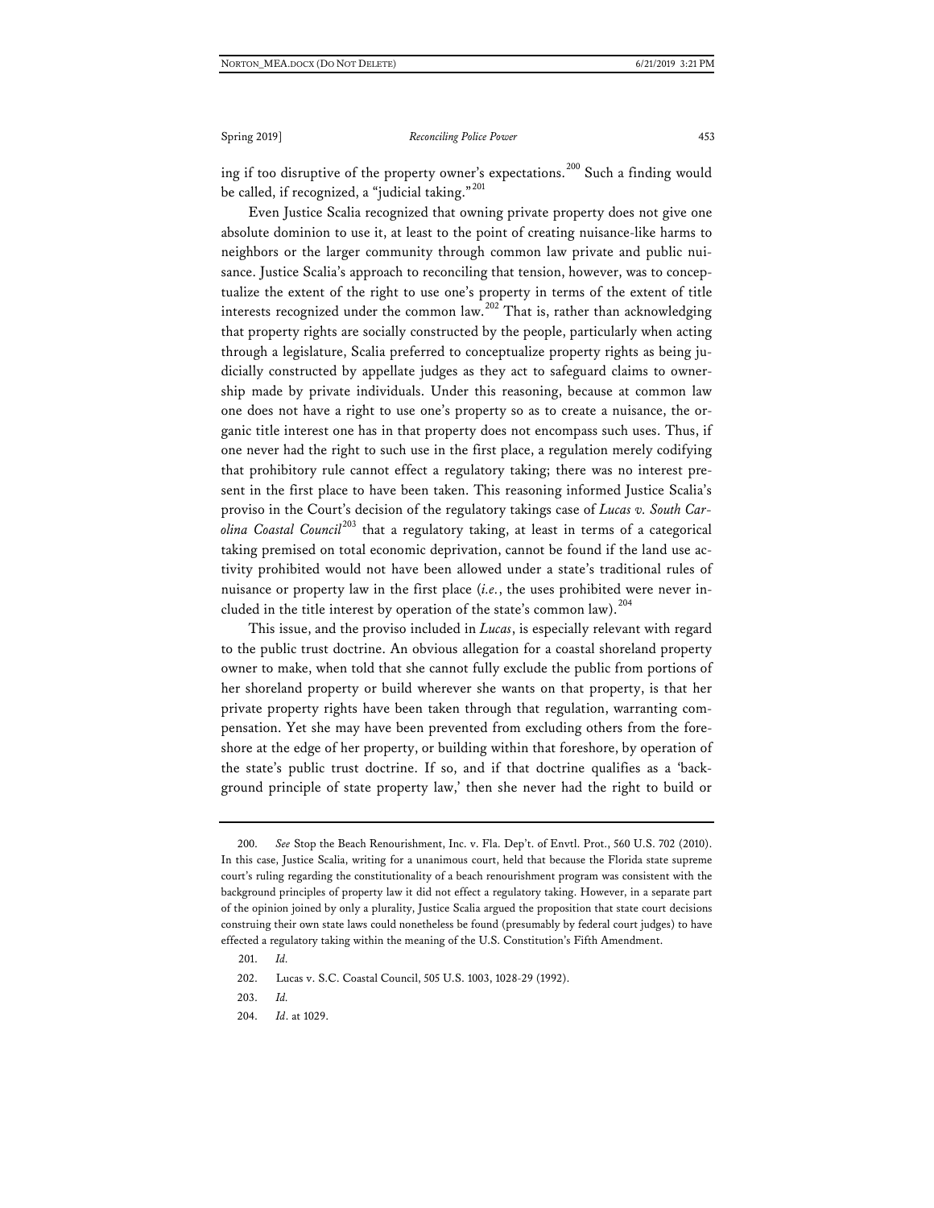ing if too disruptive of the property owner's expectations.[200] Such a finding would be called, if recognized, a "judicial taking."[201]

Even Justice Scalia recognized that owning private property does not give one absolute dominion to use it, at least to the point of creating nuisance-like harms to neighbors or the larger community through common law private and public nuisance. Justice Scalia's approach to reconciling that tension, however, was to conceptualize the extent of the right to use one's property in terms of the extent of title interests recognized under the common law.[202] That is, rather than acknowledging that property rights are socially constructed by the people, particularly when acting through a legislature, Scalia preferred to conceptualize property rights as being judicially constructed by appellate judges as they act to safeguard claims to ownership made by private individuals. Under this reasoning, because at common law one does not have a right to use one's property so as to create a nuisance, the organic title interest one has in that property does not encompass such uses. Thus, if one never had the right to such use in the first place, a regulation merely codifying that prohibitory rule cannot effect a regulatory taking; there was no interest present in the first place to have been taken. This reasoning informed Justice Scalia's proviso in the Court's decision of the regulatory takings case of *Lucas v. South Carolina Coastal Council*[203] that a regulatory taking, at least in terms of a categorical taking premised on total economic deprivation, cannot be found if the land use activity prohibited would not have been allowed under a state's traditional rules of nuisance or property law in the first place (*i.e.*, the uses prohibited were never included in the title interest by operation of the state's common law).[204]

This issue, and the proviso included in *Lucas*, is especially relevant with regard to the public trust doctrine. An obvious allegation for a coastal shoreland property owner to make, when told that she cannot fully exclude the public from portions of her shoreland property or build wherever she wants on that property, is that her private property rights have been taken through that regulation, warranting compensation. Yet she may have been prevented from excluding others from the foreshore at the edge of her property, or building within that foreshore, by operation of the state's public trust doctrine. If so, and if that doctrine qualifies as a 'background principle of state property law,' then she never had the right to build or

---

200. *See* Stop the Beach Renourishment, Inc. v. Fla. Dep't. of Envtl. Prot., 560 U.S. 702 (2010). In this case, Justice Scalia, writing for a unanimous court, held that because the Florida state supreme court's ruling regarding the constitutionality of a beach renourishment program was consistent with the background principles of property law it did not effect a regulatory taking. However, in a separate part of the opinion joined by only a plurality, Justice Scalia argued the proposition that state court decisions construing their own state laws could nonetheless be found (presumably by federal court judges) to have effected a regulatory taking within the meaning of the U.S. Constitution's Fifth Amendment.

201. *Id.*

202. Lucas v. S.C. Coastal Council, 505 U.S. 1003, 1028-29 (1992).

203. *Id.*

204. *Id*. at 1029.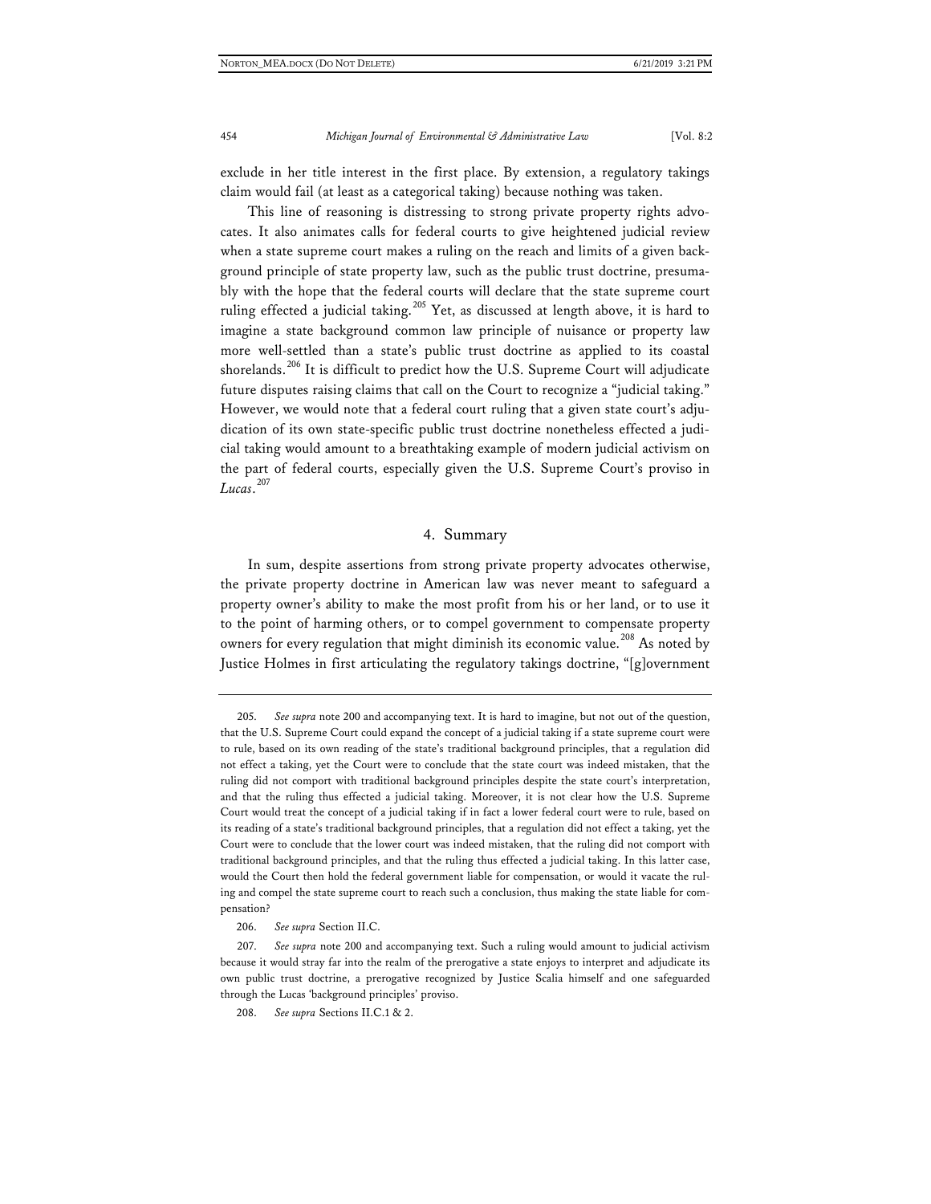exclude in her title interest in the first place. By extension, a regulatory takings claim would fail (at least as a categorical taking) because nothing was taken.

This line of reasoning is distressing to strong private property rights advocates. It also animates calls for federal courts to give heightened judicial review when a state supreme court makes a ruling on the reach and limits of a given background principle of state property law, such as the public trust doctrine, presumably with the hope that the federal courts will declare that the state supreme court ruling effected a judicial taking.[205] Yet, as discussed at length above, it is hard to imagine a state background common law principle of nuisance or property law more well-settled than a state's public trust doctrine as applied to its coastal shorelands.[206] It is difficult to predict how the U.S. Supreme Court will adjudicate future disputes raising claims that call on the Court to recognize a "judicial taking." However, we would note that a federal court ruling that a given state court's adjudication of its own state-specific public trust doctrine nonetheless effected a judicial taking would amount to a breathtaking example of modern judicial activism on the part of federal courts, especially given the U.S. Supreme Court's proviso in *Lucas*.[207]

### 4. Summary

In sum, despite assertions from strong private property advocates otherwise, the private property doctrine in American law was never meant to safeguard a property owner's ability to make the most profit from his or her land, or to use it to the point of harming others, or to compel government to compensate property owners for every regulation that might diminish its economic value.[208] As noted by Justice Holmes in first articulating the regulatory takings doctrine, "[g]overnment

---

205. *See supra* note 200 and accompanying text. It is hard to imagine, but not out of the question, that the U.S. Supreme Court could expand the concept of a judicial taking if a state supreme court were to rule, based on its own reading of the state's traditional background principles, that a regulation did not effect a taking, yet the Court were to conclude that the state court was indeed mistaken, that the ruling did not comport with traditional background principles despite the state court's interpretation, and that the ruling thus effected a judicial taking. Moreover, it is not clear how the U.S. Supreme Court would treat the concept of a judicial taking if in fact a lower federal court were to rule, based on its reading of a state's traditional background principles, that a regulation did not effect a taking, yet the Court were to conclude that the lower court was indeed mistaken, that the ruling did not comport with traditional background principles, and that the ruling thus effected a judicial taking. In this latter case, would the Court then hold the federal government liable for compensation, or would it vacate the ruling and compel the state supreme court to reach such a conclusion, thus making the state liable for compensation?

206. *See supra* Section II.C.

207. *See supra* note 200 and accompanying text. Such a ruling would amount to judicial activism because it would stray far into the realm of the prerogative a state enjoys to interpret and adjudicate its own public trust doctrine, a prerogative recognized by Justice Scalia himself and one safeguarded through the Lucas 'background principles' proviso.

208. *See supra* Sections II.C.1 & 2.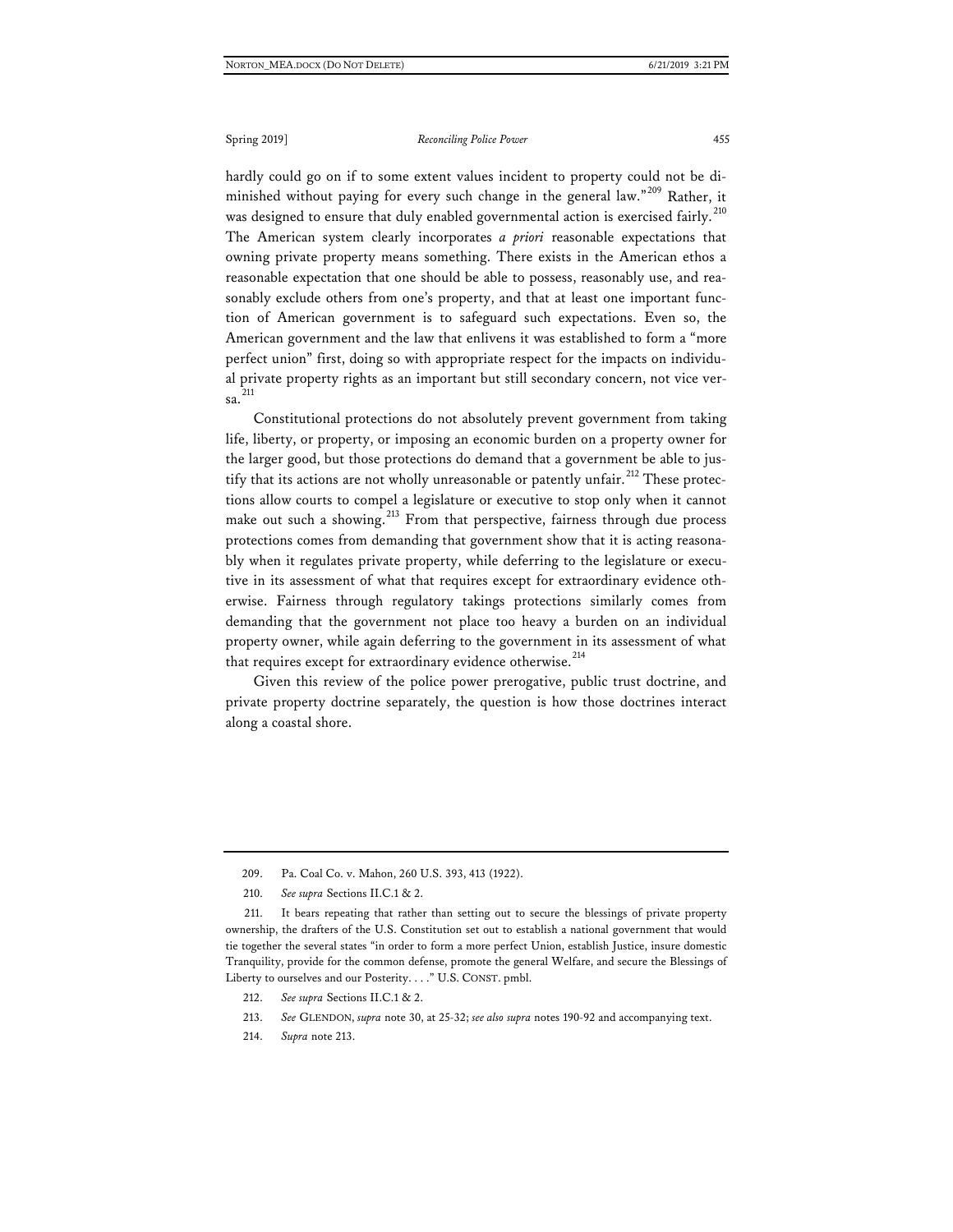hardly could go on if to some extent values incident to property could not be diminished without paying for every such change in the general law."[209] Rather, it was designed to ensure that duly enabled governmental action is exercised fairly.[210] The American system clearly incorporates *a priori* reasonable expectations that owning private property means something. There exists in the American ethos a reasonable expectation that one should be able to possess, reasonably use, and reasonably exclude others from one's property, and that at least one important function of American government is to safeguard such expectations. Even so, the American government and the law that enlivens it was established to form a "more perfect union" first, doing so with appropriate respect for the impacts on individual private property rights as an important but still secondary concern, not vice versa.[211]

Constitutional protections do not absolutely prevent government from taking life, liberty, or property, or imposing an economic burden on a property owner for the larger good, but those protections do demand that a government be able to justify that its actions are not wholly unreasonable or patently unfair.[212] These protections allow courts to compel a legislature or executive to stop only when it cannot make out such a showing.[213] From that perspective, fairness through due process protections comes from demanding that government show that it is acting reasonably when it regulates private property, while deferring to the legislature or executive in its assessment of what that requires except for extraordinary evidence otherwise. Fairness through regulatory takings protections similarly comes from demanding that the government not place too heavy a burden on an individual property owner, while again deferring to the government in its assessment of what that requires except for extraordinary evidence otherwise.[214]

Given this review of the police power prerogative, public trust doctrine, and private property doctrine separately, the question is how those doctrines interact along a coastal shore.

---

209. Pa. Coal Co. v. Mahon, 260 U.S. 393, 413 (1922).

210. *See supra* Sections II.C.1 & 2.

211. It bears repeating that rather than setting out to secure the blessings of private property ownership, the drafters of the U.S. Constitution set out to establish a national government that would tie together the several states "in order to form a more perfect Union, establish Justice, insure domestic Tranquility, provide for the common defense, promote the general Welfare, and secure the Blessings of Liberty to ourselves and our Posterity. . . ." U.S. CONST. pmbl.

212. *See supra* Sections II.C.1 & 2.

213. *See* GLENDON, *supra* note 30, at 25-32; *see also supra* notes 190-92 and accompanying text.

214. *Supra* note 213.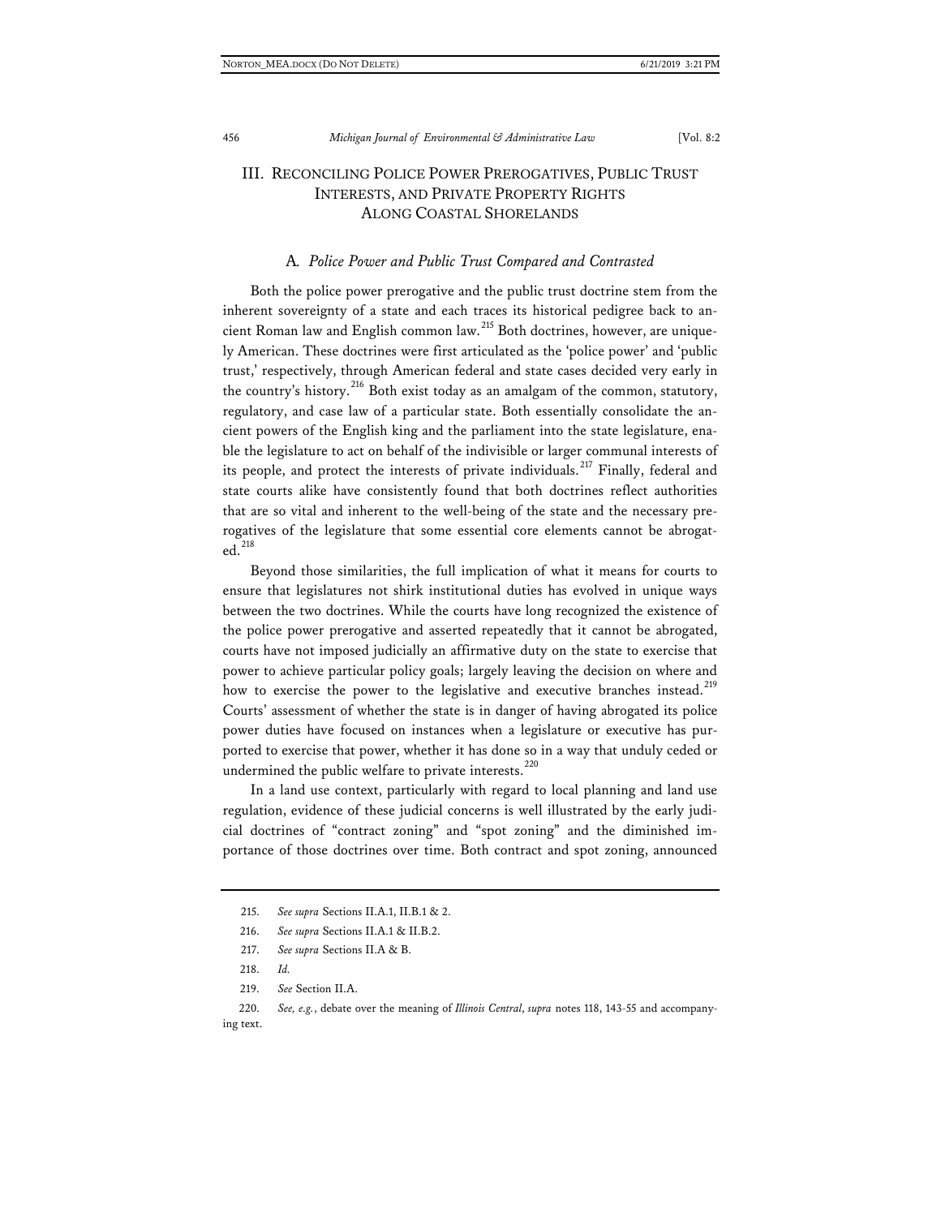## III. RECONCILING POLICE POWER PREROGATIVES, PUBLIC TRUST INTERESTS, AND PRIVATE PROPERTY RIGHTS ALONG COASTAL SHORELANDS

### A. *Police Power and Public Trust Compared and Contrasted*

Both the police power prerogative and the public trust doctrine stem from the inherent sovereignty of a state and each traces its historical pedigree back to ancient Roman law and English common law.[215] Both doctrines, however, are uniquely American. These doctrines were first articulated as the 'police power' and 'public trust,' respectively, through American federal and state cases decided very early in the country's history.[216] Both exist today as an amalgam of the common, statutory, regulatory, and case law of a particular state. Both essentially consolidate the ancient powers of the English king and the parliament into the state legislature, enable the legislature to act on behalf of the indivisible or larger communal interests of its people, and protect the interests of private individuals.[217] Finally, federal and state courts alike have consistently found that both doctrines reflect authorities that are so vital and inherent to the well-being of the state and the necessary prerogatives of the legislature that some essential core elements cannot be abrogated.[218]

Beyond those similarities, the full implication of what it means for courts to ensure that legislatures not shirk institutional duties has evolved in unique ways between the two doctrines. While the courts have long recognized the existence of the police power prerogative and asserted repeatedly that it cannot be abrogated, courts have not imposed judicially an affirmative duty on the state to exercise that power to achieve particular policy goals; largely leaving the decision on where and how to exercise the power to the legislative and executive branches instead.[219] Courts' assessment of whether the state is in danger of having abrogated its police power duties have focused on instances when a legislature or executive has purported to exercise that power, whether it has done so in a way that unduly ceded or undermined the public welfare to private interests.[220]

In a land use context, particularly with regard to local planning and land use regulation, evidence of these judicial concerns is well illustrated by the early judicial doctrines of "contract zoning" and "spot zoning" and the diminished importance of those doctrines over time. Both contract and spot zoning, announced

---

215. *See supra* Sections II.A.1, II.B.1 & 2.

216. *See supra* Sections II.A.1 & II.B.2.

217. *See supra* Sections II.A & B.

218. *Id.*

219. *See* Section II.A.

220. *See, e.g.*, debate over the meaning of *Illinois Central*, *supra* notes 118, 143-55 and accompanying text.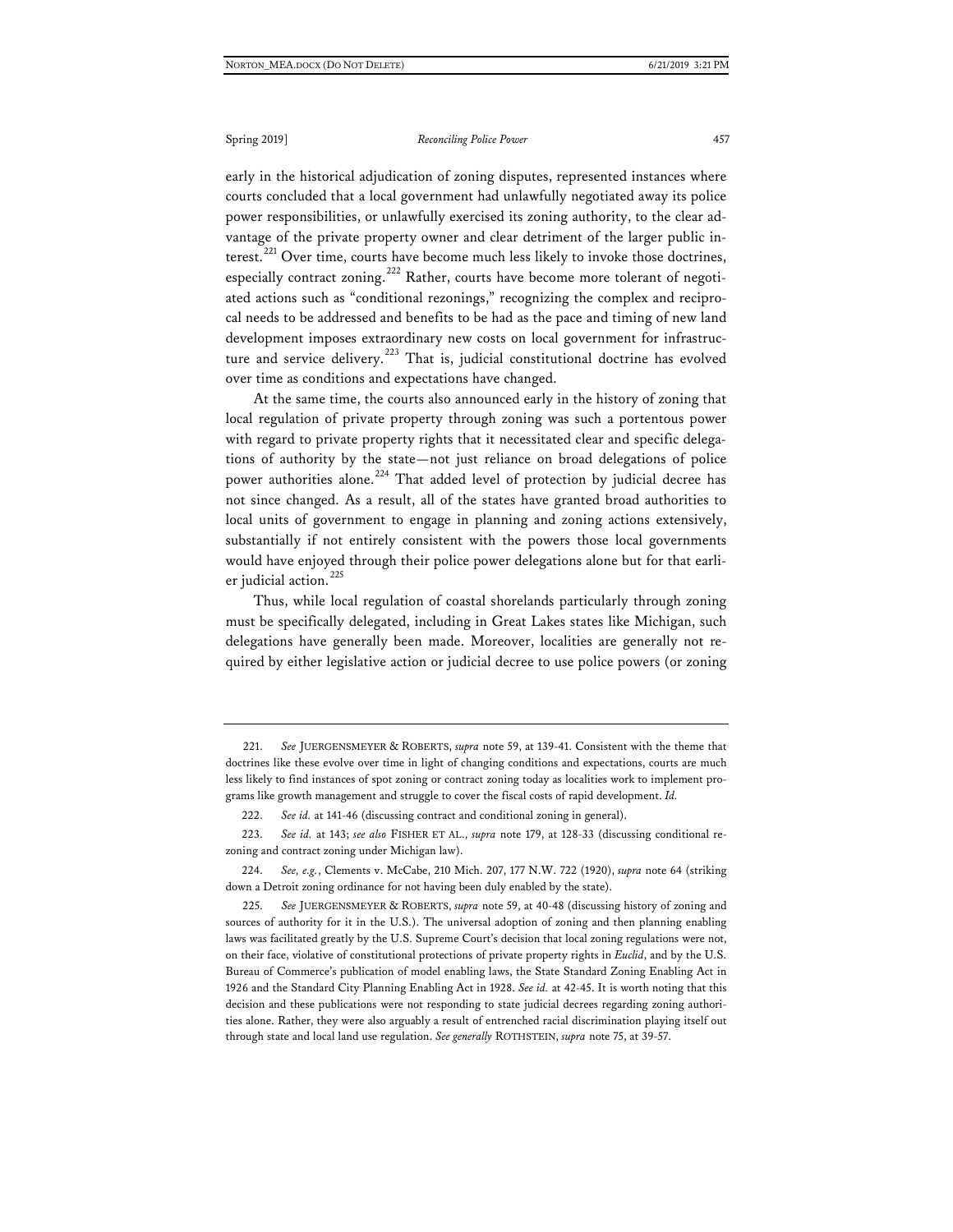early in the historical adjudication of zoning disputes, represented instances where courts concluded that a local government had unlawfully negotiated away its police power responsibilities, or unlawfully exercised its zoning authority, to the clear advantage of the private property owner and clear detriment of the larger public interest.[221] Over time, courts have become much less likely to invoke those doctrines, especially contract zoning.[222] Rather, courts have become more tolerant of negotiated actions such as "conditional rezonings," recognizing the complex and reciprocal needs to be addressed and benefits to be had as the pace and timing of new land development imposes extraordinary new costs on local government for infrastructure and service delivery.[223] That is, judicial constitutional doctrine has evolved over time as conditions and expectations have changed.

At the same time, the courts also announced early in the history of zoning that local regulation of private property through zoning was such a portentous power with regard to private property rights that it necessitated clear and specific delegations of authority by the state—not just reliance on broad delegations of police power authorities alone.[224] That added level of protection by judicial decree has not since changed. As a result, all of the states have granted broad authorities to local units of government to engage in planning and zoning actions extensively, substantially if not entirely consistent with the powers those local governments would have enjoyed through their police power delegations alone but for that earlier judicial action.[225]

Thus, while local regulation of coastal shorelands particularly through zoning must be specifically delegated, including in Great Lakes states like Michigan, such delegations have generally been made. Moreover, localities are generally not required by either legislative action or judicial decree to use police powers (or zoning

---

221. *See* JUERGENSMEYER & ROBERTS, *supra* note 59, at 139-41. Consistent with the theme that doctrines like these evolve over time in light of changing conditions and expectations, courts are much less likely to find instances of spot zoning or contract zoning today as localities work to implement programs like growth management and struggle to cover the fiscal costs of rapid development. *Id.*

222. *See id.* at 141-46 (discussing contract and conditional zoning in general).

223. *See id.* at 143; *see also* FISHER ET AL., *supra* note 179, at 128-33 (discussing conditional rezoning and contract zoning under Michigan law).

224. *See, e.g.*, Clements v. McCabe, 210 Mich. 207, 177 N.W. 722 (1920), *supra* note 64 (striking down a Detroit zoning ordinance for not having been duly enabled by the state).

225. *See* JUERGENSMEYER & ROBERTS, *supra* note 59, at 40-48 (discussing history of zoning and sources of authority for it in the U.S.). The universal adoption of zoning and then planning enabling laws was facilitated greatly by the U.S. Supreme Court's decision that local zoning regulations were not, on their face, violative of constitutional protections of private property rights in *Euclid*, and by the U.S. Bureau of Commerce's publication of model enabling laws, the State Standard Zoning Enabling Act in 1926 and the Standard City Planning Enabling Act in 1928. *See id.* at 42-45. It is worth noting that this decision and these publications were not responding to state judicial decrees regarding zoning authorities alone. Rather, they were also arguably a result of entrenched racial discrimination playing itself out through state and local land use regulation. *See generally* ROTHSTEIN, *supra* note 75, at 39-57.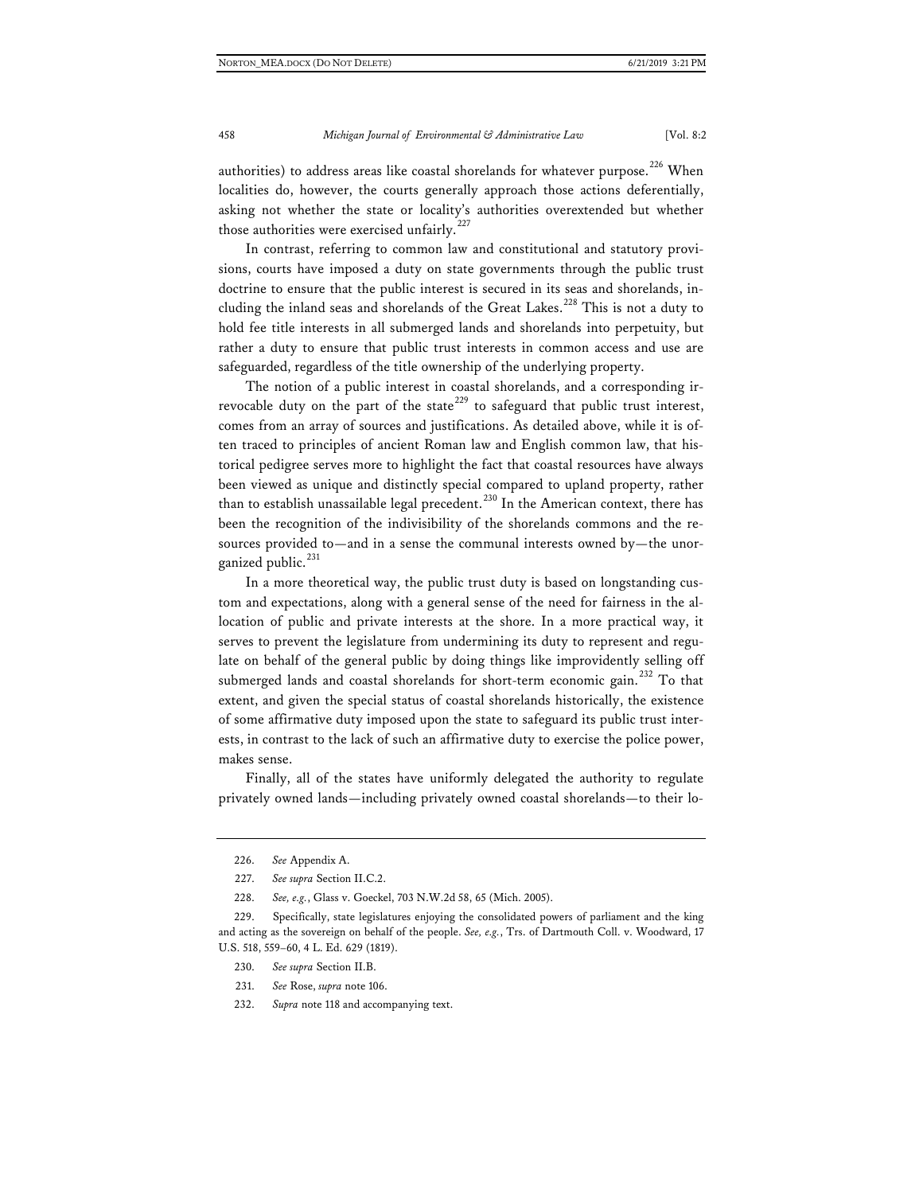authorities) to address areas like coastal shorelands for whatever purpose.[226] When localities do, however, the courts generally approach those actions deferentially, asking not whether the state or locality's authorities overextended but whether those authorities were exercised unfairly.[227]

In contrast, referring to common law and constitutional and statutory provisions, courts have imposed a duty on state governments through the public trust doctrine to ensure that the public interest is secured in its seas and shorelands, including the inland seas and shorelands of the Great Lakes.[228] This is not a duty to hold fee title interests in all submerged lands and shorelands into perpetuity, but rather a duty to ensure that public trust interests in common access and use are safeguarded, regardless of the title ownership of the underlying property.

The notion of a public interest in coastal shorelands, and a corresponding irrevocable duty on the part of the state[229] to safeguard that public trust interest, comes from an array of sources and justifications. As detailed above, while it is often traced to principles of ancient Roman law and English common law, that historical pedigree serves more to highlight the fact that coastal resources have always been viewed as unique and distinctly special compared to upland property, rather than to establish unassailable legal precedent.[230] In the American context, there has been the recognition of the indivisibility of the shorelands commons and the resources provided to—and in a sense the communal interests owned by—the unorganized public.[231]

In a more theoretical way, the public trust duty is based on longstanding custom and expectations, along with a general sense of the need for fairness in the allocation of public and private interests at the shore. In a more practical way, it serves to prevent the legislature from undermining its duty to represent and regulate on behalf of the general public by doing things like improvidently selling off submerged lands and coastal shorelands for short-term economic gain.[232] To that extent, and given the special status of coastal shorelands historically, the existence of some affirmative duty imposed upon the state to safeguard its public trust interests, in contrast to the lack of such an affirmative duty to exercise the police power, makes sense.

Finally, all of the states have uniformly delegated the authority to regulate privately owned lands—including privately owned coastal shorelands—to their lo-

---

226. *See* Appendix A.

227. *See supra* Section II.C.2.

228. *See, e.g.*, Glass v. Goeckel, 703 N.W.2d 58, 65 (Mich. 2005).

229. Specifically, state legislatures enjoying the consolidated powers of parliament and the king and acting as the sovereign on behalf of the people. *See, e.g.*, Trs. of Dartmouth Coll. v. Woodward, 17 U.S. 518, 559–60, 4 L. Ed. 629 (1819).

230. *See supra* Section II.B.

231. *See* Rose, *supra* note 106.

232. *Supra* note 118 and accompanying text.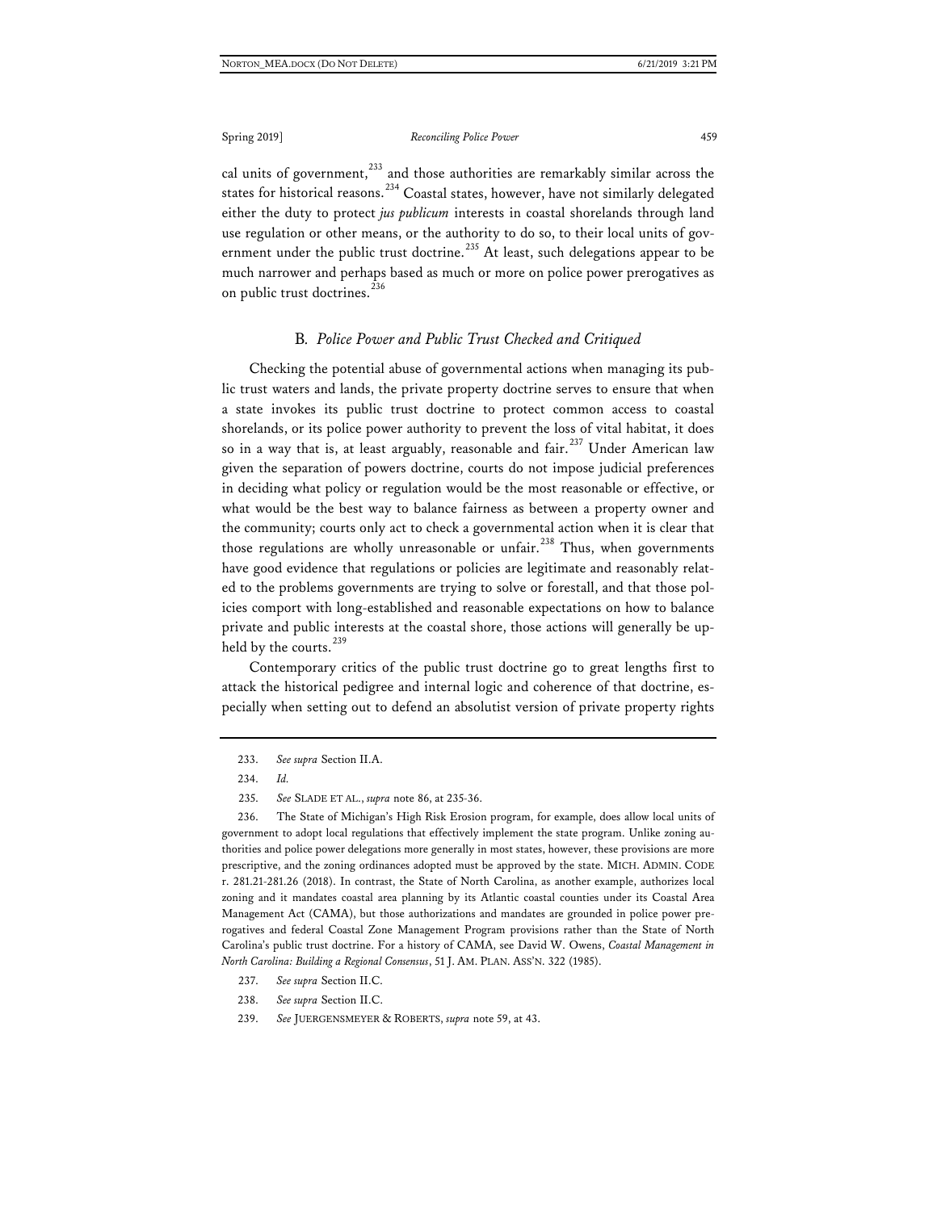cal units of government,[233] and those authorities are remarkably similar across the states for historical reasons.[234] Coastal states, however, have not similarly delegated either the duty to protect *jus publicum* interests in coastal shorelands through land use regulation or other means, or the authority to do so, to their local units of government under the public trust doctrine.[235] At least, such delegations appear to be much narrower and perhaps based as much or more on police power prerogatives as on public trust doctrines.[236]

### B. *Police Power and Public Trust Checked and Critiqued*

Checking the potential abuse of governmental actions when managing its public trust waters and lands, the private property doctrine serves to ensure that when a state invokes its public trust doctrine to protect common access to coastal shorelands, or its police power authority to prevent the loss of vital habitat, it does so in a way that is, at least arguably, reasonable and fair.[237] Under American law given the separation of powers doctrine, courts do not impose judicial preferences in deciding what policy or regulation would be the most reasonable or effective, or what would be the best way to balance fairness as between a property owner and the community; courts only act to check a governmental action when it is clear that those regulations are wholly unreasonable or unfair.[238] Thus, when governments have good evidence that regulations or policies are legitimate and reasonably related to the problems governments are trying to solve or forestall, and that those policies comport with long-established and reasonable expectations on how to balance private and public interests at the coastal shore, those actions will generally be upheld by the courts.[239]

Contemporary critics of the public trust doctrine go to great lengths first to attack the historical pedigree and internal logic and coherence of that doctrine, especially when setting out to defend an absolutist version of private property rights

---

233. *See supra* Section II.A.

234. *Id.*

235. *See* SLADE ET AL., *supra* note 86, at 235-36.

236. The State of Michigan's High Risk Erosion program, for example, does allow local units of government to adopt local regulations that effectively implement the state program. Unlike zoning authorities and police power delegations more generally in most states, however, these provisions are more prescriptive, and the zoning ordinances adopted must be approved by the state. MICH. ADMIN. CODE r. 281.21-281.26 (2018). In contrast, the State of North Carolina, as another example, authorizes local zoning and it mandates coastal area planning by its Atlantic coastal counties under its Coastal Area Management Act (CAMA), but those authorizations and mandates are grounded in police power prerogatives and federal Coastal Zone Management Program provisions rather than the State of North Carolina's public trust doctrine. For a history of CAMA, see David W. Owens, *Coastal Management in North Carolina: Building a Regional Consensus*, 51 J. AM. PLAN. ASS'N. 322 (1985).

237. *See supra* Section II.C.

238. *See supra* Section II.C.

239. *See* JUERGENSMEYER & ROBERTS, *supra* note 59, at 43.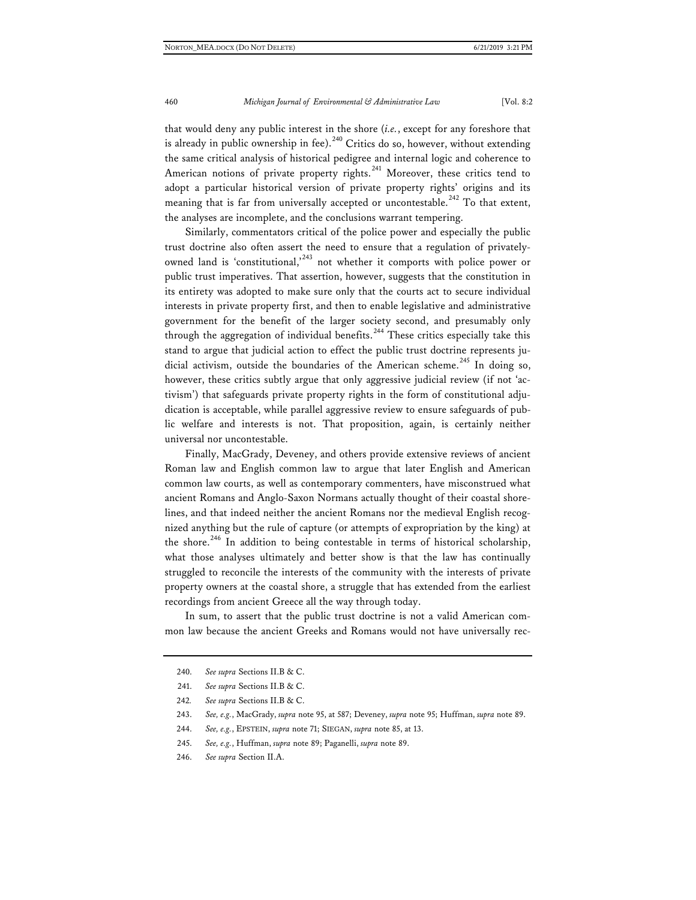that would deny any public interest in the shore (*i.e.*, except for any foreshore that is already in public ownership in fee).[240] Critics do so, however, without extending the same critical analysis of historical pedigree and internal logic and coherence to American notions of private property rights.[241] Moreover, these critics tend to adopt a particular historical version of private property rights' origins and its meaning that is far from universally accepted or uncontestable.[242] To that extent, the analyses are incomplete, and the conclusions warrant tempering.

Similarly, commentators critical of the police power and especially the public trust doctrine also often assert the need to ensure that a regulation of privately-owned land is 'constitutional,'[243] not whether it comports with police power or public trust imperatives. That assertion, however, suggests that the constitution in its entirety was adopted to make sure only that the courts act to secure individual interests in private property first, and then to enable legislative and administrative government for the benefit of the larger society second, and presumably only through the aggregation of individual benefits.[244] These critics especially take this stand to argue that judicial action to effect the public trust doctrine represents judicial activism, outside the boundaries of the American scheme.[245] In doing so, however, these critics subtly argue that only aggressive judicial review (if not 'activism') that safeguards private property rights in the form of constitutional adjudication is acceptable, while parallel aggressive review to ensure safeguards of public welfare and interests is not. That proposition, again, is certainly neither universal nor uncontestable.

Finally, MacGrady, Deveney, and others provide extensive reviews of ancient Roman law and English common law to argue that later English and American common law courts, as well as contemporary commenters, have misconstrued what ancient Romans and Anglo-Saxon Normans actually thought of their coastal shorelines, and that indeed neither the ancient Romans nor the medieval English recognized anything but the rule of capture (or attempts of expropriation by the king) at the shore.[246] In addition to being contestable in terms of historical scholarship, what those analyses ultimately and better show is that the law has continually struggled to reconcile the interests of the community with the interests of private property owners at the coastal shore, a struggle that has extended from the earliest recordings from ancient Greece all the way through today.

In sum, to assert that the public trust doctrine is not a valid American common law because the ancient Greeks and Romans would not have universally rec-

---

240. *See supra* Sections II.B & C.

241. *See supra* Sections II.B & C.

242. *See supra* Sections II.B & C.

243. *See, e.g.*, MacGrady, *supra* note 95, at 587; Deveney, *supra* note 95; Huffman, *supra* note 89.

244. *See, e.g.*, EPSTEIN, *supra* note 71; SIEGAN, *supra* note 85, at 13.

245. *See, e.g.*, Huffman, *supra* note 89; Paganelli, *supra* note 89.

246. *See supra* Section II.A.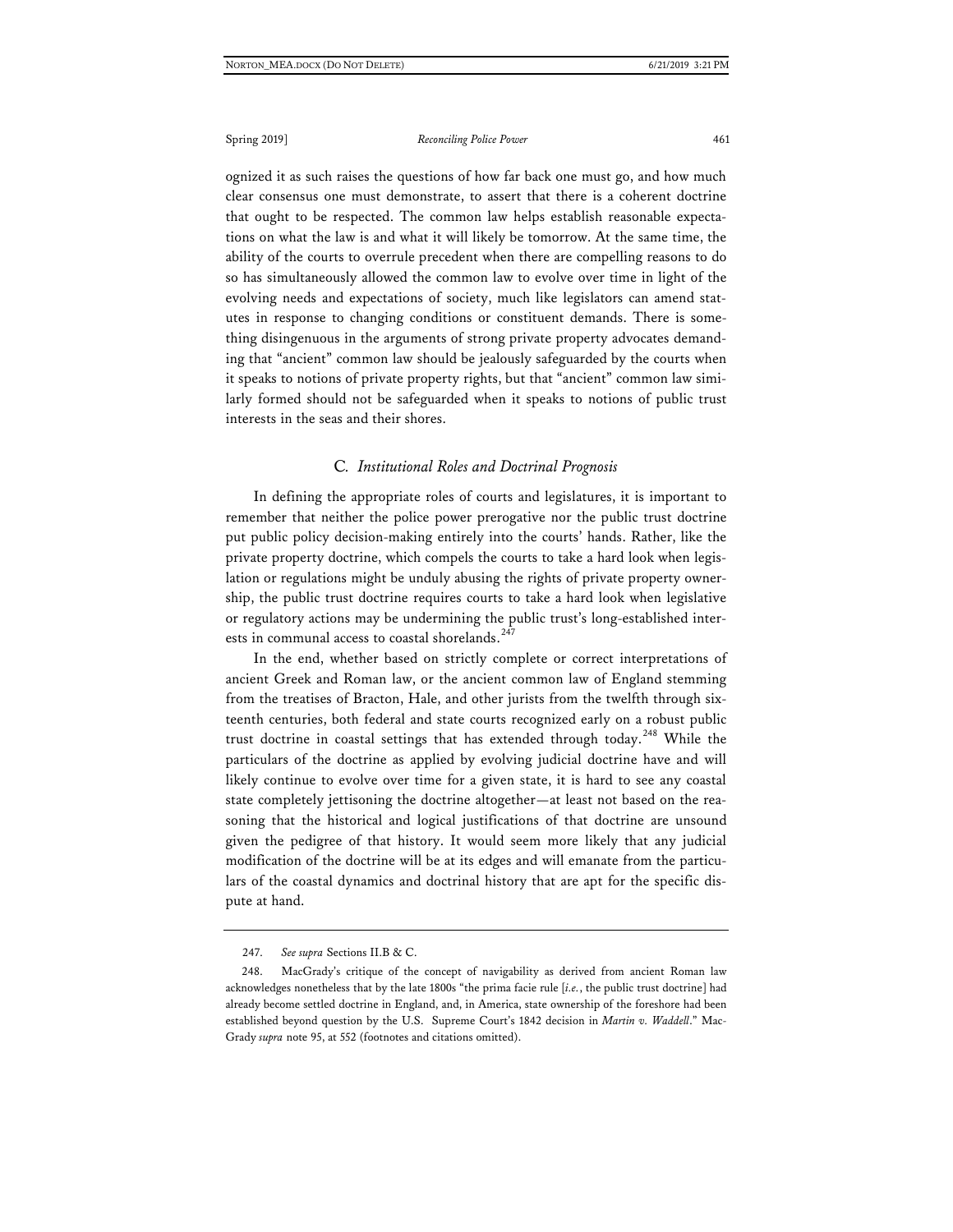ognized it as such raises the questions of how far back one must go, and how much clear consensus one must demonstrate, to assert that there is a coherent doctrine that ought to be respected. The common law helps establish reasonable expectations on what the law is and what it will likely be tomorrow. At the same time, the ability of the courts to overrule precedent when there are compelling reasons to do so has simultaneously allowed the common law to evolve over time in light of the evolving needs and expectations of society, much like legislators can amend statutes in response to changing conditions or constituent demands. There is something disingenuous in the arguments of strong private property advocates demanding that "ancient" common law should be jealously safeguarded by the courts when it speaks to notions of private property rights, but that "ancient" common law similarly formed should not be safeguarded when it speaks to notions of public trust interests in the seas and their shores.

### C. *Institutional Roles and Doctrinal Prognosis*

In defining the appropriate roles of courts and legislatures, it is important to remember that neither the police power prerogative nor the public trust doctrine put public policy decision-making entirely into the courts' hands. Rather, like the private property doctrine, which compels the courts to take a hard look when legislation or regulations might be unduly abusing the rights of private property ownership, the public trust doctrine requires courts to take a hard look when legislative or regulatory actions may be undermining the public trust's long-established interests in communal access to coastal shorelands.[247]

In the end, whether based on strictly complete or correct interpretations of ancient Greek and Roman law, or the ancient common law of England stemming from the treatises of Bracton, Hale, and other jurists from the twelfth through sixteenth centuries, both federal and state courts recognized early on a robust public trust doctrine in coastal settings that has extended through today.[248] While the particulars of the doctrine as applied by evolving judicial doctrine have and will likely continue to evolve over time for a given state, it is hard to see any coastal state completely jettisoning the doctrine altogether—at least not based on the reasoning that the historical and logical justifications of that doctrine are unsound given the pedigree of that history. It would seem more likely that any judicial modification of the doctrine will be at its edges and will emanate from the particulars of the coastal dynamics and doctrinal history that are apt for the specific dispute at hand.

---

247. *See supra* Sections II.B & C.

248. MacGrady's critique of the concept of navigability as derived from ancient Roman law acknowledges nonetheless that by the late 1800s "the prima facie rule [*i.e.*, the public trust doctrine] had already become settled doctrine in England, and, in America, state ownership of the foreshore had been established beyond question by the U.S. Supreme Court's 1842 decision in *Martin v. Waddell*." MacGrady *supra* note 95, at 552 (footnotes and citations omitted).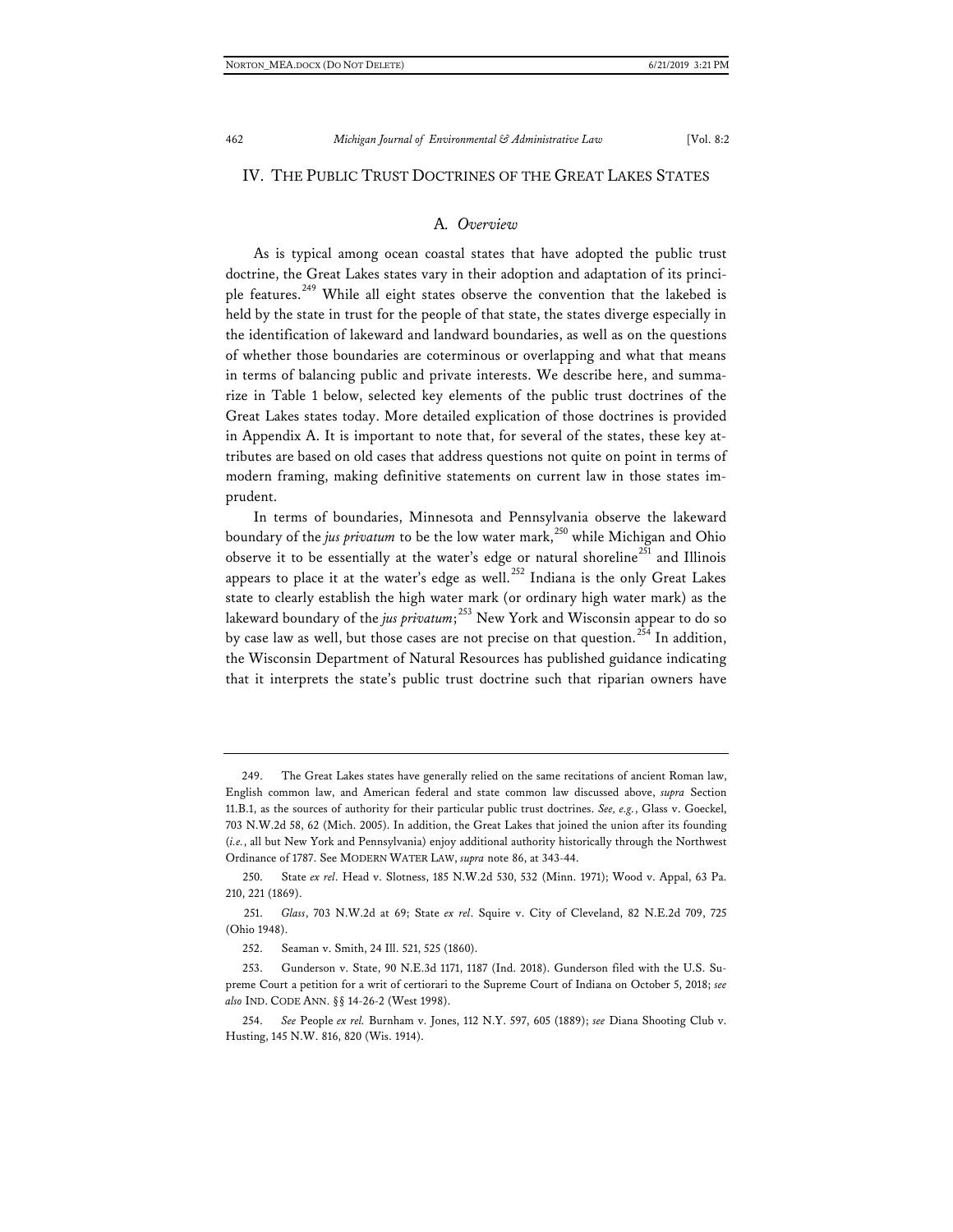## IV. THE PUBLIC TRUST DOCTRINES OF THE GREAT LAKES STATES

### A. *Overview*

As is typical among ocean coastal states that have adopted the public trust doctrine, the Great Lakes states vary in their adoption and adaptation of its principle features.[249] While all eight states observe the convention that the lakebed is held by the state in trust for the people of that state, the states diverge especially in the identification of lakeward and landward boundaries, as well as on the questions of whether those boundaries are coterminous or overlapping and what that means in terms of balancing public and private interests. We describe here, and summarize in Table 1 below, selected key elements of the public trust doctrines of the Great Lakes states today. More detailed explication of those doctrines is provided in Appendix A. It is important to note that, for several of the states, these key attributes are based on old cases that address questions not quite on point in terms of modern framing, making definitive statements on current law in those states imprudent.

In terms of boundaries, Minnesota and Pennsylvania observe the lakeward boundary of the *jus privatum* to be the low water mark,[250] while Michigan and Ohio observe it to be essentially at the water's edge or natural shoreline[251] and Illinois appears to place it at the water's edge as well.[252] Indiana is the only Great Lakes state to clearly establish the high water mark (or ordinary high water mark) as the lakeward boundary of the *jus privatum*;[253] New York and Wisconsin appear to do so by case law as well, but those cases are not precise on that question.[254] In addition, the Wisconsin Department of Natural Resources has published guidance indicating that it interprets the state's public trust doctrine such that riparian owners have

---

249. The Great Lakes states have generally relied on the same recitations of ancient Roman law, English common law, and American federal and state common law discussed above, *supra* Section 11.B.1, as the sources of authority for their particular public trust doctrines. *See, e.g.*, Glass v. Goeckel, 703 N.W.2d 58, 62 (Mich. 2005). In addition, the Great Lakes that joined the union after its founding (*i.e.*, all but New York and Pennsylvania) enjoy additional authority historically through the Northwest Ordinance of 1787. See MODERN WATER LAW, *supra* note 86, at 343-44.

250. State *ex rel*. Head v. Slotness, 185 N.W.2d 530, 532 (Minn. 1971); Wood v. Appal, 63 Pa. 210, 221 (1869).

251. *Glass*, 703 N.W.2d at 69; State *ex rel*. Squire v. City of Cleveland, 82 N.E.2d 709, 725 (Ohio 1948).

252. Seaman v. Smith, 24 Ill. 521, 525 (1860).

253. Gunderson v. State, 90 N.E.3d 1171, 1187 (Ind. 2018). Gunderson filed with the U.S. Supreme Court a petition for a writ of certiorari to the Supreme Court of Indiana on October 5, 2018; *see also* IND. CODE ANN. §§ 14-26-2 (West 1998).

254. *See* People *ex rel.* Burnham v. Jones, 112 N.Y. 597, 605 (1889); *see* Diana Shooting Club v. Husting, 145 N.W. 816, 820 (Wis. 1914).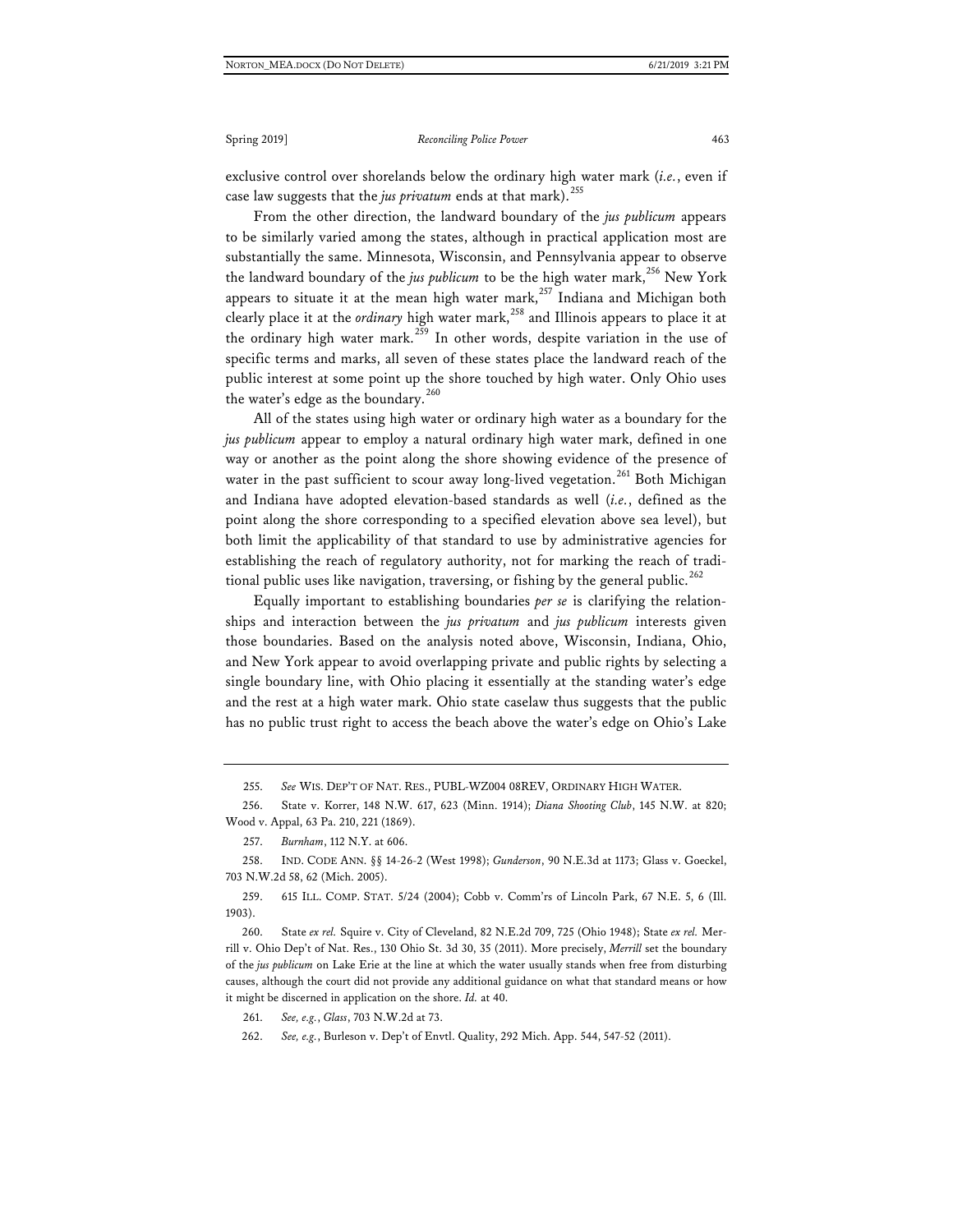exclusive control over shorelands below the ordinary high water mark (*i.e.*, even if case law suggests that the *jus privatum* ends at that mark).[255]

From the other direction, the landward boundary of the *jus publicum* appears to be similarly varied among the states, although in practical application most are substantially the same. Minnesota, Wisconsin, and Pennsylvania appear to observe the landward boundary of the *jus publicum* to be the high water mark,[256] New York appears to situate it at the mean high water mark,[257] Indiana and Michigan both clearly place it at the *ordinary* high water mark,[258] and Illinois appears to place it at the ordinary high water mark.[259] In other words, despite variation in the use of specific terms and marks, all seven of these states place the landward reach of the public interest at some point up the shore touched by high water. Only Ohio uses the water's edge as the boundary.[260]

All of the states using high water or ordinary high water as a boundary for the *jus publicum* appear to employ a natural ordinary high water mark, defined in one way or another as the point along the shore showing evidence of the presence of water in the past sufficient to scour away long-lived vegetation.[261] Both Michigan and Indiana have adopted elevation-based standards as well (*i.e.*, defined as the point along the shore corresponding to a specified elevation above sea level), but both limit the applicability of that standard to use by administrative agencies for establishing the reach of regulatory authority, not for marking the reach of traditional public uses like navigation, traversing, or fishing by the general public.[262]

Equally important to establishing boundaries *per se* is clarifying the relationships and interaction between the *jus privatum* and *jus publicum* interests given those boundaries. Based on the analysis noted above, Wisconsin, Indiana, Ohio, and New York appear to avoid overlapping private and public rights by selecting a single boundary line, with Ohio placing it essentially at the standing water's edge and the rest at a high water mark. Ohio state caselaw thus suggests that the public has no public trust right to access the beach above the water's edge on Ohio's Lake

---

255. *See* WIS. DEP'T OF NAT. RES., PUBL-WZ004 08REV, ORDINARY HIGH WATER.

256. State v. Korrer, 148 N.W. 617, 623 (Minn. 1914); *Diana Shooting Club*, 145 N.W. at 820; Wood v. Appal, 63 Pa. 210, 221 (1869).

257. *Burnham*, 112 N.Y. at 606.

258. IND. CODE ANN. §§ 14-26-2 (West 1998); *Gunderson*, 90 N.E.3d at 1173; Glass v. Goeckel, 703 N.W.2d 58, 62 (Mich. 2005).

259. 615 ILL. COMP. STAT. 5/24 (2004); Cobb v. Comm'rs of Lincoln Park, 67 N.E. 5, 6 (Ill. 1903).

260. State *ex rel.* Squire v. City of Cleveland, 82 N.E.2d 709, 725 (Ohio 1948); State *ex rel.* Merrill v. Ohio Dep't of Nat. Res., 130 Ohio St. 3d 30, 35 (2011). More precisely, *Merrill* set the boundary of the *jus publicum* on Lake Erie at the line at which the water usually stands when free from disturbing causes, although the court did not provide any additional guidance on what that standard means or how it might be discerned in application on the shore. *Id.* at 40.

261. *See, e.g.*, *Glass*, 703 N.W.2d at 73.

262. *See, e.g.*, Burleson v. Dep't of Envtl. Quality, 292 Mich. App. 544, 547-52 (2011).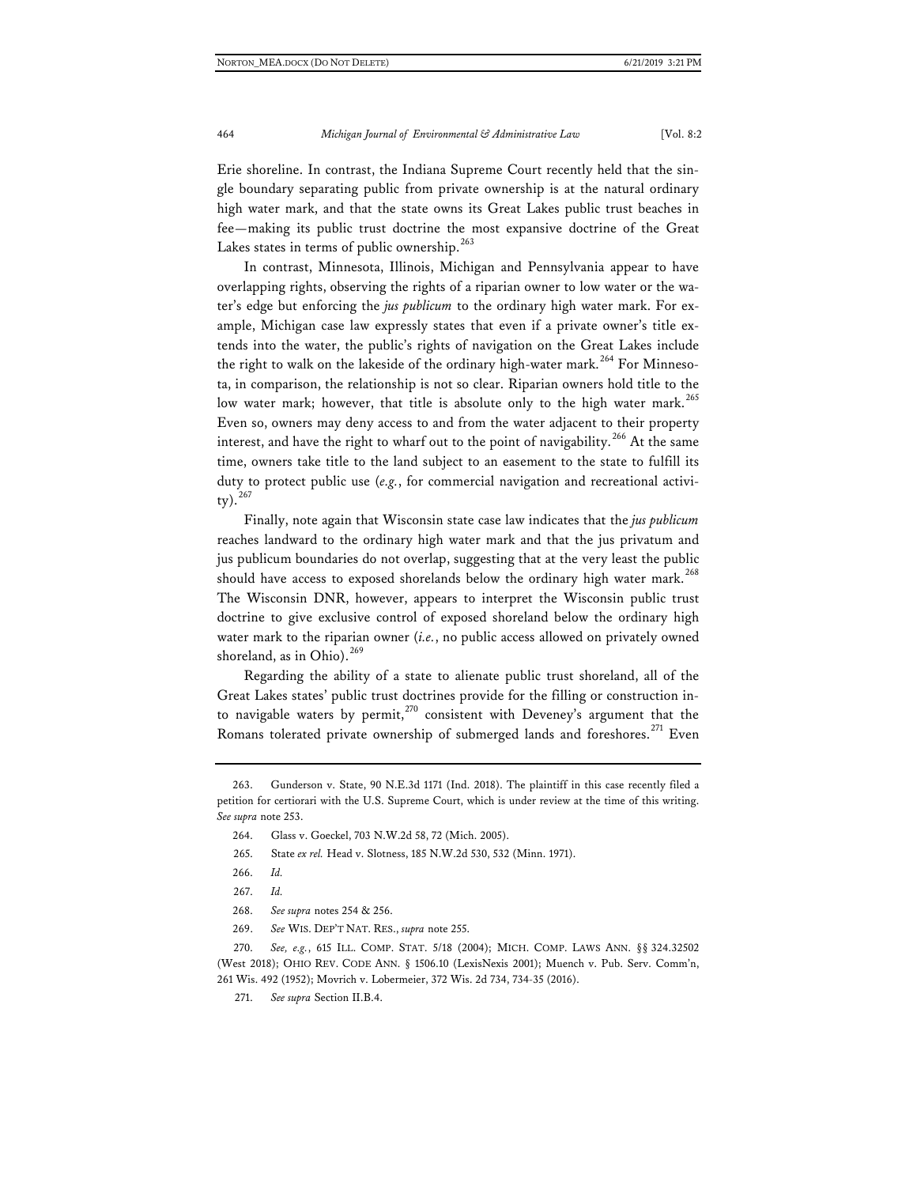Erie shoreline. In contrast, the Indiana Supreme Court recently held that the single boundary separating public from private ownership is at the natural ordinary high water mark, and that the state owns its Great Lakes public trust beaches in fee—making its public trust doctrine the most expansive doctrine of the Great Lakes states in terms of public ownership.[263]

In contrast, Minnesota, Illinois, Michigan and Pennsylvania appear to have overlapping rights, observing the rights of a riparian owner to low water or the water's edge but enforcing the *jus publicum* to the ordinary high water mark. For example, Michigan case law expressly states that even if a private owner's title extends into the water, the public's rights of navigation on the Great Lakes include the right to walk on the lakeside of the ordinary high-water mark.[264] For Minnesota, in comparison, the relationship is not so clear. Riparian owners hold title to the low water mark; however, that title is absolute only to the high water mark.[265] Even so, owners may deny access to and from the water adjacent to their property interest, and have the right to wharf out to the point of navigability.[266] At the same time, owners take title to the land subject to an easement to the state to fulfill its duty to protect public use (*e.g.*, for commercial navigation and recreational activity).[267]

Finally, note again that Wisconsin state case law indicates that the *jus publicum* reaches landward to the ordinary high water mark and that the jus privatum and jus publicum boundaries do not overlap, suggesting that at the very least the public should have access to exposed shorelands below the ordinary high water mark.[268] The Wisconsin DNR, however, appears to interpret the Wisconsin public trust doctrine to give exclusive control of exposed shoreland below the ordinary high water mark to the riparian owner (*i.e.*, no public access allowed on privately owned shoreland, as in Ohio).[269]

Regarding the ability of a state to alienate public trust shoreland, all of the Great Lakes states' public trust doctrines provide for the filling or construction into navigable waters by permit,[270] consistent with Deveney's argument that the Romans tolerated private ownership of submerged lands and foreshores.[271] Even

---

263. Gunderson v. State, 90 N.E.3d 1171 (Ind. 2018). The plaintiff in this case recently filed a petition for certiorari with the U.S. Supreme Court, which is under review at the time of this writing. *See supra* note 253.

264. Glass v. Goeckel, 703 N.W.2d 58, 72 (Mich. 2005).

265. State *ex rel.* Head v. Slotness, 185 N.W.2d 530, 532 (Minn. 1971).

266. *Id.*

267. *Id.*

268. *See supra* notes 254 & 256.

269. *See* WIS. DEP'T NAT. RES., *supra* note 255.

270. *See, e.g.*, 615 ILL. COMP. STAT. 5/18 (2004); MICH. COMP. LAWS ANN. §§ 324.32502 (West 2018); OHIO REV. CODE ANN. § 1506.10 (LexisNexis 2001); Muench v. Pub. Serv. Comm'n, 261 Wis. 492 (1952); Movrich v. Lobermeier, 372 Wis. 2d 734, 734-35 (2016).

271. *See supra* Section II.B.4.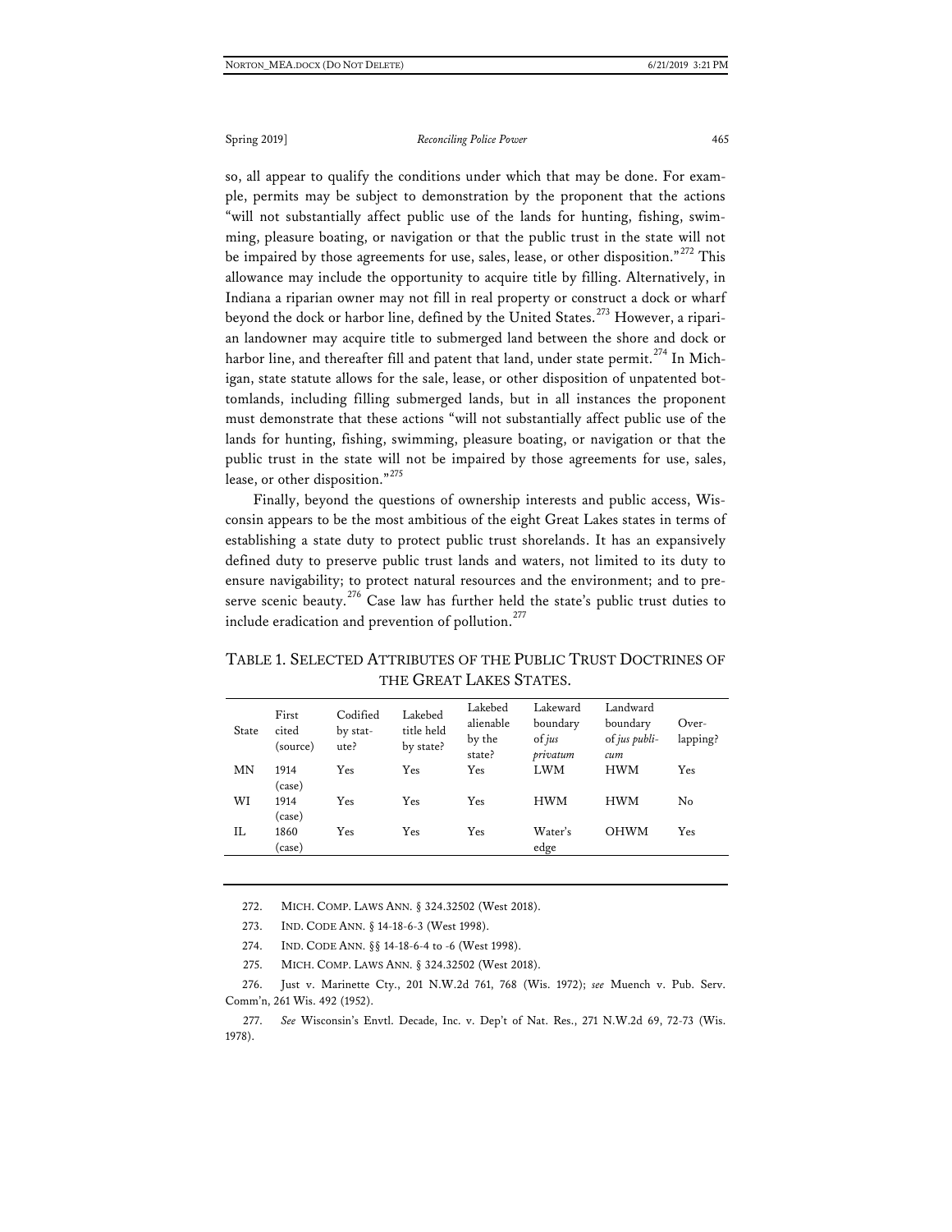so, all appear to qualify the conditions under which that may be done. For example, permits may be subject to demonstration by the proponent that the actions "will not substantially affect public use of the lands for hunting, fishing, swimming, pleasure boating, or navigation or that the public trust in the state will not be impaired by those agreements for use, sales, lease, or other disposition."[272] This allowance may include the opportunity to acquire title by filling. Alternatively, in Indiana a riparian owner may not fill in real property or construct a dock or wharf beyond the dock or harbor line, defined by the United States.[273] However, a riparian landowner may acquire title to submerged land between the shore and dock or harbor line, and thereafter fill and patent that land, under state permit.[274] In Michigan, state statute allows for the sale, lease, or other disposition of unpatented bottomlands, including filling submerged lands, but in all instances the proponent must demonstrate that these actions "will not substantially affect public use of the lands for hunting, fishing, swimming, pleasure boating, or navigation or that the public trust in the state will not be impaired by those agreements for use, sales, lease, or other disposition."[275]

Finally, beyond the questions of ownership interests and public access, Wisconsin appears to be the most ambitious of the eight Great Lakes states in terms of establishing a state duty to protect public trust shorelands. It has an expansively defined duty to preserve public trust lands and waters, not limited to its duty to ensure navigability; to protect natural resources and the environment; and to preserve scenic beauty.[276] Case law has further held the state's public trust duties to include eradication and prevention of pollution.[277]

TABLE 1. SELECTED ATTRIBUTES OF THE PUBLIC TRUST DOCTRINES OF THE GREAT LAKES STATES.

| State | First cited (source) | Codified by statute? | Lakebed title held by state? | Lakebed alienable by the state? | Lakeward boundary of *jus privatum* | Landward boundary of *jus publicum* | Overlapping? |
|---|---|---|---|---|---|---|---|
| MN | 1914 (case) | Yes | Yes | Yes | LWM | HWM | Yes |
| WI | 1914 (case) | Yes | Yes | Yes | HWM | HWM | No |
| IL | 1860 (case) | Yes | Yes | Yes | Water's edge | OHWM | Yes |

272. MICH. COMP. LAWS ANN. § 324.32502 (West 2018).

273. IND. CODE ANN. § 14-18-6-3 (West 1998).

274. IND. CODE ANN. §§ 14-18-6-4 to -6 (West 1998).

275. MICH. COMP. LAWS ANN. § 324.32502 (West 2018).

276. Just v. Marinette Cty., 201 N.W.2d 761, 768 (Wis. 1972); *see* Muench v. Pub. Serv. Comm'n, 261 Wis. 492 (1952).

277. *See* Wisconsin's Envtl. Decade, Inc. v. Dep't of Nat. Res., 271 N.W.2d 69, 72-73 (Wis. 1978).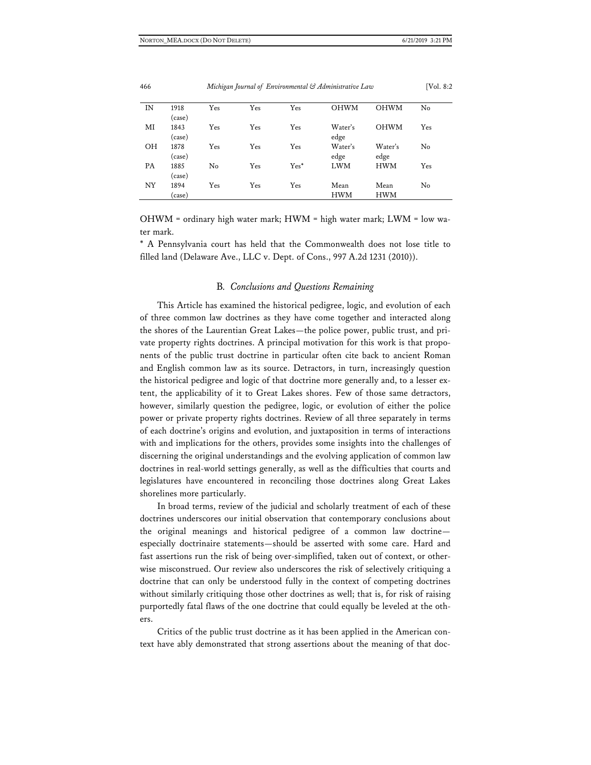| IN | 1918 (case) | Yes | Yes | Yes | OHWM | OHWM | No |
|---|---|---|---|---|---|---|---|
| MI | 1843 (case) | Yes | Yes | Yes | Water's edge | OHWM | Yes |
| OH | 1878 (case) | Yes | Yes | Yes | Water's edge | Water's edge | No |
| PA | 1885 (case) | No | Yes | Yes* | LWM | HWM | Yes |
| NY | 1894 (case) | Yes | Yes | Yes | Mean HWM | Mean HWM | No |

OHWM = ordinary high water mark; HWM = high water mark; LWM = low water mark.

* A Pennsylvania court has held that the Commonwealth does not lose title to filled land (Delaware Ave., LLC v. Dept. of Cons., 997 A.2d 1231 (2010)).

### B. *Conclusions and Questions Remaining*

This Article has examined the historical pedigree, logic, and evolution of each of three common law doctrines as they have come together and interacted along the shores of the Laurentian Great Lakes—the police power, public trust, and private property rights doctrines. A principal motivation for this work is that proponents of the public trust doctrine in particular often cite back to ancient Roman and English common law as its source. Detractors, in turn, increasingly question the historical pedigree and logic of that doctrine more generally and, to a lesser extent, the applicability of it to Great Lakes shores. Few of those same detractors, however, similarly question the pedigree, logic, or evolution of either the police power or private property rights doctrines. Review of all three separately in terms of each doctrine's origins and evolution, and juxtaposition in terms of interactions with and implications for the others, provides some insights into the challenges of discerning the original understandings and the evolving application of common law doctrines in real-world settings generally, as well as the difficulties that courts and legislatures have encountered in reconciling those doctrines along Great Lakes shorelines more particularly.

In broad terms, review of the judicial and scholarly treatment of each of these doctrines underscores our initial observation that contemporary conclusions about the original meanings and historical pedigree of a common law doctrine—especially doctrinaire statements—should be asserted with some care. Hard and fast assertions run the risk of being over-simplified, taken out of context, or otherwise misconstrued. Our review also underscores the risk of selectively critiquing a doctrine that can only be understood fully in the context of competing doctrines without similarly critiquing those other doctrines as well; that is, for risk of raising purportedly fatal flaws of the one doctrine that could equally be leveled at the others.

Critics of the public trust doctrine as it has been applied in the American context have ably demonstrated that strong assertions about the meaning of that doc-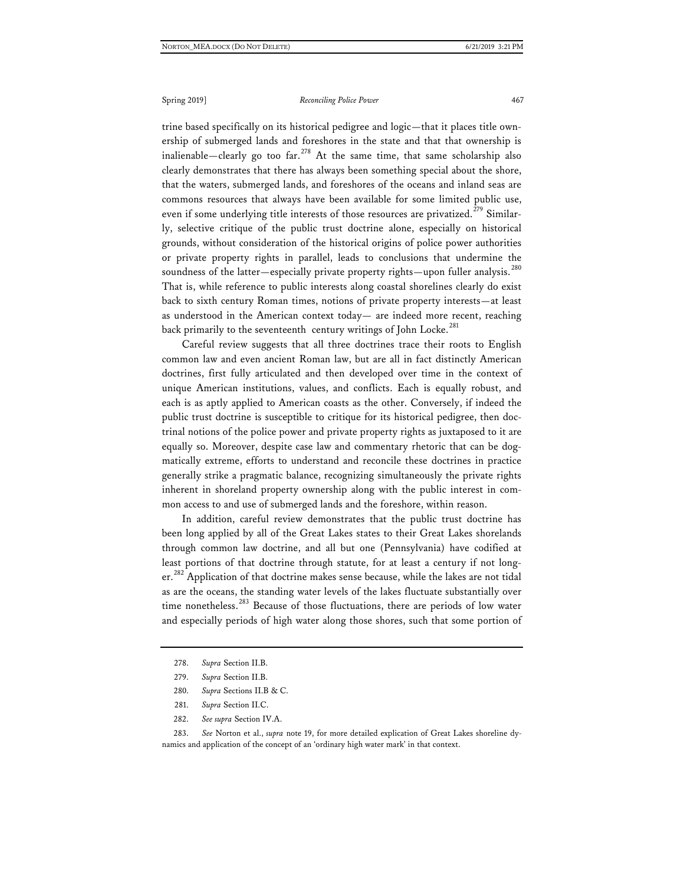trine based specifically on its historical pedigree and logic—that it places title ownership of submerged lands and foreshores in the state and that that ownership is inalienable—clearly go too far.[278] At the same time, that same scholarship also clearly demonstrates that there has always been something special about the shore, that the waters, submerged lands, and foreshores of the oceans and inland seas are commons resources that always have been available for some limited public use, even if some underlying title interests of those resources are privatized.[279] Similarly, selective critique of the public trust doctrine alone, especially on historical grounds, without consideration of the historical origins of police power authorities or private property rights in parallel, leads to conclusions that undermine the soundness of the latter—especially private property rights—upon fuller analysis.[280] That is, while reference to public interests along coastal shorelines clearly do exist back to sixth century Roman times, notions of private property interests—at least as understood in the American context today— are indeed more recent, reaching back primarily to the seventeenth century writings of John Locke.[281]

Careful review suggests that all three doctrines trace their roots to English common law and even ancient Roman law, but are all in fact distinctly American doctrines, first fully articulated and then developed over time in the context of unique American institutions, values, and conflicts. Each is equally robust, and each is as aptly applied to American coasts as the other. Conversely, if indeed the public trust doctrine is susceptible to critique for its historical pedigree, then doctrinal notions of the police power and private property rights as juxtaposed to it are equally so. Moreover, despite case law and commentary rhetoric that can be dogmatically extreme, efforts to understand and reconcile these doctrines in practice generally strike a pragmatic balance, recognizing simultaneously the private rights inherent in shoreland property ownership along with the public interest in common access to and use of submerged lands and the foreshore, within reason.

In addition, careful review demonstrates that the public trust doctrine has been long applied by all of the Great Lakes states to their Great Lakes shorelands through common law doctrine, and all but one (Pennsylvania) have codified at least portions of that doctrine through statute, for at least a century if not longer.[282] Application of that doctrine makes sense because, while the lakes are not tidal as are the oceans, the standing water levels of the lakes fluctuate substantially over time nonetheless.[283] Because of those fluctuations, there are periods of low water and especially periods of high water along those shores, such that some portion of

---

278. *Supra* Section II.B.

279. *Supra* Section II.B.

280. *Supra* Sections II.B & C.

281. *Supra* Section II.C.

282. *See supra* Section IV.A.

283. *See* Norton et al., *supra* note 19, for more detailed explication of Great Lakes shoreline dynamics and application of the concept of an 'ordinary high water mark' in that context.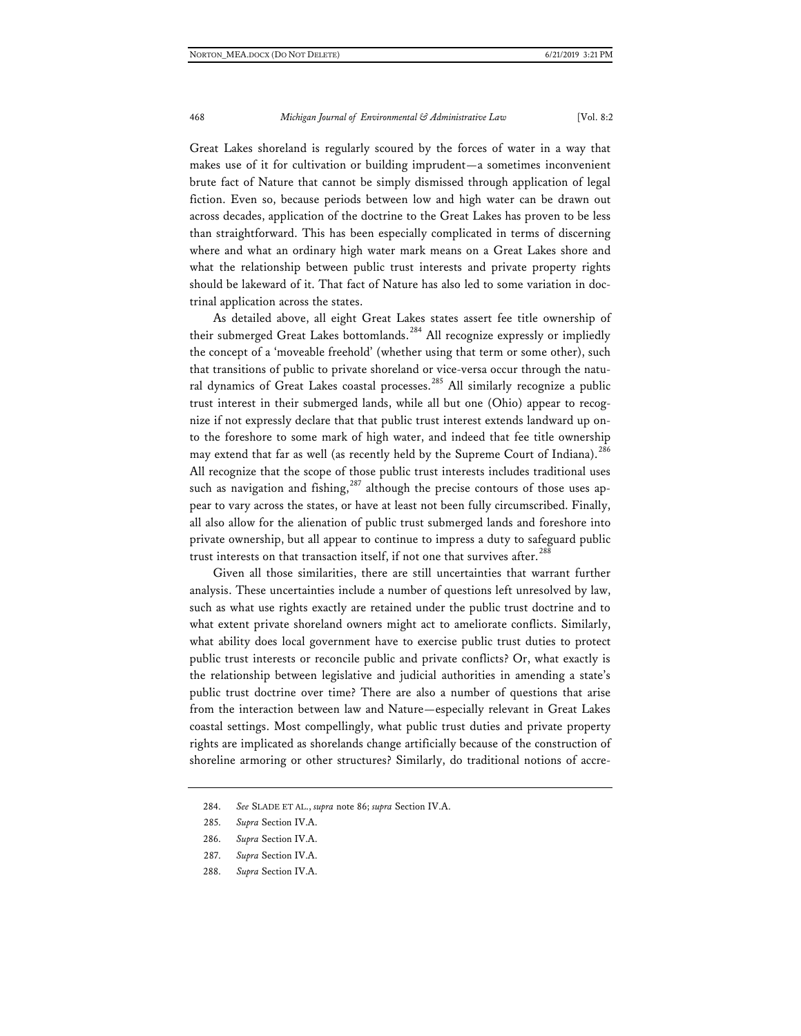Great Lakes shoreland is regularly scoured by the forces of water in a way that makes use of it for cultivation or building imprudent—a sometimes inconvenient brute fact of Nature that cannot be simply dismissed through application of legal fiction. Even so, because periods between low and high water can be drawn out across decades, application of the doctrine to the Great Lakes has proven to be less than straightforward. This has been especially complicated in terms of discerning where and what an ordinary high water mark means on a Great Lakes shore and what the relationship between public trust interests and private property rights should be lakeward of it. That fact of Nature has also led to some variation in doctrinal application across the states.

As detailed above, all eight Great Lakes states assert fee title ownership of their submerged Great Lakes bottomlands.[284] All recognize expressly or impliedly the concept of a 'moveable freehold' (whether using that term or some other), such that transitions of public to private shoreland or vice-versa occur through the natural dynamics of Great Lakes coastal processes.[285] All similarly recognize a public trust interest in their submerged lands, while all but one (Ohio) appear to recognize if not expressly declare that that public trust interest extends landward up onto the foreshore to some mark of high water, and indeed that fee title ownership may extend that far as well (as recently held by the Supreme Court of Indiana).[286] All recognize that the scope of those public trust interests includes traditional uses such as navigation and fishing,[287] although the precise contours of those uses appear to vary across the states, or have at least not been fully circumscribed. Finally, all also allow for the alienation of public trust submerged lands and foreshore into private ownership, but all appear to continue to impress a duty to safeguard public trust interests on that transaction itself, if not one that survives after.[288]

Given all those similarities, there are still uncertainties that warrant further analysis. These uncertainties include a number of questions left unresolved by law, such as what use rights exactly are retained under the public trust doctrine and to what extent private shoreland owners might act to ameliorate conflicts. Similarly, what ability does local government have to exercise public trust duties to protect public trust interests or reconcile public and private conflicts? Or, what exactly is the relationship between legislative and judicial authorities in amending a state's public trust doctrine over time? There are also a number of questions that arise from the interaction between law and Nature—especially relevant in Great Lakes coastal settings. Most compellingly, what public trust duties and private property rights are implicated as shorelands change artificially because of the construction of shoreline armoring or other structures? Similarly, do traditional notions of accre-

---

284. *See* SLADE ET AL., *supra* note 86; *supra* Section IV.A.

285. *Supra* Section IV.A.

286. *Supra* Section IV.A.

287. *Supra* Section IV.A.

288. *Supra* Section IV.A.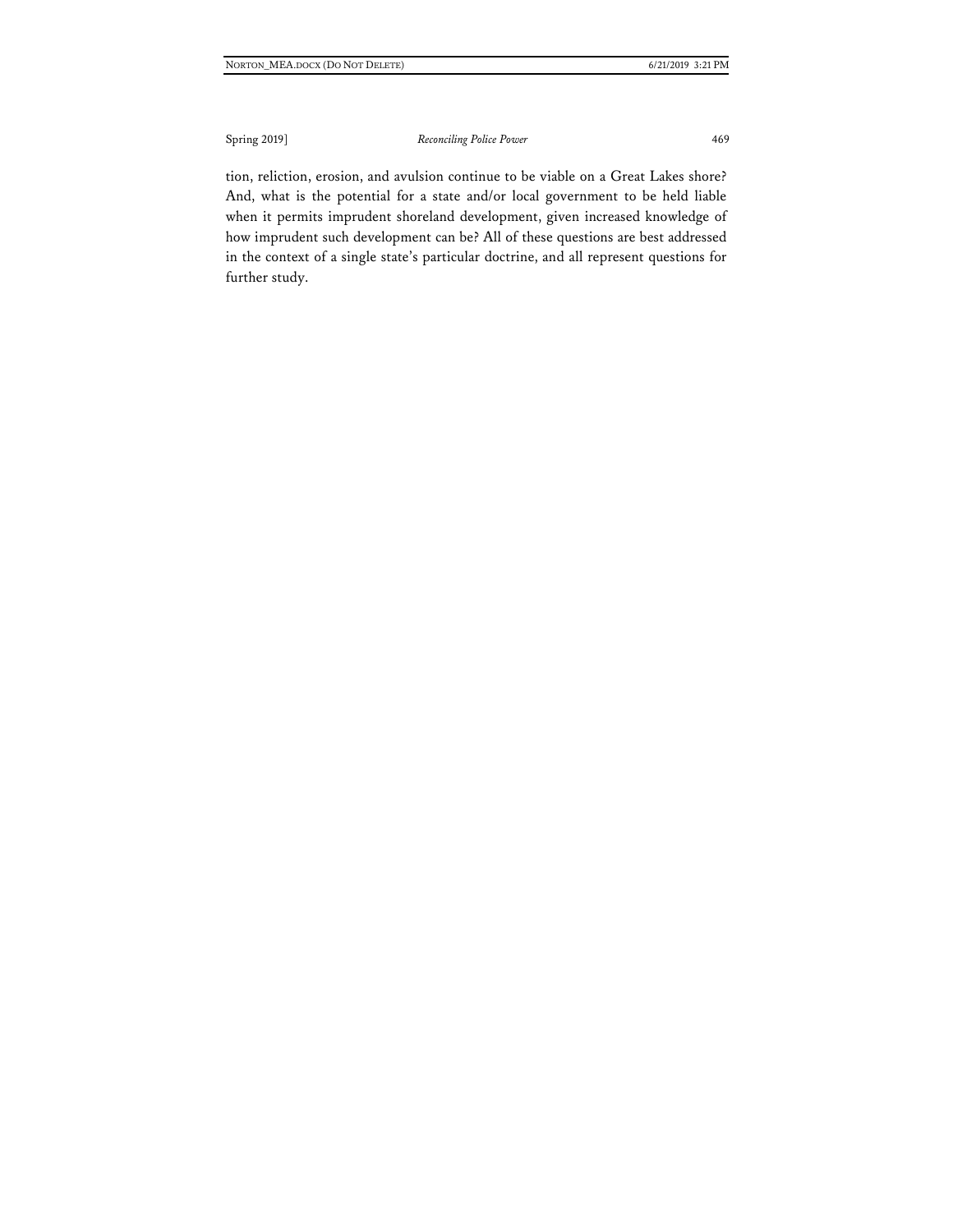tion, reliction, erosion, and avulsion continue to be viable on a Great Lakes shore? And, what is the potential for a state and/or local government to be held liable when it permits imprudent shoreland development, given increased knowledge of how imprudent such development can be? All of these questions are best addressed in the context of a single state's particular doctrine, and all represent questions for further study.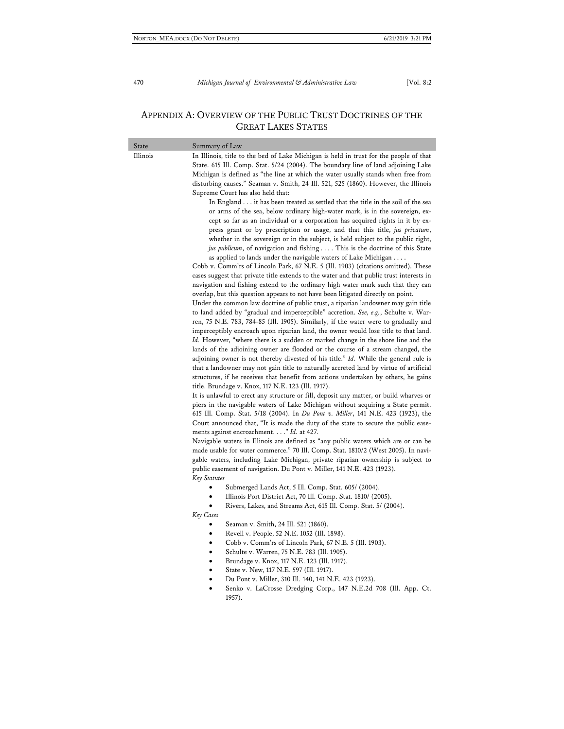## Appendix A: Overview of the Public Trust Doctrines of the Great Lakes States

| State | Summary of Law |
| --- | --- |
| Illinois | In Illinois, title to the bed of Lake Michigan is held in trust for the people of that State. 615 Ill. Comp. Stat. 5/24 (2004). The boundary line of land adjoining Lake Michigan is defined as "the line at which the water usually stands when free from disturbing causes." Seaman v. Smith, 24 Ill. 521, 525 (1860). However, the Illinois Supreme Court has also held that: <br> In England . . . it has been treated as settled that the title in the soil of the sea or arms of the sea, below ordinary high-water mark, is in the sovereign, except so far as an individual or a corporation has acquired rights in it by express grant or by prescription or usage, and that this title, *jus privatum*, whether in the sovereign or in the subject, is held subject to the public right, *jus publicum*, of navigation and fishing . . . . This is the doctrine of this State as applied to lands under the navigable waters of Lake Michigan . . . . <br> Cobb v. Comm'rs of Lincoln Park, 67 N.E. 5 (Ill. 1903) (citations omitted). These cases suggest that private title extends to the water and that public trust interests in navigation and fishing extend to the ordinary high water mark such that they can overlap, but this question appears to not have been litigated directly on point. <br> Under the common law doctrine of public trust, a riparian landowner may gain title to land added by "gradual and imperceptible" accretion. *See, e.g.*, Schulte v. Warren, 75 N.E. 783, 784-85 (Ill. 1905). Similarly, if the water were to gradually and imperceptibly encroach upon riparian land, the owner would lose title to that land. *Id.* However, "where there is a sudden or marked change in the shore line and the lands of the adjoining owner are flooded or the course of a stream changed, the adjoining owner is not thereby divested of his title." *Id.* While the general rule is that a landowner may not gain title to naturally accreted land by virtue of artificial structures, if he receives that benefit from actions undertaken by others, he gains title. Brundage v. Knox, 117 N.E. 123 (Ill. 1917). <br> It is unlawful to erect any structure or fill, deposit any matter, or build wharves or piers in the navigable waters of Lake Michigan without acquiring a State permit. 615 Ill. Comp. Stat. 5/18 (2004). In *Du Pont v. Miller*, 141 N.E. 423 (1923), the Court announced that, "It is made the duty of the state to secure the public easements against encroachment. . . ." *Id.* at 427. <br> Navigable waters in Illinois are defined as "any public waters which are or can be made usable for water commerce." 70 Ill. Comp. Stat. 1810/2 (West 2005). In navigable waters, including Lake Michigan, private riparian ownership is subject to public easement of navigation. Du Pont v. Miller, 141 N.E. 423 (1923). <br> *Key Statutes* <br> • Submerged Lands Act, 5 Ill. Comp. Stat. 605/ (2004). <br> • Illinois Port District Act, 70 Ill. Comp. Stat. 1810/ (2005). <br> • Rivers, Lakes, and Streams Act, 615 Ill. Comp. Stat. 5/ (2004). <br> *Key Cases* <br> • Seaman v. Smith, 24 Ill. 521 (1860). <br> • Revell v. People, 52 N.E. 1052 (Ill. 1898). <br> • Cobb v. Comm'rs of Lincoln Park, 67 N.E. 5 (Ill. 1903). <br> • Schulte v. Warren, 75 N.E. 783 (Ill. 1905). <br> • Brundage v. Knox, 117 N.E. 123 (Ill. 1917). <br> • State v. New, 117 N.E. 597 (Ill. 1917). <br> • Du Pont v. Miller, 310 Ill. 140, 141 N.E. 423 (1923). <br> • Senko v. LaCrosse Dredging Corp., 147 N.E.2d 708 (Ill. App. Ct. 1957). |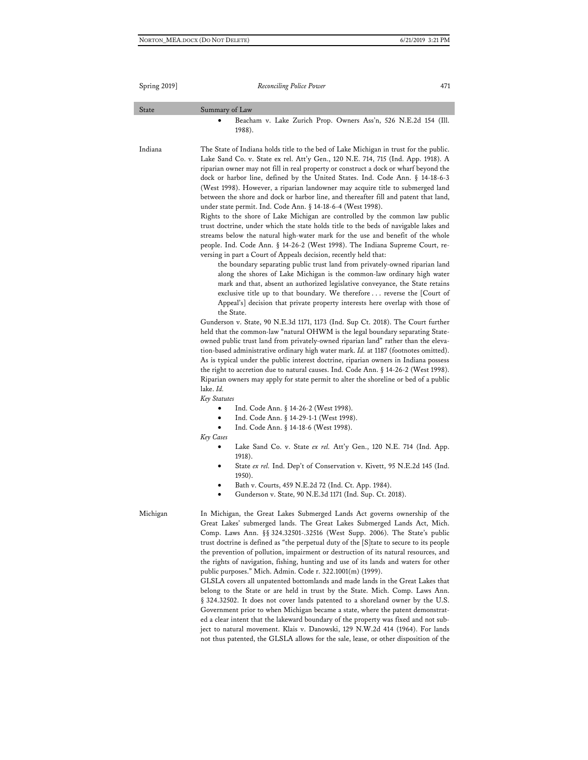| State | Summary of Law |
|---|---|
| | • Beacham v. Lake Zurich Prop. Owners Ass'n, 526 N.E.2d 154 (Ill. 1988). |
| Indiana | The State of Indiana holds title to the bed of Lake Michigan in trust for the public. Lake Sand Co. v. State ex rel. Att'y Gen., 120 N.E. 714, 715 (Ind. App. 1918). A riparian owner may not fill in real property or construct a dock or wharf beyond the dock or harbor line, defined by the United States. Ind. Code Ann. § 14-18-6-3 (West 1998). However, a riparian landowner may acquire title to submerged land between the shore and dock or harbor line, and thereafter fill and patent that land, under state permit. Ind. Code Ann. § 14-18-6-4 (West 1998).<br>Rights to the shore of Lake Michigan are controlled by the common law public trust doctrine, under which the state holds title to the beds of navigable lakes and streams below the natural high-water mark for the use and benefit of the whole people. Ind. Code Ann. § 14-26-2 (West 1998). The Indiana Supreme Court, reversing in part a Court of Appeals decision, recently held that:<br>the boundary separating public trust land from privately-owned riparian land along the shores of Lake Michigan is the common-law ordinary high water mark and that, absent an authorized legislative conveyance, the State retains exclusive title up to that boundary. We therefore . . . reverse the [Court of Appeal's] decision that private property interests here overlap with those of the State.<br>Gunderson v. State, 90 N.E.3d 1171, 1173 (Ind. Sup Ct. 2018). The Court further held that the common-law "natural OHWM is the legal boundary separating State-owned public trust land from privately-owned riparian land" rather than the elevation-based administrative ordinary high water mark. *Id.* at 1187 (footnotes omitted). As is typical under the public interest doctrine, riparian owners in Indiana possess the right to accretion due to natural causes. Ind. Code Ann. § 14-26-2 (West 1998). Riparian owners may apply for state permit to alter the shoreline or bed of a public lake. *Id.*<br>*Key Statutes*<br>• Ind. Code Ann. § 14-26-2 (West 1998).<br>• Ind. Code Ann. § 14-29-1-1 (West 1998).<br>• Ind. Code Ann. § 14-18-6 (West 1998).<br>*Key Cases*<br>• Lake Sand Co. v. State *ex rel.* Att'y Gen., 120 N.E. 714 (Ind. App. 1918).<br>• State *ex rel.* Ind. Dep't of Conservation v. Kivett, 95 N.E.2d 145 (Ind. 1950).<br>• Bath v. Courts, 459 N.E.2d 72 (Ind. Ct. App. 1984).<br>• Gunderson v. State, 90 N.E.3d 1171 (Ind. Sup. Ct. 2018). |
| Michigan | In Michigan, the Great Lakes Submerged Lands Act governs ownership of the Great Lakes' submerged lands. The Great Lakes Submerged Lands Act, Mich. Comp. Laws Ann. §§ 324.32501-.32516 (West Supp. 2006). The State's public trust doctrine is defined as "the perpetual duty of the [S]tate to secure to its people the prevention of pollution, impairment or destruction of its natural resources, and the rights of navigation, fishing, hunting and use of its lands and waters for other public purposes." Mich. Admin. Code r. 322.1001(m) (1999).<br>GLSLA covers all unpatented bottomlands and made lands in the Great Lakes that belong to the State or are held in trust by the State. Mich. Comp. Laws Ann. § 324.32502. It does not cover lands patented to a shoreland owner by the U.S. Government prior to when Michigan became a state, where the patent demonstrated a clear intent that the lakeward boundary of the property was fixed and not subject to natural movement. Klais v. Danowski, 129 N.W.2d 414 (1964). For lands not thus patented, the GLSLA allows for the sale, lease, or other disposition of the |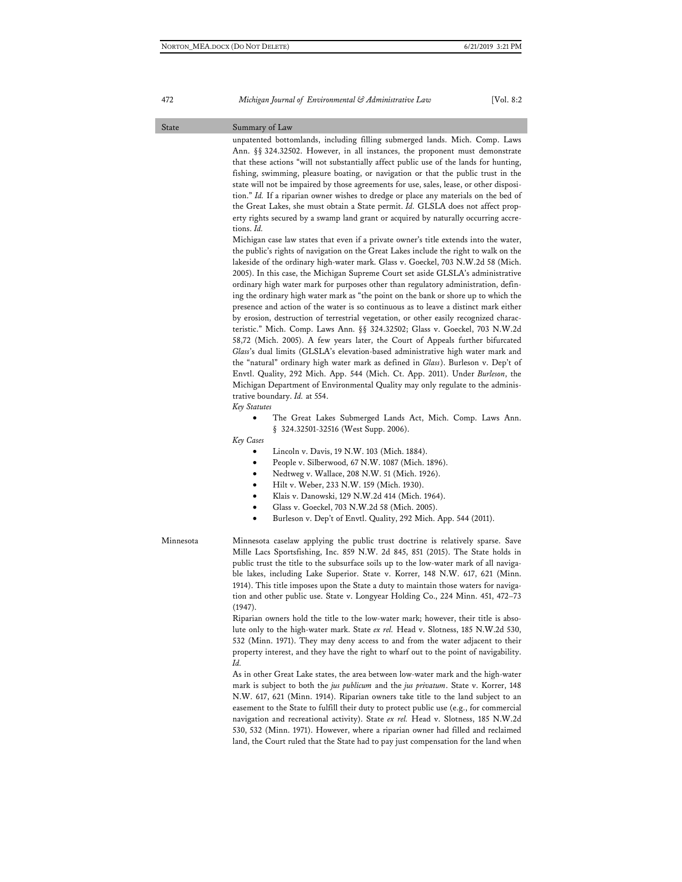| State | Summary of Law |
|---|---|
| | unpatented bottomlands, including filling submerged lands. Mich. Comp. Laws Ann. §§ 324.32502. However, in all instances, the proponent must demonstrate that these actions "will not substantially affect public use of the lands for hunting, fishing, swimming, pleasure boating, or navigation or that the public trust in the state will not be impaired by those agreements for use, sales, lease, or other disposition." *Id.* If a riparian owner wishes to dredge or place any materials on the bed of the Great Lakes, she must obtain a State permit. *Id.* GLSLA does not affect property rights secured by a swamp land grant or acquired by naturally occurring accretions. *Id.*<br><br>Michigan case law states that even if a private owner's title extends into the water, the public's rights of navigation on the Great Lakes include the right to walk on the lakeside of the ordinary high-water mark. Glass v. Goeckel, 703 N.W.2d 58 (Mich. 2005). In this case, the Michigan Supreme Court set aside GLSLA's administrative ordinary high water mark for purposes other than regulatory administration, defining the ordinary high water mark as "the point on the bank or shore up to which the presence and action of the water is so continuous as to leave a distinct mark either by erosion, destruction of terrestrial vegetation, or other easily recognized characteristic." Mich. Comp. Laws Ann. §§ 324.32502; Glass v. Goeckel, 703 N.W.2d 58,72 (Mich. 2005). A few years later, the Court of Appeals further bifurcated *Glass*'s dual limits (GLSLA's elevation-based administrative high water mark and the "natural" ordinary high water mark as defined in *Glass*). Burleson v. Dep't of Envtl. Quality, 292 Mich. App. 544 (Mich. Ct. App. 2011). Under *Burleson*, the Michigan Department of Environmental Quality may only regulate to the administrative boundary. *Id.* at 554.<br><br>*Key Statutes*<br>• The Great Lakes Submerged Lands Act, Mich. Comp. Laws Ann. § 324.32501-32516 (West Supp. 2006).<br><br>*Key Cases*<br>• Lincoln v. Davis, 19 N.W. 103 (Mich. 1884).<br>• People v. Silberwood, 67 N.W. 1087 (Mich. 1896).<br>• Nedtweg v. Wallace, 208 N.W. 51 (Mich. 1926).<br>• Hilt v. Weber, 233 N.W. 159 (Mich. 1930).<br>• Klais v. Danowski, 129 N.W.2d 414 (Mich. 1964).<br>• Glass v. Goeckel, 703 N.W.2d 58 (Mich. 2005).<br>• Burleson v. Dep't of Envtl. Quality, 292 Mich. App. 544 (2011). |
| Minnesota | Minnesota caselaw applying the public trust doctrine is relatively sparse. Save Mille Lacs Sportsfishing, Inc. 859 N.W. 2d 845, 851 (2015). The State holds in public trust the title to the subsurface soils up to the low-water mark of all navigable lakes, including Lake Superior. State v. Korrer, 148 N.W. 617, 621 (Minn. 1914). This title imposes upon the State a duty to maintain those waters for navigation and other public use. State v. Longyear Holding Co., 224 Minn. 451, 472–73 (1947).<br><br>Riparian owners hold the title to the low-water mark; however, their title is absolute only to the high-water mark. State *ex rel.* Head v. Slotness, 185 N.W.2d 530, 532 (Minn. 1971). They may deny access to and from the water adjacent to their property interest, and they have the right to wharf out to the point of navigability. *Id.*<br><br>As in other Great Lake states, the area between low-water mark and the high-water mark is subject to both the *jus publicum* and the *jus privatum*. State v. Korrer, 148 N.W. 617, 621 (Minn. 1914). Riparian owners take title to the land subject to an easement to the State to fulfill their duty to protect public use (e.g., for commercial navigation and recreational activity). State *ex rel.* Head v. Slotness, 185 N.W.2d 530, 532 (Minn. 1971). However, where a riparian owner had filled and reclaimed land, the Court ruled that the State had to pay just compensation for the land when |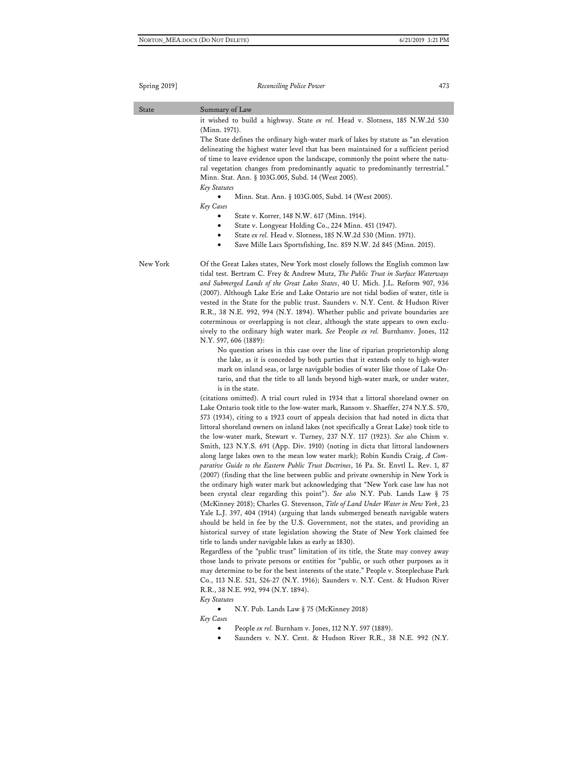| State | Summary of Law |
|---|---|
| | it wished to build a highway. State *ex rel.* Head v. Slotness, 185 N.W.2d 530 (Minn. 1971).<br>The State defines the ordinary high-water mark of lakes by statute as "an elevation delineating the highest water level that has been maintained for a sufficient period of time to leave evidence upon the landscape, commonly the point where the natural vegetation changes from predominantly aquatic to predominantly terrestrial." Minn. Stat. Ann. § 103G.005, Subd. 14 (West 2005).<br>*Key Statutes*<br>• Minn. Stat. Ann. § 103G.005, Subd. 14 (West 2005).<br>*Key Cases*<br>• State v. Korrer, 148 N.W. 617 (Minn. 1914).<br>• State v. Longyear Holding Co., 224 Minn. 451 (1947).<br>• State *ex rel.* Head v. Slotness, 185 N.W.2d 530 (Minn. 1971).<br>• Save Mille Lacs Sportsfishing, Inc. 859 N.W. 2d 845 (Minn. 2015). |
| New York | Of the Great Lakes states, New York most closely follows the English common law tidal test. Bertram C. Frey & Andrew Mutz, *The Public Trust in Surface Waterways and Submerged Lands of the Great Lakes States*, 40 U. Mich. J.L. Reform 907, 936 (2007). Although Lake Erie and Lake Ontario are not tidal bodies of water, title is vested in the State for the public trust. Saunders v. N.Y. Cent. & Hudson River R.R., 38 N.E. 992, 994 (N.Y. 1894). Whether public and private boundaries are coterminous or overlapping is not clear, although the state appears to own exclusively to the ordinary high water mark. *See* People *ex rel.* Burnhamv. Jones, 112 N.Y. 597, 606 (1889):<br>No question arises in this case over the line of riparian proprietorship along the lake, as it is conceded by both parties that it extends only to high-water mark on inland seas, or large navigable bodies of water like those of Lake Ontario, and that the title to all lands beyond high-water mark, or under water, is in the state.<br>(citations omitted). A trial court ruled in 1934 that a littoral shoreland owner on Lake Ontario took title to the low-water mark, Ransom v. Shaeffer, 274 N.Y.S. 570, 573 (1934), citing to a 1923 court of appeals decision that had noted in dicta that littoral shoreland owners on inland lakes (not specifically a Great Lake) took title to the low-water mark, Stewart v. Turney, 237 N.Y. 117 (1923). *See also* Chism v. Smith, 123 N.Y.S. 691 (App. Div. 1910) (noting in dicta that littoral landowners along large lakes own to the mean low water mark); Robin Kundis Craig, *A Comparative Guide to the Eastern Public Trust Doctrines*, 16 Pa. St. Envtl L. Rev. 1, 87 (2007) (finding that the line between public and private ownership in New York is the ordinary high water mark but acknowledging that "New York case law has not been crystal clear regarding this point"). *See also* N.Y. Pub. Lands Law § 75 (McKinney 2018); Charles G. Stevenson, *Title of Land Under Water in New York*, 23 Yale L.J. 397, 404 (1914) (arguing that lands submerged beneath navigable waters should be held in fee by the U.S. Government, not the states, and providing an historical survey of state legislation showing the State of New York claimed fee title to lands under navigable lakes as early as 1830).<br>Regardless of the "public trust" limitation of its title, the State may convey away those lands to private persons or entities for "public, or such other purposes as it may determine to be for the best interests of the state." People v. Steeplechase Park Co., 113 N.E. 521, 526-27 (N.Y. 1916); Saunders v. N.Y. Cent. & Hudson River R.R., 38 N.E. 992, 994 (N.Y. 1894).<br>*Key Statutes*<br>• N.Y. Pub. Lands Law § 75 (McKinney 2018)<br>*Key Cases*<br>• People *ex rel.* Burnham v. Jones, 112 N.Y. 597 (1889).<br>• Saunders v. N.Y. Cent. & Hudson River R.R., 38 N.E. 992 (N.Y. |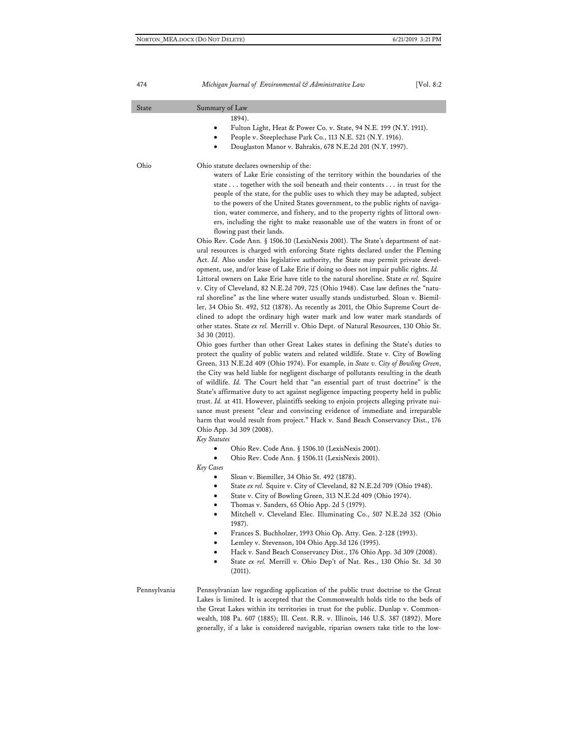| State | Summary of Law |
|---|---|
| | 1894).<br>• Fulton Light, Heat & Power Co. v. State, 94 N.E. 199 (N.Y. 1911).<br>• People v. Steeplechase Park Co., 113 N.E. 521 (N.Y. 1916).<br>• Douglaston Manor v. Bahrakis, 678 N.E.2d 201 (N.Y. 1997). |
| Ohio | Ohio statute declares ownership of the:<br>waters of Lake Erie consisting of the territory within the boundaries of the state . . . together with the soil beneath and their contents . . . in trust for the people of the state, for the public uses to which they may be adapted, subject to the powers of the United States government, to the public rights of navigation, water commerce, and fishery, and to the property rights of littoral owners, including the right to make reasonable use of the waters in front of or flowing past their lands.<br>Ohio Rev. Code Ann. § 1506.10 (LexisNexis 2001). The State's department of natural resources is charged with enforcing State rights declared under the Fleming Act. *Id.* Also under this legislative authority, the State may permit private development, use, and/or lease of Lake Erie if doing so does not impair public rights. *Id.* Littoral owners on Lake Erie have title to the natural shoreline. State *ex rel.* Squire v. City of Cleveland, 82 N.E.2d 709, 725 (Ohio 1948). Case law defines the "natural shoreline" as the line where water usually stands undisturbed. Sloan v. Biemiller, 34 Ohio St. 492, 512 (1878). As recently as 2011, the Ohio Supreme Court declined to adopt the ordinary high water mark and low water mark standards of other states. State *ex rel.* Merrill v. Ohio Dept. of Natural Resources, 130 Ohio St. 3d 30 (2011).<br>Ohio goes further than other Great Lakes states in defining the State's duties to protect the quality of public waters and related wildlife. State v. City of Bowling Green, 313 N.E.2d 409 (Ohio 1974). For example, in *State v. City of Bowling Green*, the City was held liable for negligent discharge of pollutants resulting in the death of wildlife. *Id.* The Court held that "an essential part of trust doctrine" is the State's affirmative duty to act against negligence impacting property held in public trust. *Id.* at 411. However, plaintiffs seeking to enjoin projects alleging private nuisance must present "clear and convincing evidence of immediate and irreparable harm that would result from project." Hack v. Sand Beach Conservancy Dist., 176 Ohio App. 3d 309 (2008).<br>*Key Statutes*<br>• Ohio Rev. Code Ann. § 1506.10 (LexisNexis 2001).<br>• Ohio Rev. Code Ann. § 1506.11 (LexisNexis 2001).<br>*Key Cases*<br>• Sloan v. Biemiller, 34 Ohio St. 492 (1878).<br>• State *ex rel.* Squire v. City of Cleveland, 82 N.E.2d 709 (Ohio 1948).<br>• State v. City of Bowling Green, 313 N.E.2d 409 (Ohio 1974).<br>• Thomas v. Sanders, 65 Ohio App. 2d 5 (1979).<br>• Mitchell v. Cleveland Elec. Illuminating Co., 507 N.E.2d 352 (Ohio 1987).<br>• Frances S. Buchholzer, 1993 Ohio Op. Atty. Gen. 2-128 (1993).<br>• Lemley v. Stevenson, 104 Ohio App.3d 126 (1995).<br>• Hack v. Sand Beach Conservancy Dist., 176 Ohio App. 3d 309 (2008).<br>• State *ex rel.* Merrill v. Ohio Dep't of Nat. Res., 130 Ohio St. 3d 30 (2011). |
| Pennsylvania | Pennsylvanian law regarding application of the public trust doctrine to the Great Lakes is limited. It is accepted that the Commonwealth holds title to the beds of the Great Lakes within its territories in trust for the public. Dunlap v. Commonwealth, 108 Pa. 607 (1885); Ill. Cent. R.R. v. Illinois, 146 U.S. 387 (1892). More generally, if a lake is considered navigable, riparian owners take title to the low- |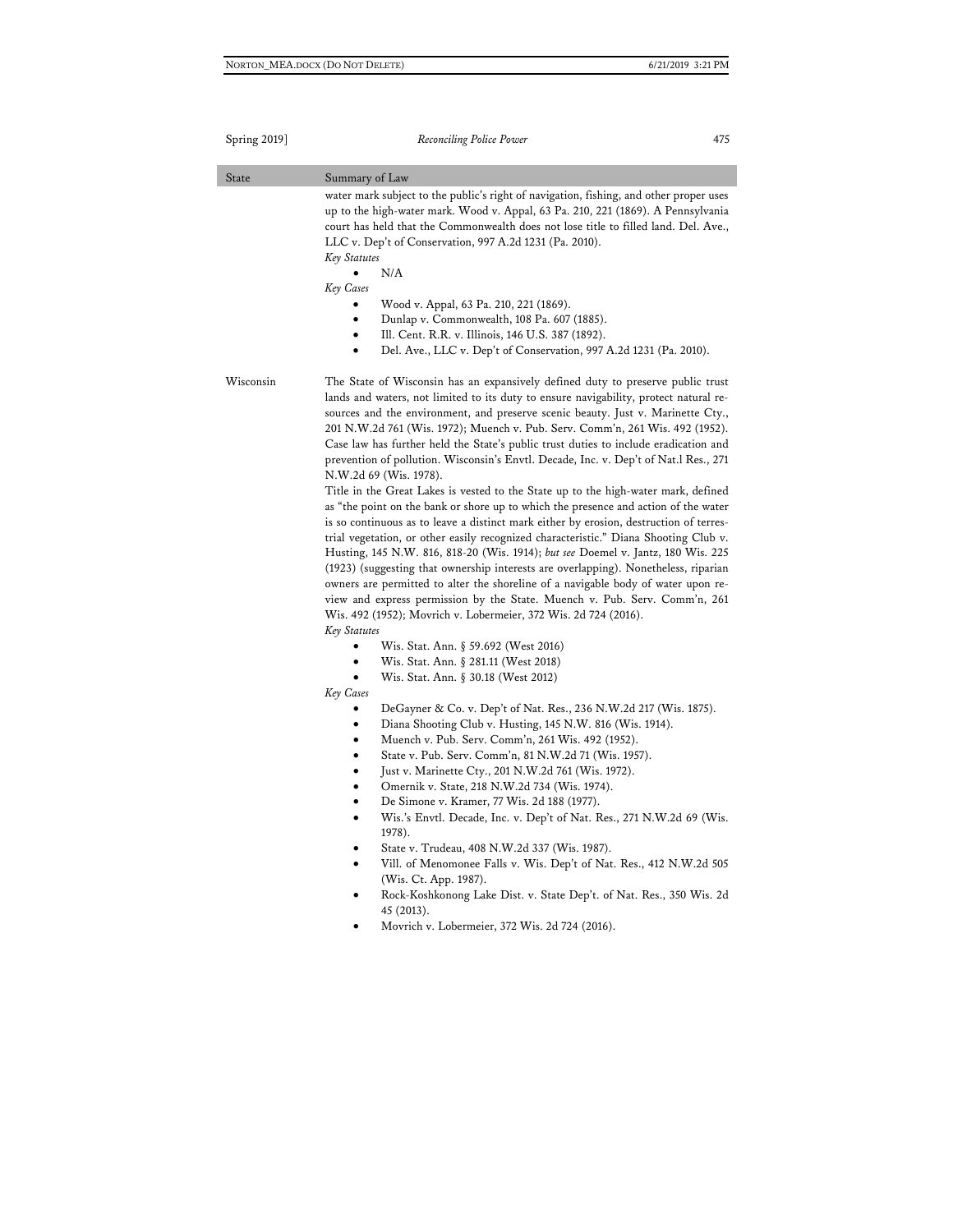| State | Summary of Law |
| --- | --- |
| | water mark subject to the public's right of navigation, fishing, and other proper uses up to the high-water mark. Wood v. Appal, 63 Pa. 210, 221 (1869). A Pennsylvania court has held that the Commonwealth does not lose title to filled land. Del. Ave., LLC v. Dep't of Conservation, 997 A.2d 1231 (Pa. 2010).<br>*Key Statutes*<br>• N/A<br>*Key Cases*<br>• Wood v. Appal, 63 Pa. 210, 221 (1869).<br>• Dunlap v. Commonwealth, 108 Pa. 607 (1885).<br>• Ill. Cent. R.R. v. Illinois, 146 U.S. 387 (1892).<br>• Del. Ave., LLC v. Dep't of Conservation, 997 A.2d 1231 (Pa. 2010). |
| Wisconsin | The State of Wisconsin has an expansively defined duty to preserve public trust lands and waters, not limited to its duty to ensure navigability, protect natural resources and the environment, and preserve scenic beauty. Just v. Marinette Cty., 201 N.W.2d 761 (Wis. 1972); Muench v. Pub. Serv. Comm'n, 261 Wis. 492 (1952). Case law has further held the State's public trust duties to include eradication and prevention of pollution. Wisconsin's Envtl. Decade, Inc. v. Dep't of Nat.l Res., 271 N.W.2d 69 (Wis. 1978).<br>Title in the Great Lakes is vested to the State up to the high-water mark, defined as "the point on the bank or shore up to which the presence and action of the water is so continuous as to leave a distinct mark either by erosion, destruction of terrestrial vegetation, or other easily recognized characteristic." Diana Shooting Club v. Husting, 145 N.W. 816, 818-20 (Wis. 1914); *but see* Doemel v. Jantz, 180 Wis. 225 (1923) (suggesting that ownership interests are overlapping). Nonetheless, riparian owners are permitted to alter the shoreline of a navigable body of water upon review and express permission by the State. Muench v. Pub. Serv. Comm'n, 261 Wis. 492 (1952); Movrich v. Lobermeier, 372 Wis. 2d 724 (2016).<br>*Key Statutes*<br>• Wis. Stat. Ann. § 59.692 (West 2016)<br>• Wis. Stat. Ann. § 281.11 (West 2018)<br>• Wis. Stat. Ann. § 30.18 (West 2012)<br>*Key Cases*<br>• DeGayner & Co. v. Dep't of Nat. Res., 236 N.W.2d 217 (Wis. 1875).<br>• Diana Shooting Club v. Husting, 145 N.W. 816 (Wis. 1914).<br>• Muench v. Pub. Serv. Comm'n, 261 Wis. 492 (1952).<br>• State v. Pub. Serv. Comm'n, 81 N.W.2d 71 (Wis. 1957).<br>• Just v. Marinette Cty., 201 N.W.2d 761 (Wis. 1972).<br>• Omernik v. State, 218 N.W.2d 734 (Wis. 1974).<br>• De Simone v. Kramer, 77 Wis. 2d 188 (1977).<br>• Wis.'s Envtl. Decade, Inc. v. Dep't of Nat. Res., 271 N.W.2d 69 (Wis. 1978).<br>• State v. Trudeau, 408 N.W.2d 337 (Wis. 1987).<br>• Vill. of Menomonee Falls v. Wis. Dep't of Nat. Res., 412 N.W.2d 505 (Wis. Ct. App. 1987).<br>• Rock-Koshkonong Lake Dist. v. State Dep't. of Nat. Res., 350 Wis. 2d 45 (2013).<br>• Movrich v. Lobermeier, 372 Wis. 2d 724 (2016). |